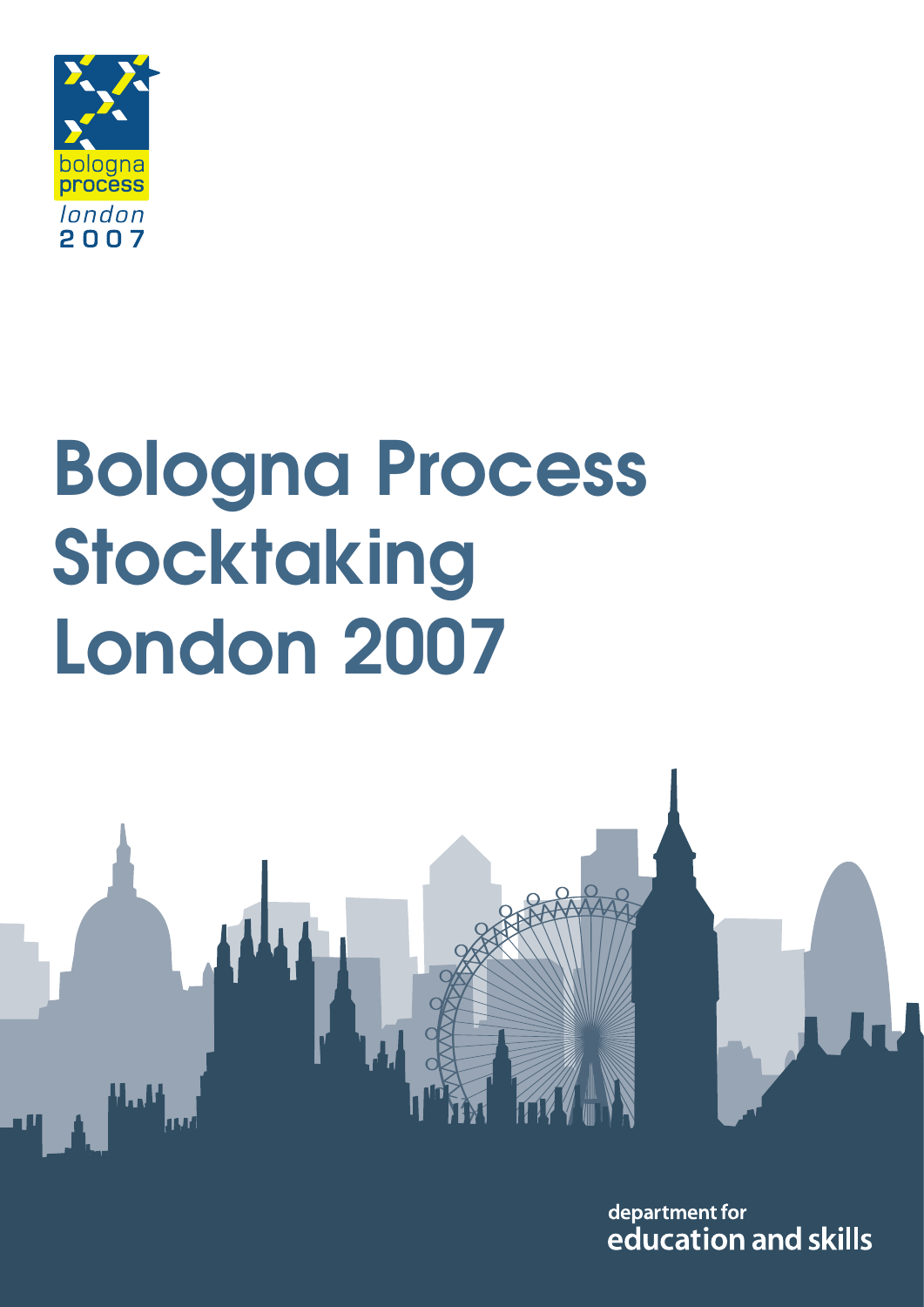bologna process
*london*
2007

# Bologna Process Stocktaking London 2007

department for
education and skills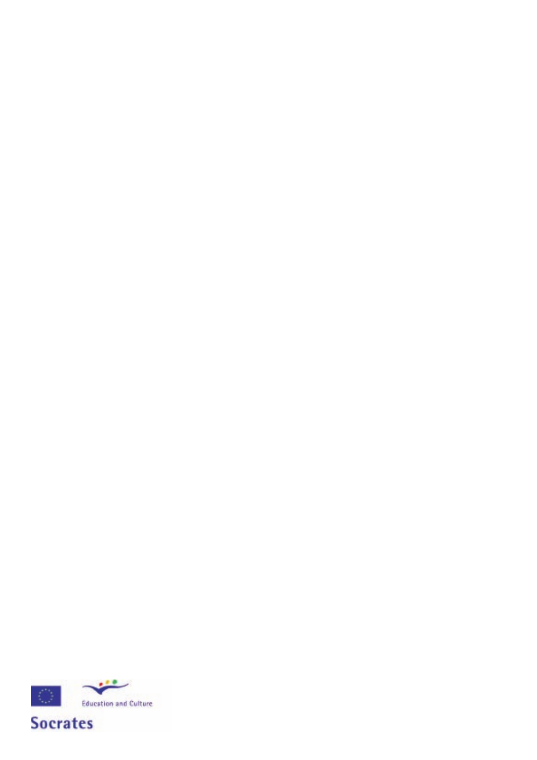Education and Culture

Socrates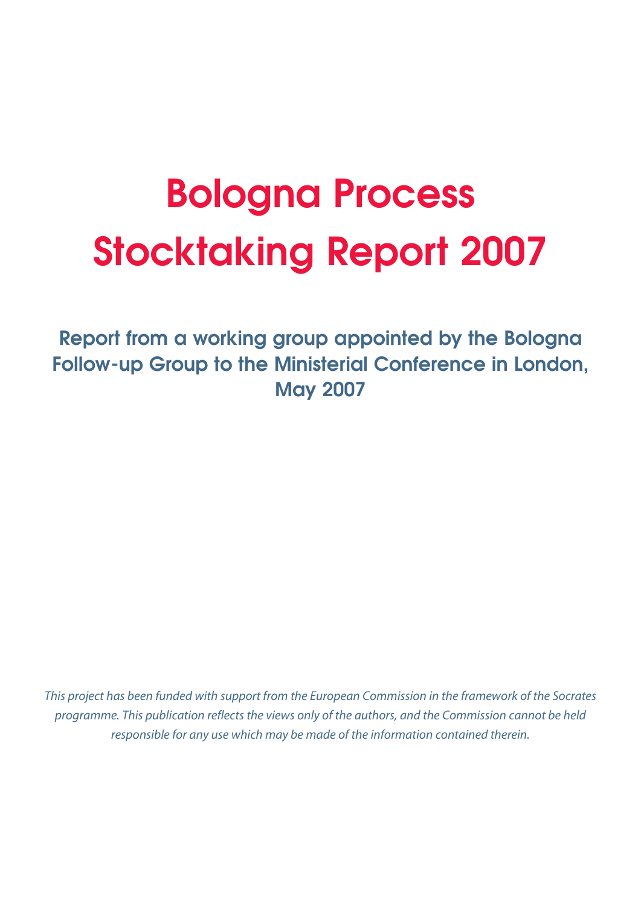# Bologna Process Stocktaking Report 2007

## Report from a working group appointed by the Bologna Follow-up Group to the Ministerial Conference in London, May 2007

*This project has been funded with support from the European Commission in the framework of the Socrates programme. This publication reflects the views only of the authors, and the Commission cannot be held responsible for any use which may be made of the information contained therein.*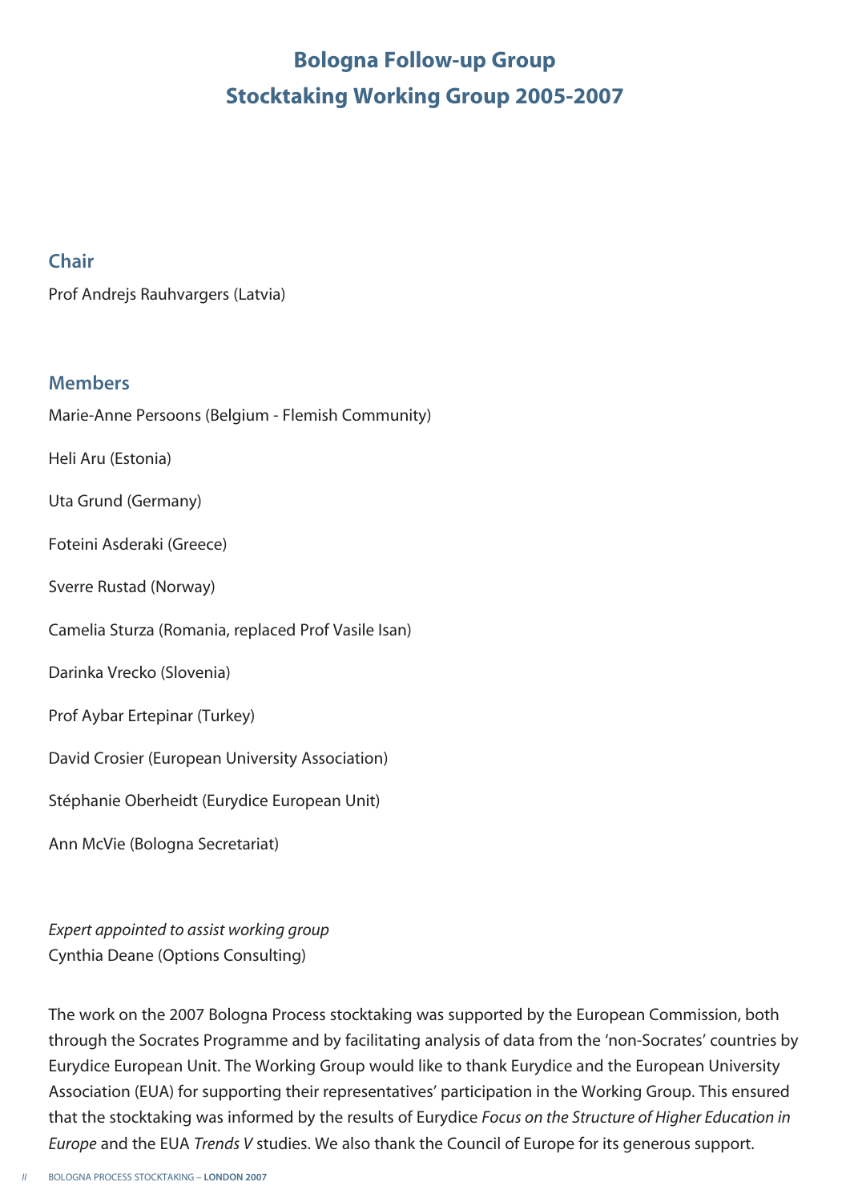# Bologna Follow-up Group
# Stocktaking Working Group 2005-2007

## Chair

Prof Andrejs Rauhvargers (Latvia)

## Members

Marie-Anne Persoons (Belgium - Flemish Community)

Heli Aru (Estonia)

Uta Grund (Germany)

Foteini Asderaki (Greece)

Sverre Rustad (Norway)

Camelia Sturza (Romania, replaced Prof Vasile Isan)

Darinka Vrecko (Slovenia)

Prof Aybar Ertepinar (Turkey)

David Crosier (European University Association)

Stéphanie Oberheidt (Eurydice European Unit)

Ann McVie (Bologna Secretariat)

*Expert appointed to assist working group*
Cynthia Deane (Options Consulting)

The work on the 2007 Bologna Process stocktaking was supported by the European Commission, both through the Socrates Programme and by facilitating analysis of data from the 'non-Socrates' countries by Eurydice European Unit. The Working Group would like to thank Eurydice and the European University Association (EUA) for supporting their representatives' participation in the Working Group. This ensured that the stocktaking was informed by the results of Eurydice *Focus on the Structure of Higher Education in Europe* and the EUA *Trends V* studies. We also thank the Council of Europe for its generous support.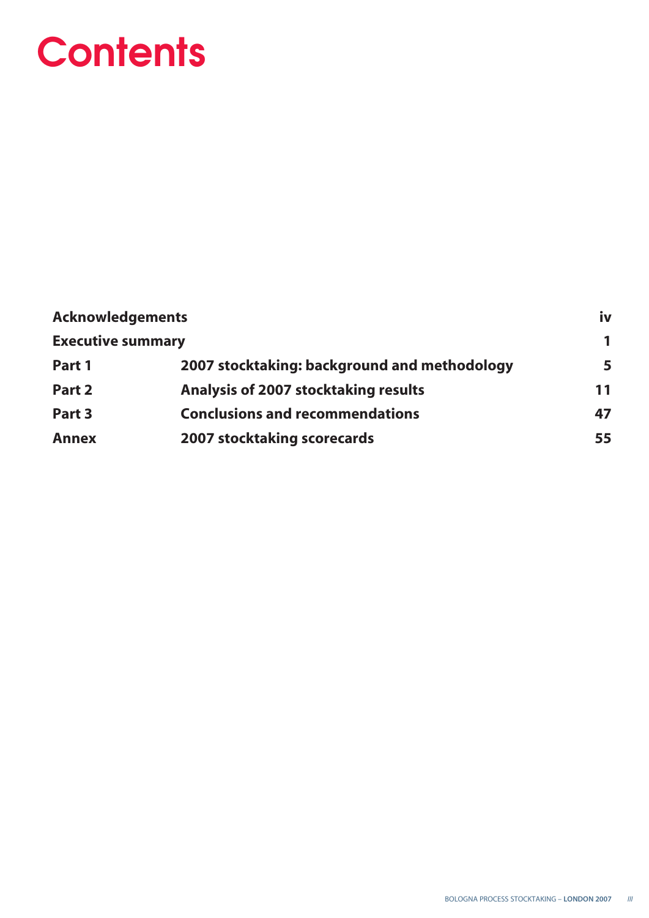# Contents

| | | |
|---|---|---|
| **Acknowledgements** | | **iv** |
| **Executive summary** | | **1** |
| **Part 1** | **2007 stocktaking: background and methodology** | **5** |
| **Part 2** | **Analysis of 2007 stocktaking results** | **11** |
| **Part 3** | **Conclusions and recommendations** | **47** |
| **Annex** | **2007 stocktaking scorecards** | **55** |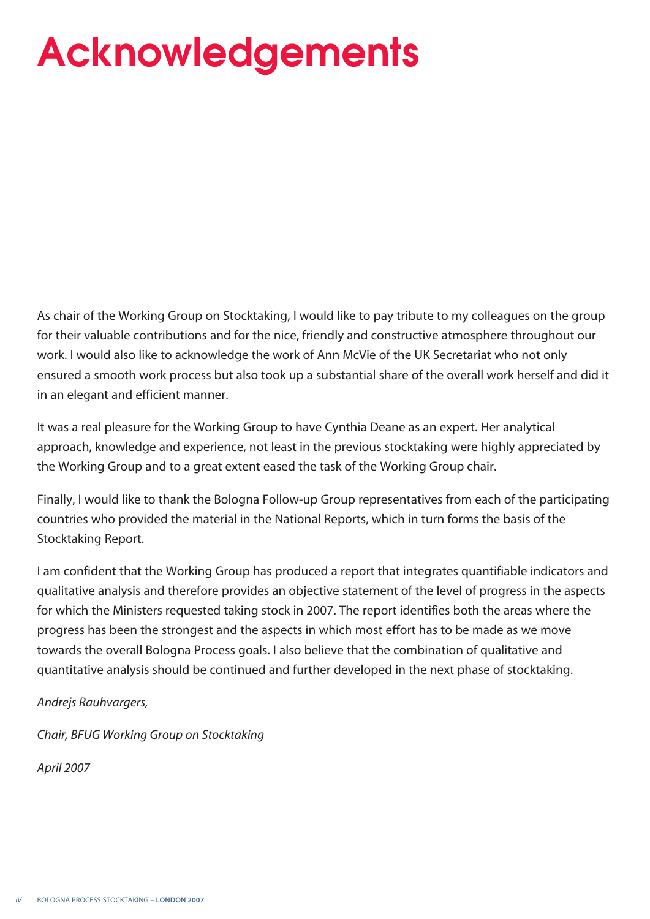# Acknowledgements

As chair of the Working Group on Stocktaking, I would like to pay tribute to my colleagues on the group for their valuable contributions and for the nice, friendly and constructive atmosphere throughout our work. I would also like to acknowledge the work of Ann McVie of the UK Secretariat who not only ensured a smooth work process but also took up a substantial share of the overall work herself and did it in an elegant and efficient manner.

It was a real pleasure for the Working Group to have Cynthia Deane as an expert. Her analytical approach, knowledge and experience, not least in the previous stocktaking were highly appreciated by the Working Group and to a great extent eased the task of the Working Group chair.

Finally, I would like to thank the Bologna Follow-up Group representatives from each of the participating countries who provided the material in the National Reports, which in turn forms the basis of the Stocktaking Report.

I am confident that the Working Group has produced a report that integrates quantifiable indicators and qualitative analysis and therefore provides an objective statement of the level of progress in the aspects for which the Ministers requested taking stock in 2007. The report identifies both the areas where the progress has been the strongest and the aspects in which most effort has to be made as we move towards the overall Bologna Process goals. I also believe that the combination of qualitative and quantitative analysis should be continued and further developed in the next phase of stocktaking.

*Andrejs Rauhvargers,*

*Chair, BFUG Working Group on Stocktaking*

*April 2007*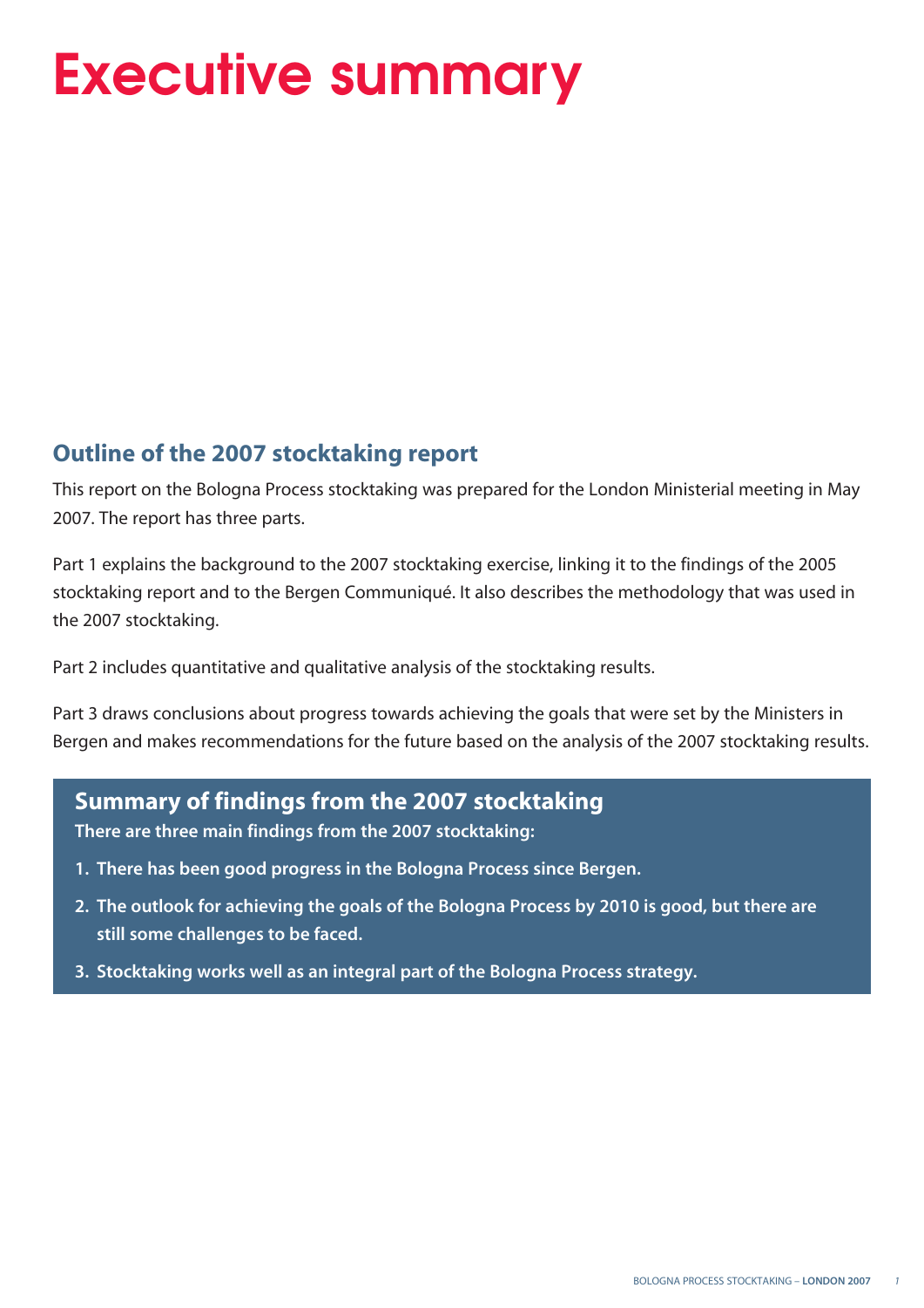# Executive summary

## Outline of the 2007 stocktaking report

This report on the Bologna Process stocktaking was prepared for the London Ministerial meeting in May 2007. The report has three parts.

Part 1 explains the background to the 2007 stocktaking exercise, linking it to the findings of the 2005 stocktaking report and to the Bergen Communiqué. It also describes the methodology that was used in the 2007 stocktaking.

Part 2 includes quantitative and qualitative analysis of the stocktaking results.

Part 3 draws conclusions about progress towards achieving the goals that were set by the Ministers in Bergen and makes recommendations for the future based on the analysis of the 2007 stocktaking results.

## Summary of findings from the 2007 stocktaking

**There are three main findings from the 2007 stocktaking:**

1. **There has been good progress in the Bologna Process since Bergen.**
2. **The outlook for achieving the goals of the Bologna Process by 2010 is good, but there are still some challenges to be faced.**
3. **Stocktaking works well as an integral part of the Bologna Process strategy.**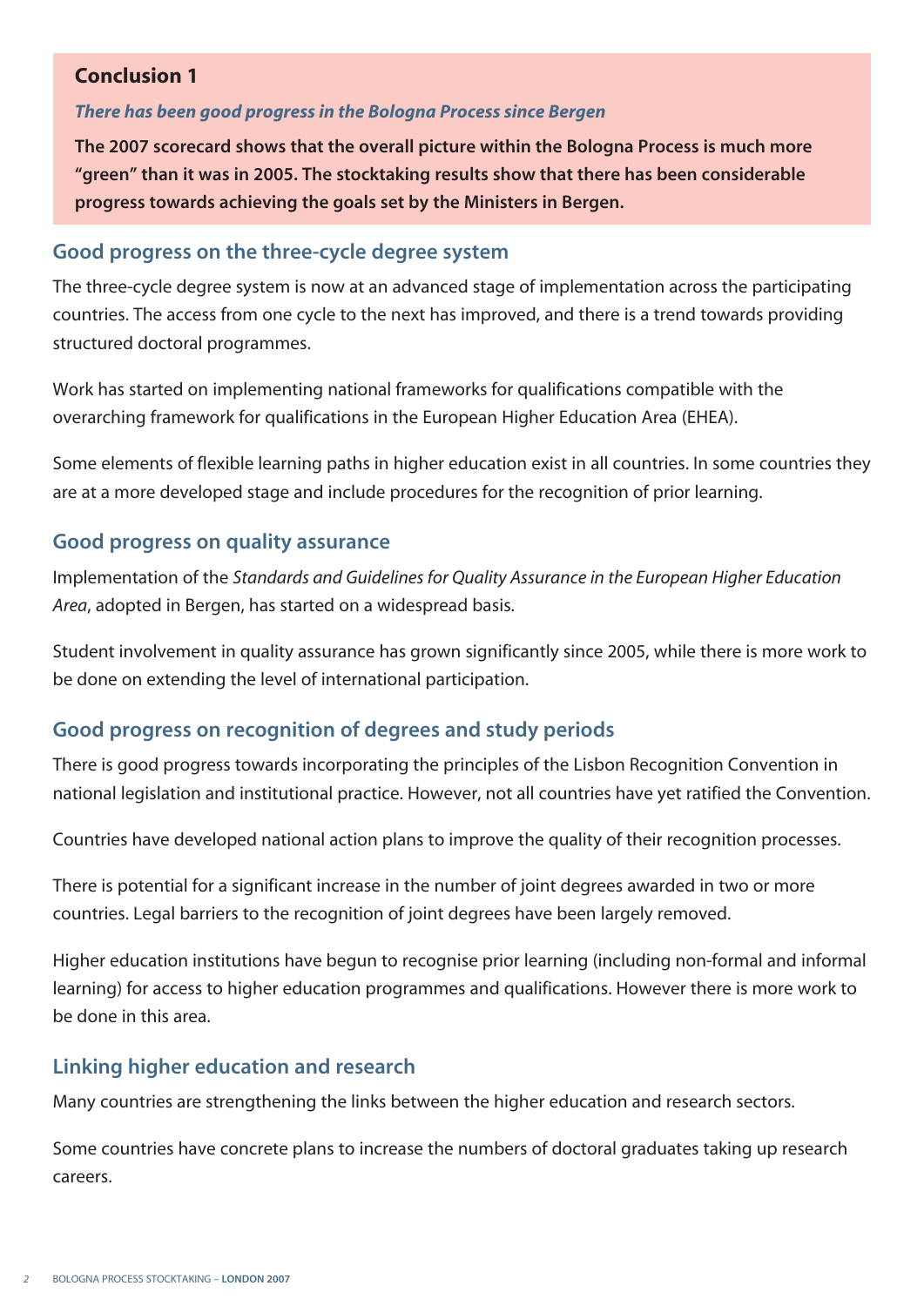**Conclusion 1**

***There has been good progress in the Bologna Process since Bergen***

**The 2007 scorecard shows that the overall picture within the Bologna Process is much more "green" than it was in 2005. The stocktaking results show that there has been considerable progress towards achieving the goals set by the Ministers in Bergen.**

## Good progress on the three-cycle degree system

The three-cycle degree system is now at an advanced stage of implementation across the participating countries. The access from one cycle to the next has improved, and there is a trend towards providing structured doctoral programmes.

Work has started on implementing national frameworks for qualifications compatible with the overarching framework for qualifications in the European Higher Education Area (EHEA).

Some elements of flexible learning paths in higher education exist in all countries. In some countries they are at a more developed stage and include procedures for the recognition of prior learning.

## Good progress on quality assurance

Implementation of the *Standards and Guidelines for Quality Assurance in the European Higher Education Area*, adopted in Bergen, has started on a widespread basis.

Student involvement in quality assurance has grown significantly since 2005, while there is more work to be done on extending the level of international participation.

## Good progress on recognition of degrees and study periods

There is good progress towards incorporating the principles of the Lisbon Recognition Convention in national legislation and institutional practice. However, not all countries have yet ratified the Convention.

Countries have developed national action plans to improve the quality of their recognition processes.

There is potential for a significant increase in the number of joint degrees awarded in two or more countries. Legal barriers to the recognition of joint degrees have been largely removed.

Higher education institutions have begun to recognise prior learning (including non-formal and informal learning) for access to higher education programmes and qualifications. However there is more work to be done in this area.

## Linking higher education and research

Many countries are strengthening the links between the higher education and research sectors.

Some countries have concrete plans to increase the numbers of doctoral graduates taking up research careers.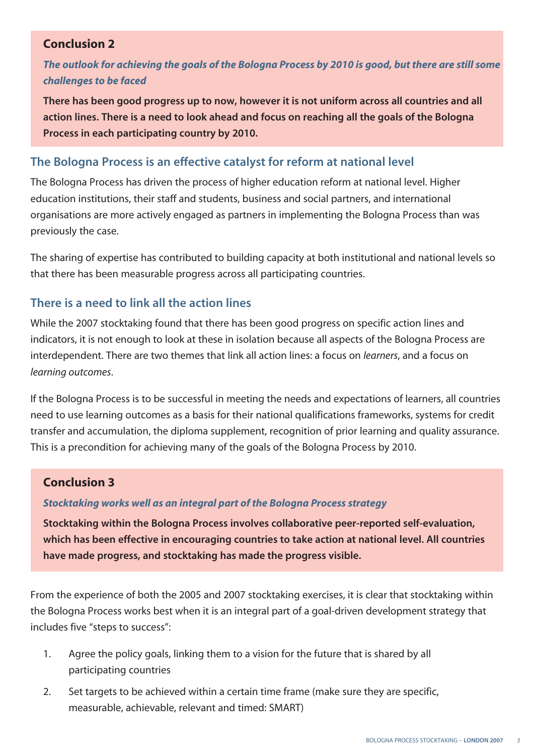### Conclusion 2

***The outlook for achieving the goals of the Bologna Process by 2010 is good, but there are still some challenges to be faced***

**There has been good progress up to now, however it is not uniform across all countries and all action lines. There is a need to look ahead and focus on reaching all the goals of the Bologna Process in each participating country by 2010.**

## The Bologna Process is an effective catalyst for reform at national level

The Bologna Process has driven the process of higher education reform at national level. Higher education institutions, their staff and students, business and social partners, and international organisations are more actively engaged as partners in implementing the Bologna Process than was previously the case.

The sharing of expertise has contributed to building capacity at both institutional and national levels so that there has been measurable progress across all participating countries.

## There is a need to link all the action lines

While the 2007 stocktaking found that there has been good progress on specific action lines and indicators, it is not enough to look at these in isolation because all aspects of the Bologna Process are interdependent. There are two themes that link all action lines: a focus on *learners*, and a focus on *learning outcomes*.

If the Bologna Process is to be successful in meeting the needs and expectations of learners, all countries need to use learning outcomes as a basis for their national qualifications frameworks, systems for credit transfer and accumulation, the diploma supplement, recognition of prior learning and quality assurance. This is a precondition for achieving many of the goals of the Bologna Process by 2010.

### Conclusion 3

***Stocktaking works well as an integral part of the Bologna Process strategy***

**Stocktaking within the Bologna Process involves collaborative peer-reported self-evaluation, which has been effective in encouraging countries to take action at national level. All countries have made progress, and stocktaking has made the progress visible.**

From the experience of both the 2005 and 2007 stocktaking exercises, it is clear that stocktaking within the Bologna Process works best when it is an integral part of a goal-driven development strategy that includes five "steps to success":

1. Agree the policy goals, linking them to a vision for the future that is shared by all participating countries
2. Set targets to be achieved within a certain time frame (make sure they are specific, measurable, achievable, relevant and timed: SMART)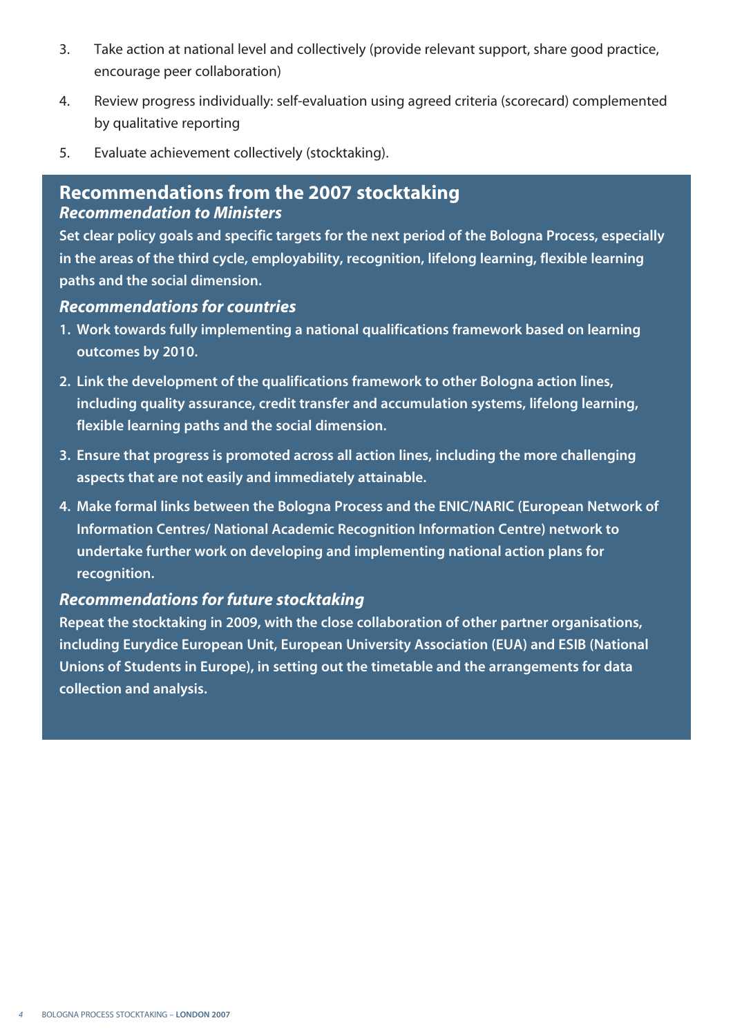3. Take action at national level and collectively (provide relevant support, share good practice, encourage peer collaboration)
4. Review progress individually: self-evaluation using agreed criteria (scorecard) complemented by qualitative reporting
5. Evaluate achievement collectively (stocktaking).

## Recommendations from the 2007 stocktaking

### *Recommendation to Ministers*

**Set clear policy goals and specific targets for the next period of the Bologna Process, especially in the areas of the third cycle, employability, recognition, lifelong learning, flexible learning paths and the social dimension.**

### *Recommendations for countries*

1. **Work towards fully implementing a national qualifications framework based on learning outcomes by 2010.**
2. **Link the development of the qualifications framework to other Bologna action lines, including quality assurance, credit transfer and accumulation systems, lifelong learning, flexible learning paths and the social dimension.**
3. **Ensure that progress is promoted across all action lines, including the more challenging aspects that are not easily and immediately attainable.**
4. **Make formal links between the Bologna Process and the ENIC/NARIC (European Network of Information Centres/ National Academic Recognition Information Centre) network to undertake further work on developing and implementing national action plans for recognition.**

### *Recommendations for future stocktaking*

**Repeat the stocktaking in 2009, with the close collaboration of other partner organisations, including Eurydice European Unit, European University Association (EUA) and ESIB (National Unions of Students in Europe), in setting out the timetable and the arrangements for data collection and analysis.**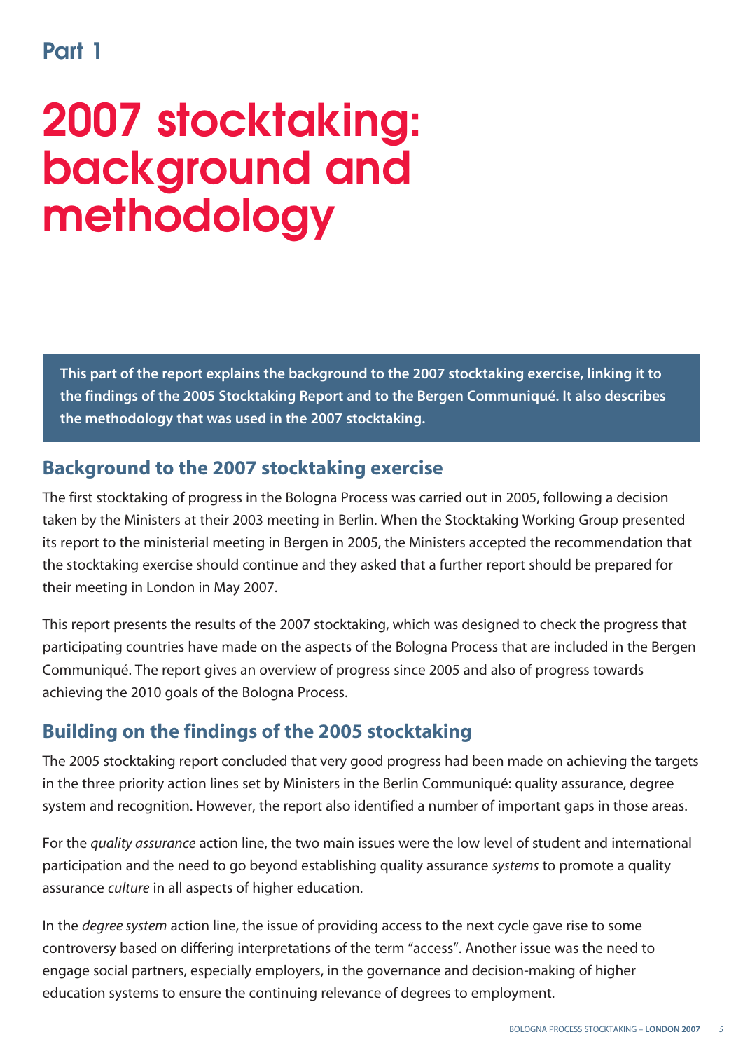## Part 1

# 2007 stocktaking: background and methodology

**This part of the report explains the background to the 2007 stocktaking exercise, linking it to the findings of the 2005 Stocktaking Report and to the Bergen Communiqué. It also describes the methodology that was used in the 2007 stocktaking.**

### Background to the 2007 stocktaking exercise

The first stocktaking of progress in the Bologna Process was carried out in 2005, following a decision taken by the Ministers at their 2003 meeting in Berlin. When the Stocktaking Working Group presented its report to the ministerial meeting in Bergen in 2005, the Ministers accepted the recommendation that the stocktaking exercise should continue and they asked that a further report should be prepared for their meeting in London in May 2007.

This report presents the results of the 2007 stocktaking, which was designed to check the progress that participating countries have made on the aspects of the Bologna Process that are included in the Bergen Communiqué. The report gives an overview of progress since 2005 and also of progress towards achieving the 2010 goals of the Bologna Process.

### Building on the findings of the 2005 stocktaking

The 2005 stocktaking report concluded that very good progress had been made on achieving the targets in the three priority action lines set by Ministers in the Berlin Communiqué: quality assurance, degree system and recognition. However, the report also identified a number of important gaps in those areas.

For the *quality assurance* action line, the two main issues were the low level of student and international participation and the need to go beyond establishing quality assurance *systems* to promote a quality assurance *culture* in all aspects of higher education.

In the *degree system* action line, the issue of providing access to the next cycle gave rise to some controversy based on differing interpretations of the term "access". Another issue was the need to engage social partners, especially employers, in the governance and decision-making of higher education systems to ensure the continuing relevance of degrees to employment.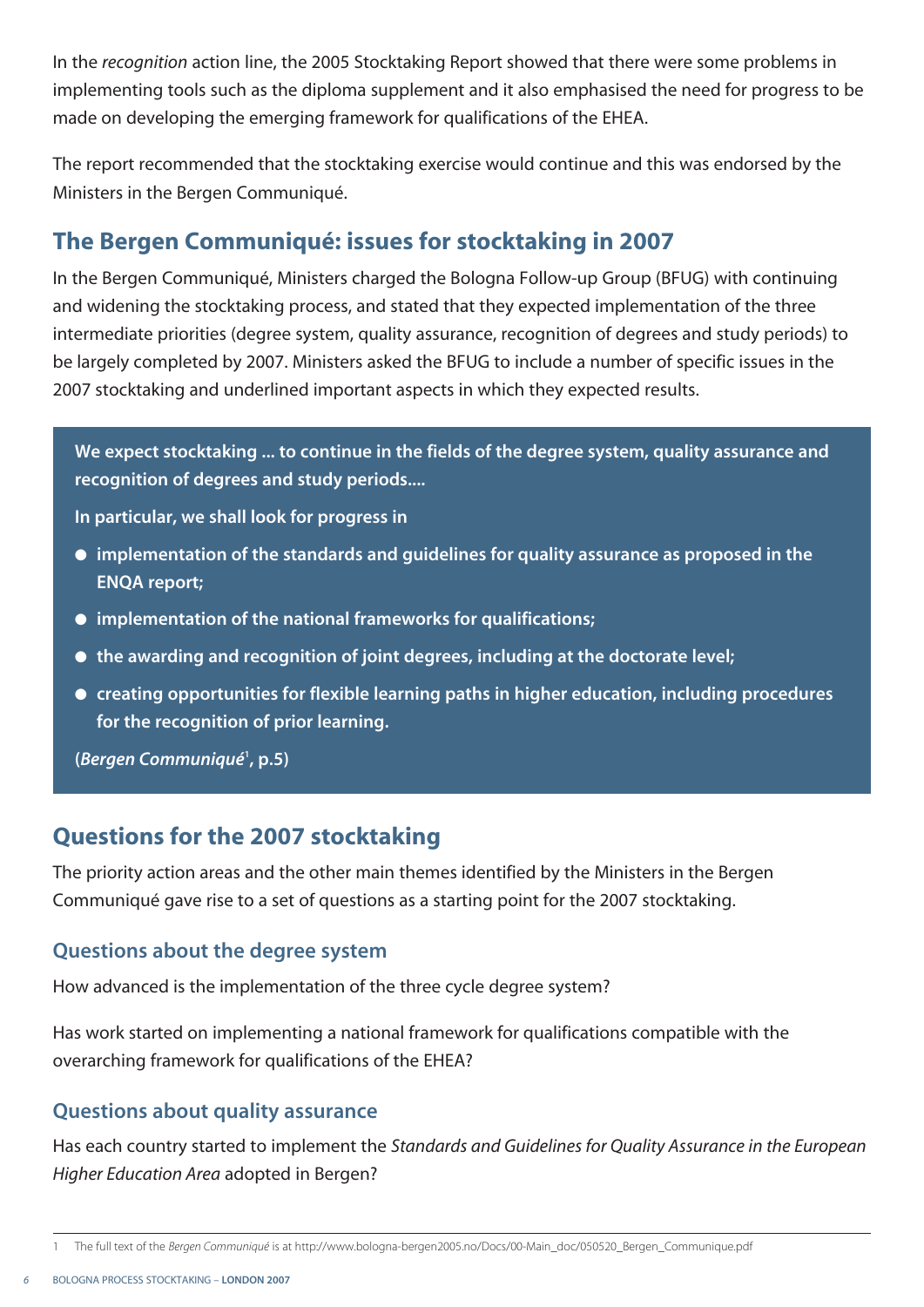In the *recognition* action line, the 2005 Stocktaking Report showed that there were some problems in implementing tools such as the diploma supplement and it also emphasised the need for progress to be made on developing the emerging framework for qualifications of the EHEA.

The report recommended that the stocktaking exercise would continue and this was endorsed by the Ministers in the Bergen Communiqué.

## The Bergen Communiqué: issues for stocktaking in 2007

In the Bergen Communiqué, Ministers charged the Bologna Follow-up Group (BFUG) with continuing and widening the stocktaking process, and stated that they expected implementation of the three intermediate priorities (degree system, quality assurance, recognition of degrees and study periods) to be largely completed by 2007. Ministers asked the BFUG to include a number of specific issues in the 2007 stocktaking and underlined important aspects in which they expected results.

> **We expect stocktaking ... to continue in the fields of the degree system, quality assurance and recognition of degrees and study periods....**
>
> **In particular, we shall look for progress in**
>
> - **implementation of the standards and guidelines for quality assurance as proposed in the ENQA report;**
> - **implementation of the national frameworks for qualifications;**
> - **the awarding and recognition of joint degrees, including at the doctorate level;**
> - **creating opportunities for flexible learning paths in higher education, including procedures for the recognition of prior learning.**
>
> **(*Bergen Communiqué*[1], p.5)**

## Questions for the 2007 stocktaking

The priority action areas and the other main themes identified by the Ministers in the Bergen Communiqué gave rise to a set of questions as a starting point for the 2007 stocktaking.

### Questions about the degree system

How advanced is the implementation of the three cycle degree system?

Has work started on implementing a national framework for qualifications compatible with the overarching framework for qualifications of the EHEA?

### Questions about quality assurance

Has each country started to implement the *Standards and Guidelines for Quality Assurance in the European Higher Education Area* adopted in Bergen?

---

1 The full text of the *Bergen Communiqué* is at http://www.bologna-bergen2005.no/Docs/00-Main_doc/050520_Bergen_Communique.pdf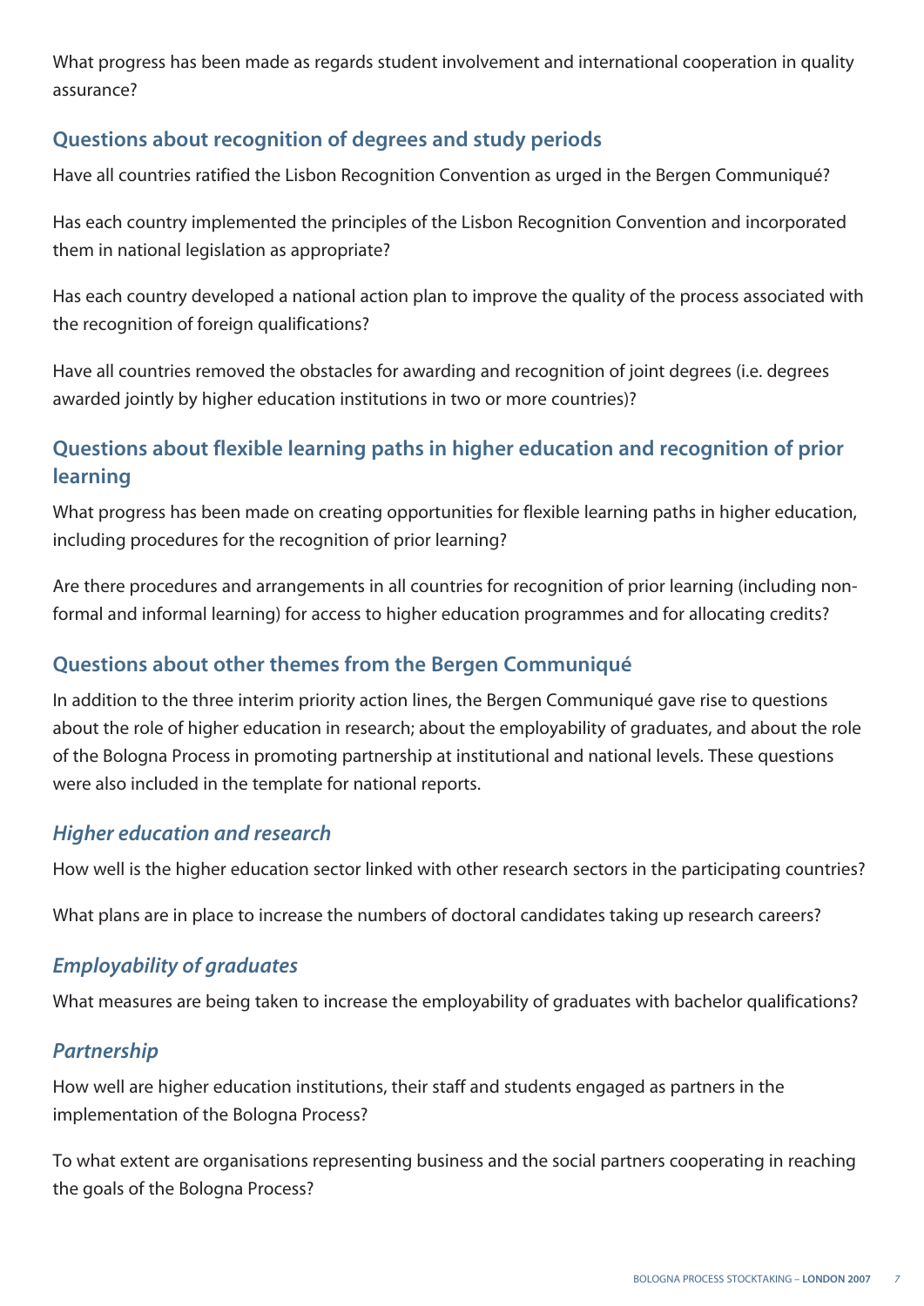What progress has been made as regards student involvement and international cooperation in quality assurance?

## Questions about recognition of degrees and study periods

Have all countries ratified the Lisbon Recognition Convention as urged in the Bergen Communiqué?

Has each country implemented the principles of the Lisbon Recognition Convention and incorporated them in national legislation as appropriate?

Has each country developed a national action plan to improve the quality of the process associated with the recognition of foreign qualifications?

Have all countries removed the obstacles for awarding and recognition of joint degrees (i.e. degrees awarded jointly by higher education institutions in two or more countries)?

## Questions about flexible learning paths in higher education and recognition of prior learning

What progress has been made on creating opportunities for flexible learning paths in higher education, including procedures for the recognition of prior learning?

Are there procedures and arrangements in all countries for recognition of prior learning (including non-formal and informal learning) for access to higher education programmes and for allocating credits?

## Questions about other themes from the Bergen Communiqué

In addition to the three interim priority action lines, the Bergen Communiqué gave rise to questions about the role of higher education in research; about the employability of graduates, and about the role of the Bologna Process in promoting partnership at institutional and national levels. These questions were also included in the template for national reports.

### *Higher education and research*

How well is the higher education sector linked with other research sectors in the participating countries?

What plans are in place to increase the numbers of doctoral candidates taking up research careers?

### *Employability of graduates*

What measures are being taken to increase the employability of graduates with bachelor qualifications?

### *Partnership*

How well are higher education institutions, their staff and students engaged as partners in the implementation of the Bologna Process?

To what extent are organisations representing business and the social partners cooperating in reaching the goals of the Bologna Process?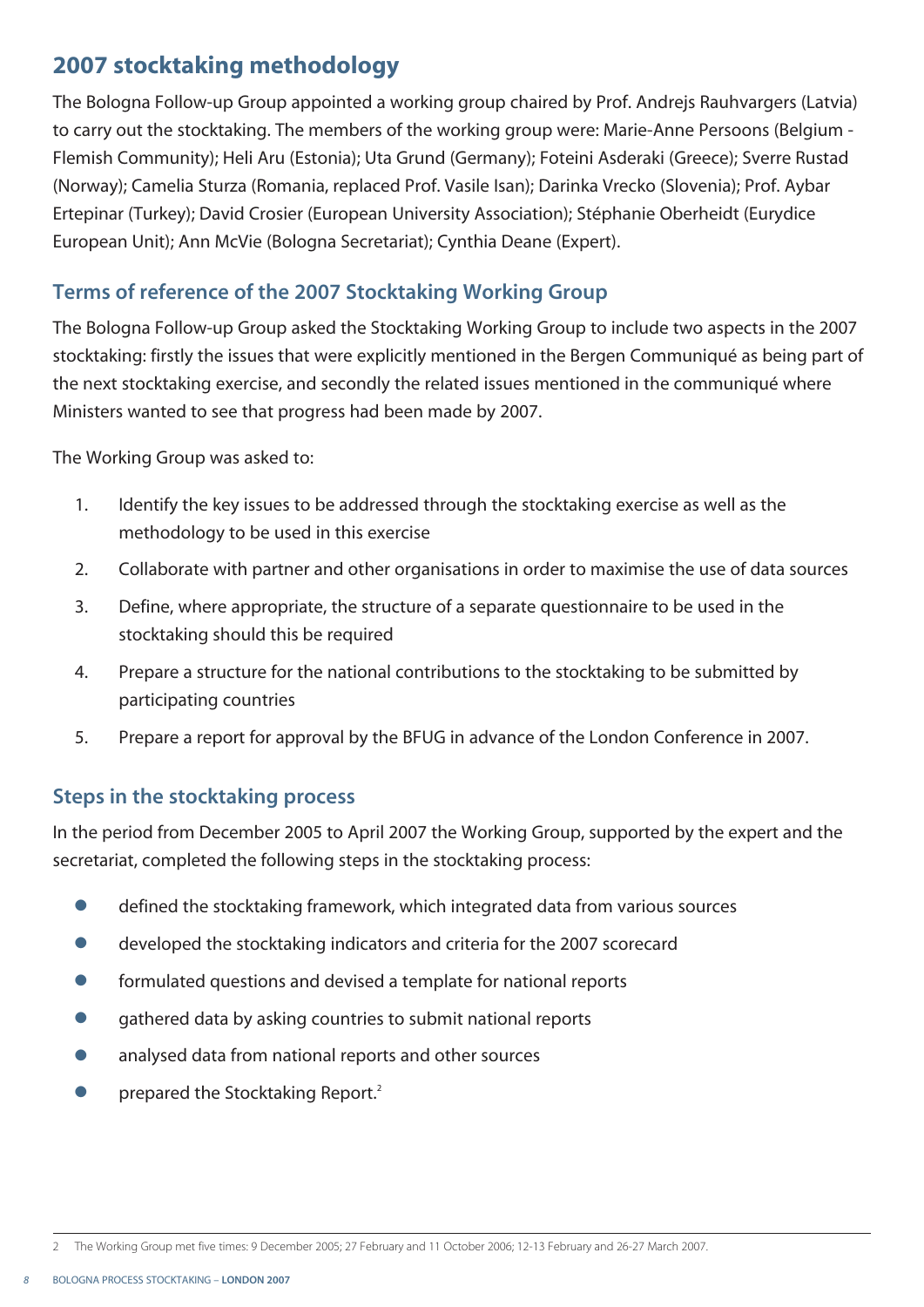## 2007 stocktaking methodology

The Bologna Follow-up Group appointed a working group chaired by Prof. Andrejs Rauhvargers (Latvia) to carry out the stocktaking. The members of the working group were: Marie-Anne Persoons (Belgium - Flemish Community); Heli Aru (Estonia); Uta Grund (Germany); Foteini Asderaki (Greece); Sverre Rustad (Norway); Camelia Sturza (Romania, replaced Prof. Vasile Isan); Darinka Vrecko (Slovenia); Prof. Aybar Ertepinar (Turkey); David Crosier (European University Association); Stéphanie Oberheidt (Eurydice European Unit); Ann McVie (Bologna Secretariat); Cynthia Deane (Expert).

### Terms of reference of the 2007 Stocktaking Working Group

The Bologna Follow-up Group asked the Stocktaking Working Group to include two aspects in the 2007 stocktaking: firstly the issues that were explicitly mentioned in the Bergen Communiqué as being part of the next stocktaking exercise, and secondly the related issues mentioned in the communiqué where Ministers wanted to see that progress had been made by 2007.

The Working Group was asked to:

1. Identify the key issues to be addressed through the stocktaking exercise as well as the methodology to be used in this exercise
2. Collaborate with partner and other organisations in order to maximise the use of data sources
3. Define, where appropriate, the structure of a separate questionnaire to be used in the stocktaking should this be required
4. Prepare a structure for the national contributions to the stocktaking to be submitted by participating countries
5. Prepare a report for approval by the BFUG in advance of the London Conference in 2007.

### Steps in the stocktaking process

In the period from December 2005 to April 2007 the Working Group, supported by the expert and the secretariat, completed the following steps in the stocktaking process:

- defined the stocktaking framework, which integrated data from various sources
- developed the stocktaking indicators and criteria for the 2007 scorecard
- formulated questions and devised a template for national reports
- gathered data by asking countries to submit national reports
- analysed data from national reports and other sources
- prepared the Stocktaking Report.[2]

2 The Working Group met five times: 9 December 2005; 27 February and 11 October 2006; 12-13 February and 26-27 March 2007.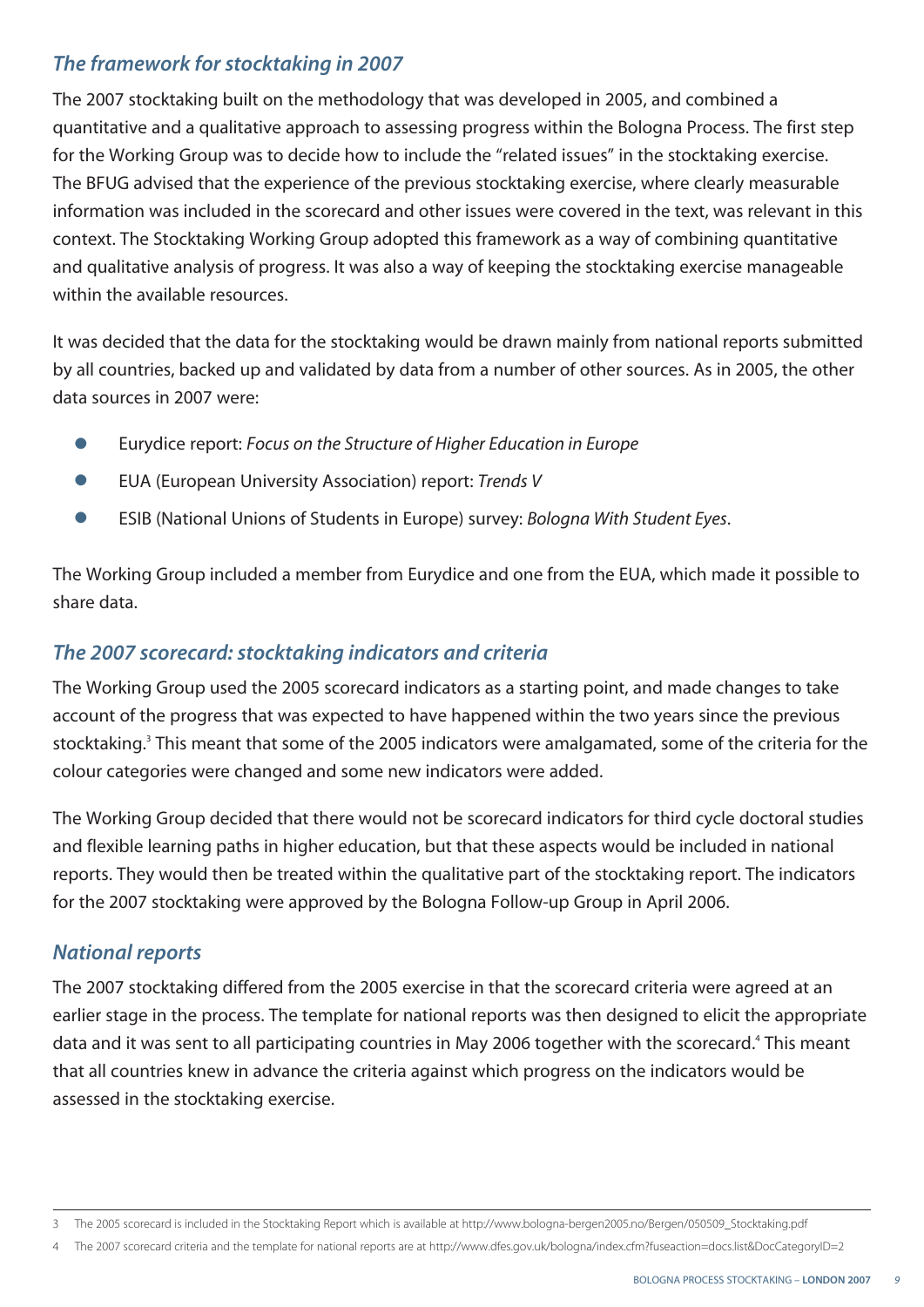## *The framework for stocktaking in 2007*

The 2007 stocktaking built on the methodology that was developed in 2005, and combined a quantitative and a qualitative approach to assessing progress within the Bologna Process. The first step for the Working Group was to decide how to include the "related issues" in the stocktaking exercise. The BFUG advised that the experience of the previous stocktaking exercise, where clearly measurable information was included in the scorecard and other issues were covered in the text, was relevant in this context. The Stocktaking Working Group adopted this framework as a way of combining quantitative and qualitative analysis of progress. It was also a way of keeping the stocktaking exercise manageable within the available resources.

It was decided that the data for the stocktaking would be drawn mainly from national reports submitted by all countries, backed up and validated by data from a number of other sources. As in 2005, the other data sources in 2007 were:

- Eurydice report: *Focus on the Structure of Higher Education in Europe*
- EUA (European University Association) report: *Trends V*
- ESIB (National Unions of Students in Europe) survey: *Bologna With Student Eyes*.

The Working Group included a member from Eurydice and one from the EUA, which made it possible to share data.

## *The 2007 scorecard: stocktaking indicators and criteria*

The Working Group used the 2005 scorecard indicators as a starting point, and made changes to take account of the progress that was expected to have happened within the two years since the previous stocktaking.[3] This meant that some of the 2005 indicators were amalgamated, some of the criteria for the colour categories were changed and some new indicators were added.

The Working Group decided that there would not be scorecard indicators for third cycle doctoral studies and flexible learning paths in higher education, but that these aspects would be included in national reports. They would then be treated within the qualitative part of the stocktaking report. The indicators for the 2007 stocktaking were approved by the Bologna Follow-up Group in April 2006.

## *National reports*

The 2007 stocktaking differed from the 2005 exercise in that the scorecard criteria were agreed at an earlier stage in the process. The template for national reports was then designed to elicit the appropriate data and it was sent to all participating countries in May 2006 together with the scorecard.[4] This meant that all countries knew in advance the criteria against which progress on the indicators would be assessed in the stocktaking exercise.

---

3 The 2005 scorecard is included in the Stocktaking Report which is available at http://www.bologna-bergen2005.no/Bergen/050509_Stocktaking.pdf

4 The 2007 scorecard criteria and the template for national reports are at http://www.dfes.gov.uk/bologna/index.cfm?fuseaction=docs.list&DocCategoryID=2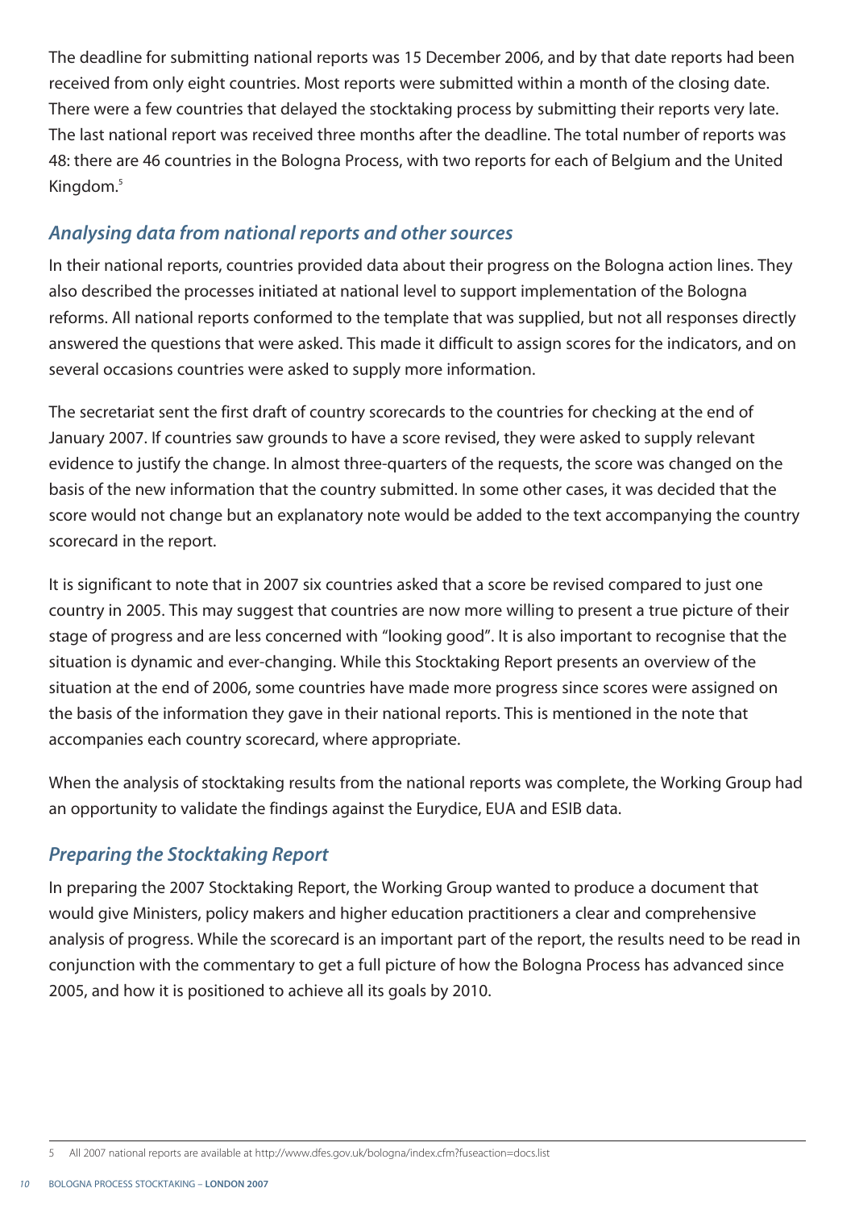The deadline for submitting national reports was 15 December 2006, and by that date reports had been received from only eight countries. Most reports were submitted within a month of the closing date. There were a few countries that delayed the stocktaking process by submitting their reports very late. The last national report was received three months after the deadline. The total number of reports was 48: there are 46 countries in the Bologna Process, with two reports for each of Belgium and the United Kingdom.[5]

### *Analysing data from national reports and other sources*

In their national reports, countries provided data about their progress on the Bologna action lines. They also described the processes initiated at national level to support implementation of the Bologna reforms. All national reports conformed to the template that was supplied, but not all responses directly answered the questions that were asked. This made it difficult to assign scores for the indicators, and on several occasions countries were asked to supply more information.

The secretariat sent the first draft of country scorecards to the countries for checking at the end of January 2007. If countries saw grounds to have a score revised, they were asked to supply relevant evidence to justify the change. In almost three-quarters of the requests, the score was changed on the basis of the new information that the country submitted. In some other cases, it was decided that the score would not change but an explanatory note would be added to the text accompanying the country scorecard in the report.

It is significant to note that in 2007 six countries asked that a score be revised compared to just one country in 2005. This may suggest that countries are now more willing to present a true picture of their stage of progress and are less concerned with "looking good". It is also important to recognise that the situation is dynamic and ever-changing. While this Stocktaking Report presents an overview of the situation at the end of 2006, some countries have made more progress since scores were assigned on the basis of the information they gave in their national reports. This is mentioned in the note that accompanies each country scorecard, where appropriate.

When the analysis of stocktaking results from the national reports was complete, the Working Group had an opportunity to validate the findings against the Eurydice, EUA and ESIB data.

### *Preparing the Stocktaking Report*

In preparing the 2007 Stocktaking Report, the Working Group wanted to produce a document that would give Ministers, policy makers and higher education practitioners a clear and comprehensive analysis of progress. While the scorecard is an important part of the report, the results need to be read in conjunction with the commentary to get a full picture of how the Bologna Process has advanced since 2005, and how it is positioned to achieve all its goals by 2010.

---

5 All 2007 national reports are available at http://www.dfes.gov.uk/bologna/index.cfm?fuseaction=docs.list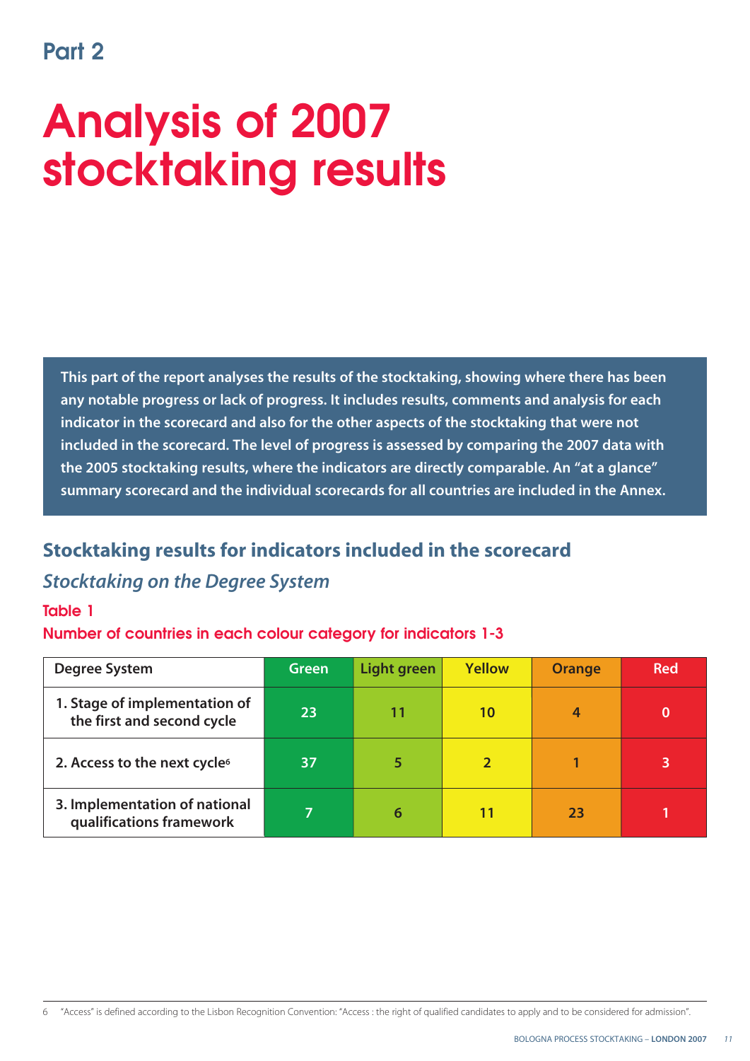## Part 2

# Analysis of 2007 stocktaking results

**This part of the report analyses the results of the stocktaking, showing where there has been any notable progress or lack of progress. It includes results, comments and analysis for each indicator in the scorecard and also for the other aspects of the stocktaking that were not included in the scorecard. The level of progress is assessed by comparing the 2007 data with the 2005 stocktaking results, where the indicators are directly comparable. An "at a glance" summary scorecard and the individual scorecards for all countries are included in the Annex.**

## Stocktaking results for indicators included in the scorecard

### *Stocktaking on the Degree System*

**Table 1**

**Number of countries in each colour category for indicators 1-3**

| Degree System | Green | Light green | Yellow | Orange | Red |
|---|---|---|---|---|---|
| 1. Stage of implementation of the first and second cycle | 23 | 11 | 10 | 4 | 0 |
| 2. Access to the next cycle[6] | 37 | 5 | 2 | 1 | 3 |
| 3. Implementation of national qualifications framework | 7 | 6 | 11 | 23 | 1 |

6 "Access" is defined according to the Lisbon Recognition Convention: "Access : the right of qualified candidates to apply and to be considered for admission".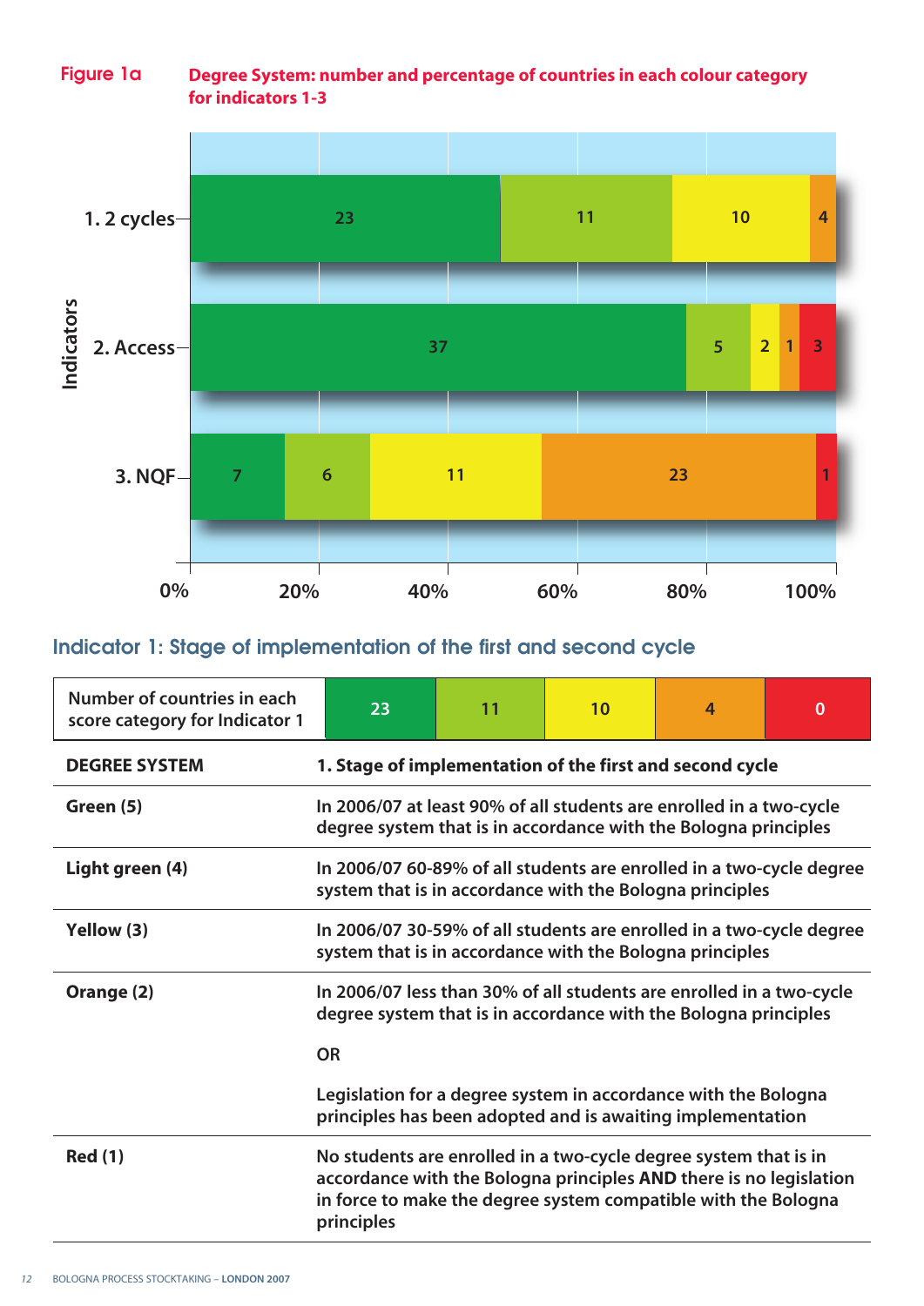Figure 1a **Degree System: number and percentage of countries in each colour category for indicators 1-3**

| Indicators | Green | Light green | Yellow | Orange | Red |
|---|---|---|---|---|---|
| 1. 2 cycles | 23 | 11 | 10 | 4 | |
| 2. Access | 37 | 5 | 2 | 1 | 3 |
| 3. NQF | 7 | 6 | 11 | 23 | 1 |

## Indicator 1: Stage of implementation of the first and second cycle

| Number of countries in each score category for Indicator 1 | 23 | 11 | 10 | 4 | 0 |
|---|---|---|---|---|---|

| **DEGREE SYSTEM** | **1. Stage of implementation of the first and second cycle** |
|---|---|
| **Green (5)** | In 2006/07 at least 90% of all students are enrolled in a two-cycle degree system that is in accordance with the Bologna principles |
| **Light green (4)** | In 2006/07 60-89% of all students are enrolled in a two-cycle degree system that is in accordance with the Bologna principles |
| **Yellow (3)** | In 2006/07 30-59% of all students are enrolled in a two-cycle degree system that is in accordance with the Bologna principles |
| **Orange (2)** | In 2006/07 less than 30% of all students are enrolled in a two-cycle degree system that is in accordance with the Bologna principles<br><br>OR<br><br>Legislation for a degree system in accordance with the Bologna principles has been adopted and is awaiting implementation |
| **Red (1)** | No students are enrolled in a two-cycle degree system that is in accordance with the Bologna principles **AND** there is no legislation in force to make the degree system compatible with the Bologna principles |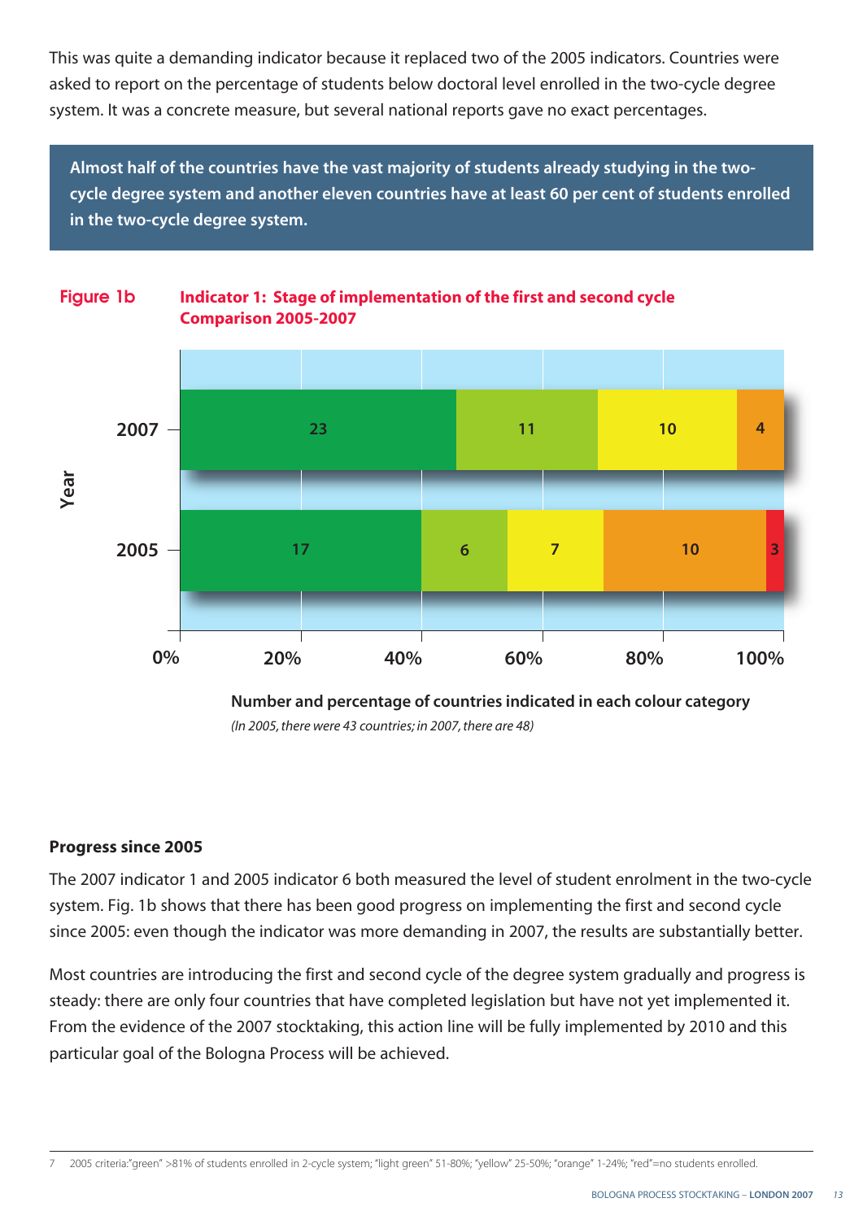This was quite a demanding indicator because it replaced two of the 2005 indicators. Countries were asked to report on the percentage of students below doctoral level enrolled in the two-cycle degree system. It was a concrete measure, but several national reports gave no exact percentages.

**Almost half of the countries have the vast majority of students already studying in the two-cycle degree system and another eleven countries have at least 60 per cent of students enrolled in the two-cycle degree system.**

**Figure 1b** **Indicator 1: Stage of implementation of the first and second cycle Comparison 2005-2007**

| Year | Green | Light green | Yellow | Orange | Red |
|---|---|---|---|---|---|
| 2007 | 23 | 11 | 10 | 4 | |
| 2005 | 17 | 6 | 7 | 10 | 3 |

**Number and percentage of countries indicated in each colour category**

*(In 2005, there were 43 countries; in 2007, there are 48)*

**Progress since 2005**

The 2007 indicator 1 and 2005 indicator 6 both measured the level of student enrolment in the two-cycle system. Fig. 1b shows that there has been good progress on implementing the first and second cycle since 2005: even though the indicator was more demanding in 2007, the results are substantially better.

Most countries are introducing the first and second cycle of the degree system gradually and progress is steady: there are only four countries that have completed legislation but have not yet implemented it. From the evidence of the 2007 stocktaking, this action line will be fully implemented by 2010 and this particular goal of the Bologna Process will be achieved.

7 2005 criteria:"green" >81% of students enrolled in 2-cycle system; "light green" 51-80%; "yellow" 25-50%; "orange" 1-24%; "red"=no students enrolled.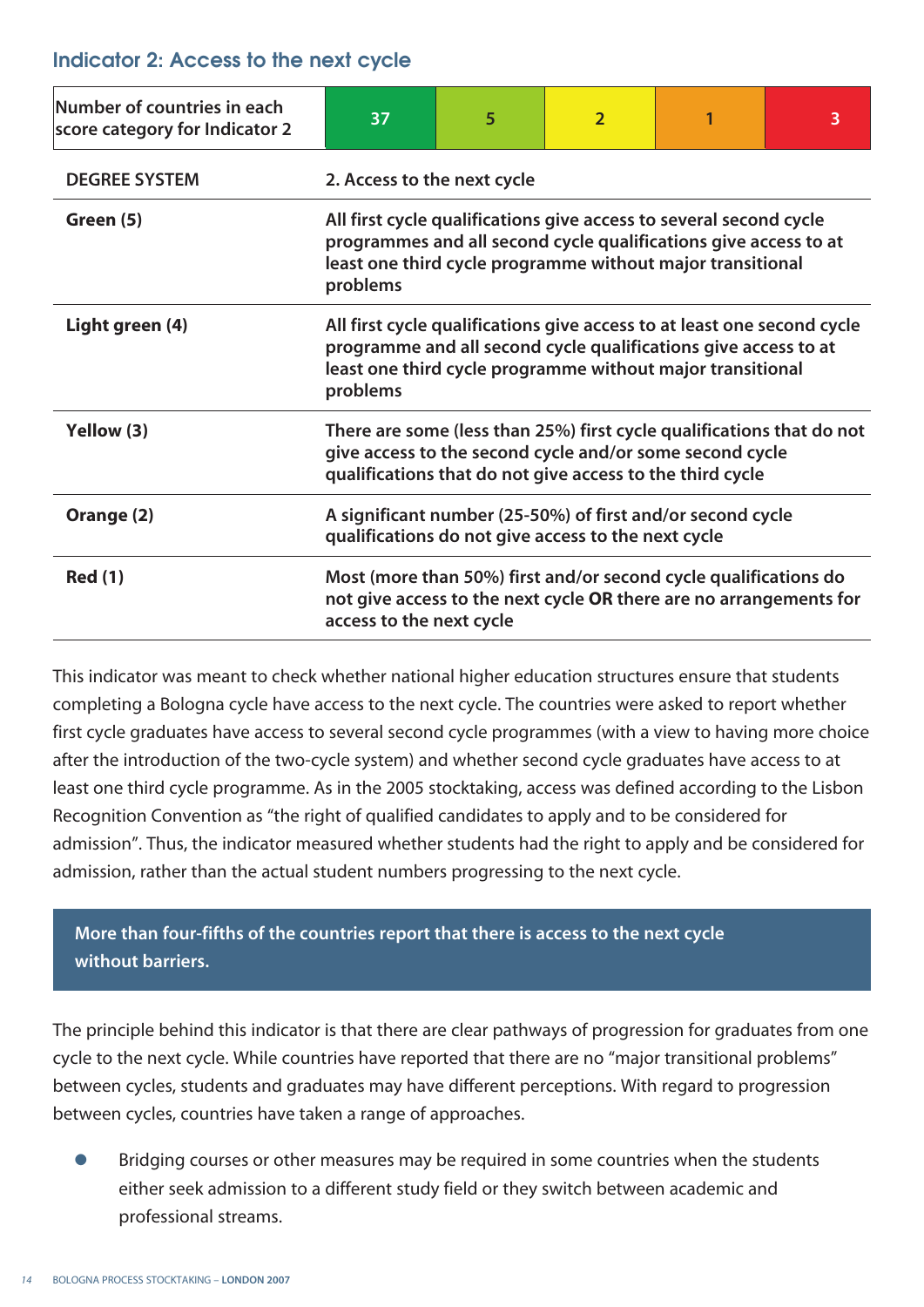## Indicator 2: Access to the next cycle

| Number of countries in each score category for Indicator 2 | 37 | 5 | 2 | 1 | 3 |
|---|---|---|---|---|---|

| DEGREE SYSTEM | 2. Access to the next cycle |
|---|---|
| **Green (5)** | **All first cycle qualifications give access to several second cycle programmes and all second cycle qualifications give access to at least one third cycle programme without major transitional problems** |
| **Light green (4)** | **All first cycle qualifications give access to at least one second cycle programme and all second cycle qualifications give access to at least one third cycle programme without major transitional problems** |
| **Yellow (3)** | **There are some (less than 25%) first cycle qualifications that do not give access to the second cycle and/or some second cycle qualifications that do not give access to the third cycle** |
| **Orange (2)** | **A significant number (25-50%) of first and/or second cycle qualifications do not give access to the next cycle** |
| **Red (1)** | **Most (more than 50%) first and/or second cycle qualifications do not give access to the next cycle OR there are no arrangements for access to the next cycle** |

This indicator was meant to check whether national higher education structures ensure that students completing a Bologna cycle have access to the next cycle. The countries were asked to report whether first cycle graduates have access to several second cycle programmes (with a view to having more choice after the introduction of the two-cycle system) and whether second cycle graduates have access to at least one third cycle programme. As in the 2005 stocktaking, access was defined according to the Lisbon Recognition Convention as "the right of qualified candidates to apply and to be considered for admission". Thus, the indicator measured whether students had the right to apply and be considered for admission, rather than the actual student numbers progressing to the next cycle.

**More than four-fifths of the countries report that there is access to the next cycle without barriers.**

The principle behind this indicator is that there are clear pathways of progression for graduates from one cycle to the next cycle. While countries have reported that there are no "major transitional problems" between cycles, students and graduates may have different perceptions. With regard to progression between cycles, countries have taken a range of approaches.

- Bridging courses or other measures may be required in some countries when the students either seek admission to a different study field or they switch between academic and professional streams.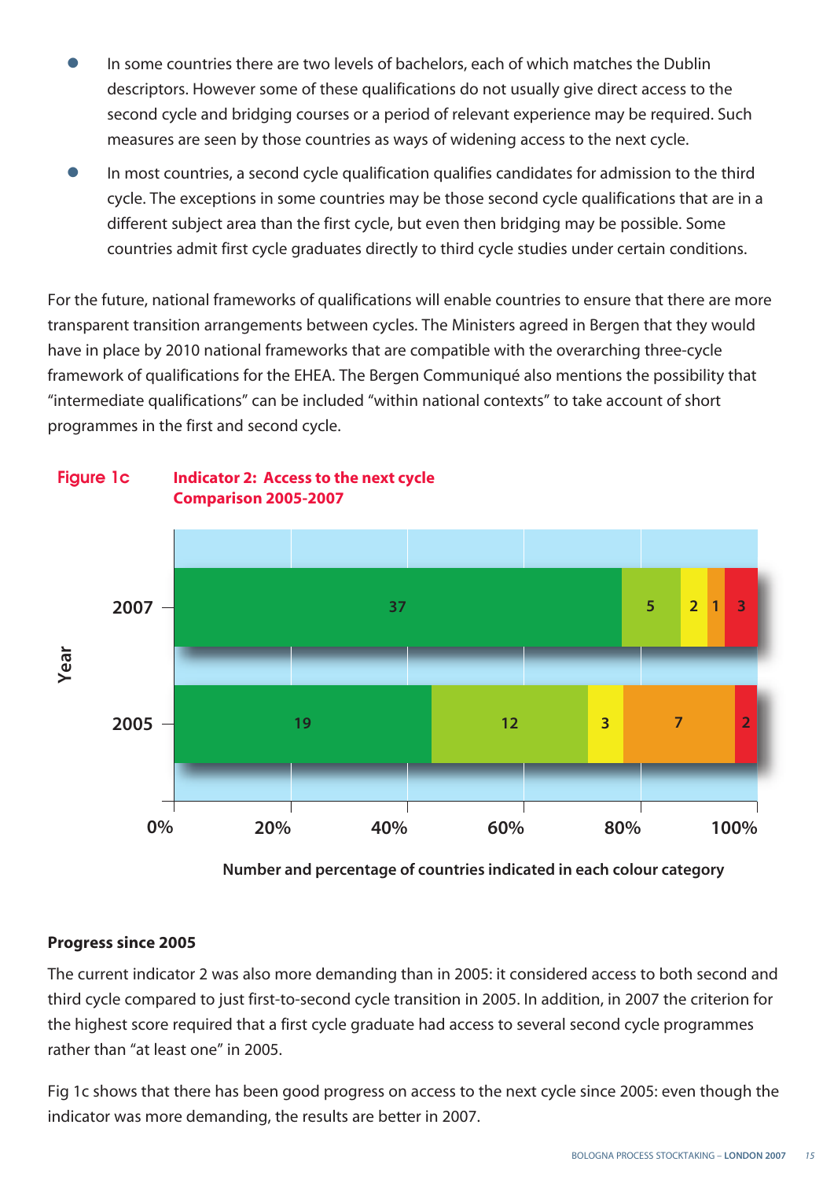- In some countries there are two levels of bachelors, each of which matches the Dublin descriptors. However some of these qualifications do not usually give direct access to the second cycle and bridging courses or a period of relevant experience may be required. Such measures are seen by those countries as ways of widening access to the next cycle.
- In most countries, a second cycle qualification qualifies candidates for admission to the third cycle. The exceptions in some countries may be those second cycle qualifications that are in a different subject area than the first cycle, but even then bridging may be possible. Some countries admit first cycle graduates directly to third cycle studies under certain conditions.

For the future, national frameworks of qualifications will enable countries to ensure that there are more transparent transition arrangements between cycles. The Ministers agreed in Bergen that they would have in place by 2010 national frameworks that are compatible with the overarching three-cycle framework of qualifications for the EHEA. The Bergen Communiqué also mentions the possibility that "intermediate qualifications" can be included "within national contexts" to take account of short programmes in the first and second cycle.

**Figure 1c** **Indicator 2: Access to the next cycle Comparison 2005-2007**

| Year | Dark green | Light green | Yellow | Orange | Red |
|---|---|---|---|---|---|
| 2007 | 37 | 5 | 2 | 1 | 3 |
| 2005 | 19 | 12 | 3 | 7 | 2 |

Number and percentage of countries indicated in each colour category

**Progress since 2005**

The current indicator 2 was also more demanding than in 2005: it considered access to both second and third cycle compared to just first-to-second cycle transition in 2005. In addition, in 2007 the criterion for the highest score required that a first cycle graduate had access to several second cycle programmes rather than "at least one" in 2005.

Fig 1c shows that there has been good progress on access to the next cycle since 2005: even though the indicator was more demanding, the results are better in 2007.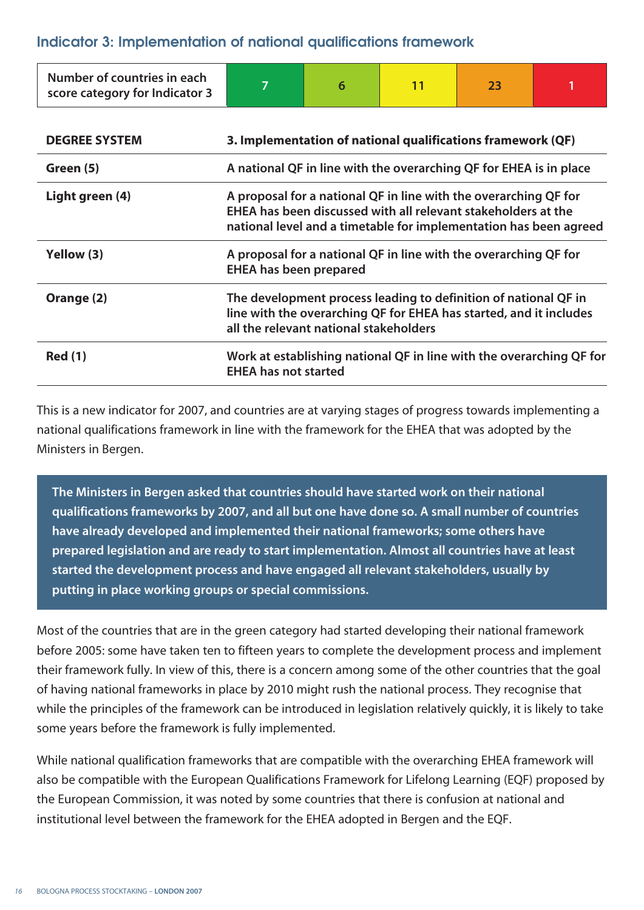## Indicator 3: Implementation of national qualifications framework

| Number of countries in each score category for Indicator 3 | 7 | 6 | 11 | 23 | 1 |
|---|---|---|---|---|---|

| DEGREE SYSTEM | 3. Implementation of national qualifications framework (QF) |
|---|---|
| **Green (5)** | **A national QF in line with the overarching QF for EHEA is in place** |
| **Light green (4)** | **A proposal for a national QF in line with the overarching QF for EHEA has been discussed with all relevant stakeholders at the national level and a timetable for implementation has been agreed** |
| **Yellow (3)** | **A proposal for a national QF in line with the overarching QF for EHEA has been prepared** |
| **Orange (2)** | **The development process leading to definition of national QF in line with the overarching QF for EHEA has started, and it includes all the relevant national stakeholders** |
| **Red (1)** | **Work at establishing national QF in line with the overarching QF for EHEA has not started** |

This is a new indicator for 2007, and countries are at varying stages of progress towards implementing a national qualifications framework in line with the framework for the EHEA that was adopted by the Ministers in Bergen.

**The Ministers in Bergen asked that countries should have started work on their national qualifications frameworks by 2007, and all but one have done so. A small number of countries have already developed and implemented their national frameworks; some others have prepared legislation and are ready to start implementation. Almost all countries have at least started the development process and have engaged all relevant stakeholders, usually by putting in place working groups or special commissions.**

Most of the countries that are in the green category had started developing their national framework before 2005: some have taken ten to fifteen years to complete the development process and implement their framework fully. In view of this, there is a concern among some of the other countries that the goal of having national frameworks in place by 2010 might rush the national process. They recognise that while the principles of the framework can be introduced in legislation relatively quickly, it is likely to take some years before the framework is fully implemented.

While national qualification frameworks that are compatible with the overarching EHEA framework will also be compatible with the European Qualifications Framework for Lifelong Learning (EQF) proposed by the European Commission, it was noted by some countries that there is confusion at national and institutional level between the framework for the EHEA adopted in Bergen and the EQF.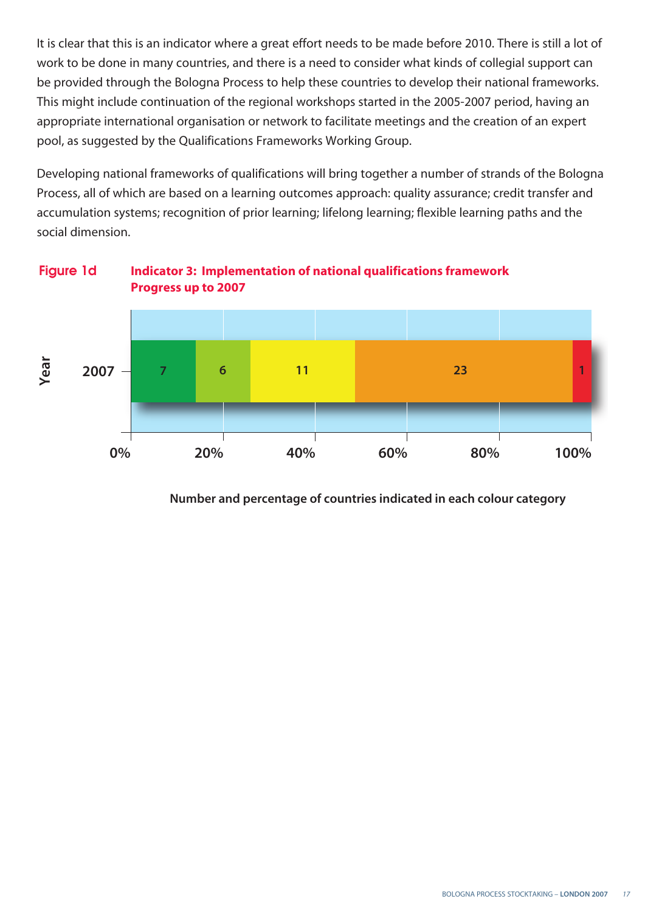It is clear that this is an indicator where a great effort needs to be made before 2010. There is still a lot of work to be done in many countries, and there is a need to consider what kinds of collegial support can be provided through the Bologna Process to help these countries to develop their national frameworks. This might include continuation of the regional workshops started in the 2005-2007 period, having an appropriate international organisation or network to facilitate meetings and the creation of an expert pool, as suggested by the Qualifications Frameworks Working Group.

Developing national frameworks of qualifications will bring together a number of strands of the Bologna Process, all of which are based on a learning outcomes approach: quality assurance; credit transfer and accumulation systems; recognition of prior learning; lifelong learning; flexible learning paths and the social dimension.

**Figure 1d** **Indicator 3: Implementation of national qualifications framework Progress up to 2007**

| Year | Dark green | Light green | Yellow | Orange | Red |
|---|---|---|---|---|---|
| 2007 | 7 | 6 | 11 | 23 | 1 |

Number and percentage of countries indicated in each colour category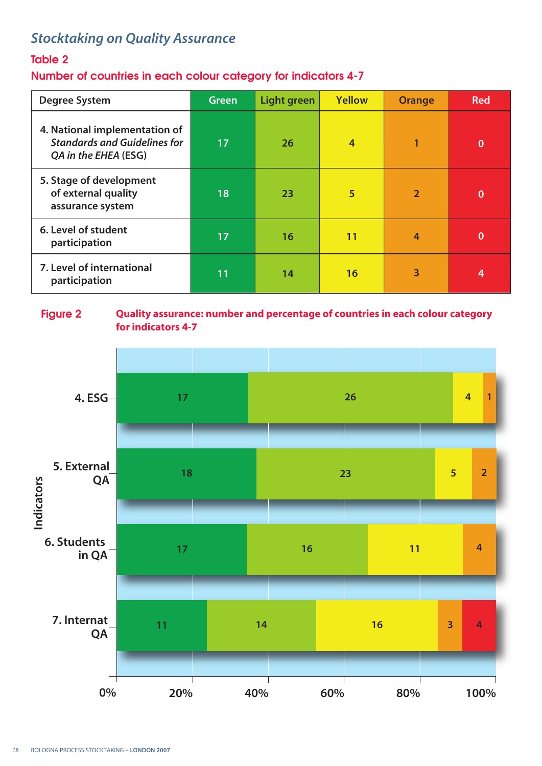## *Stocktaking on Quality Assurance*

### Table 2

**Number of countries in each colour category for indicators 4-7**

| Degree System | Green | Light green | Yellow | Orange | Red |
|---|---|---|---|---|---|
| 4. National implementation of *Standards and Guidelines for QA in the EHEA* (ESG) | 17 | 26 | 4 | 1 | 0 |
| 5. Stage of development of external quality assurance system | 18 | 23 | 5 | 2 | 0 |
| 6. Level of student participation | 17 | 16 | 11 | 4 | 0 |
| 7. Level of international participation | 11 | 14 | 16 | 3 | 4 |

**Figure 2** **Quality assurance: number and percentage of countries in each colour category for indicators 4-7**

| Indicators | Green | Light green | Yellow | Orange | Red |
|---|---|---|---|---|---|
| 4. ESG | 17 | 26 | 4 | 1 | |
| 5. External QA | 18 | 23 | 5 | 2 | |
| 6. Students in QA | 17 | 16 | 11 | 4 | |
| 7. Internat QA | 11 | 14 | 16 | 3 | 4 |

0% 20% 40% 60% 80% 100%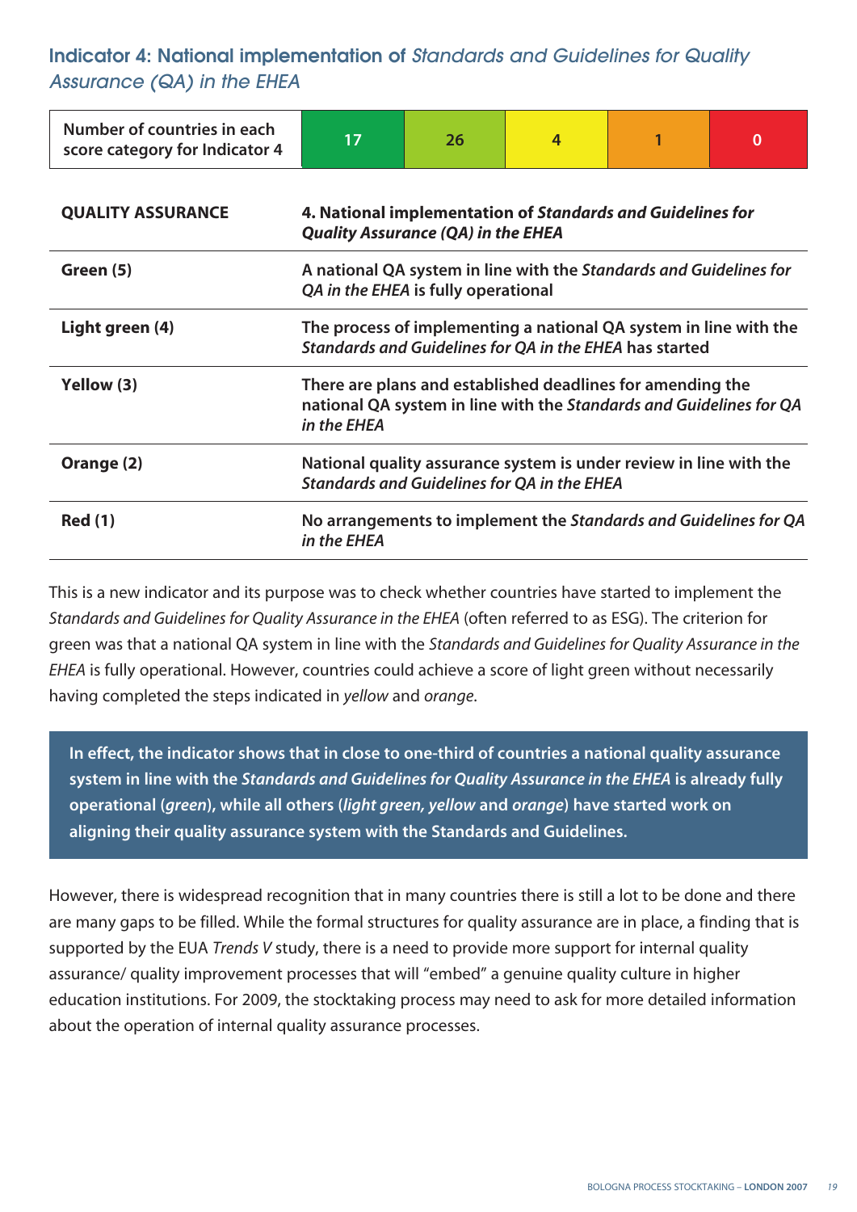## Indicator 4: National implementation of *Standards and Guidelines for Quality Assurance (QA) in the EHEA*

| Number of countries in each score category for Indicator 4 | 17 | 26 | 4 | 1 | 0 |
|---|---|---|---|---|---|

| QUALITY ASSURANCE | 4. National implementation of *Standards and Guidelines for Quality Assurance (QA) in the EHEA* |
|---|---|
| Green (5) | A national QA system in line with the *Standards and Guidelines for QA in the EHEA* is fully operational |
| Light green (4) | The process of implementing a national QA system in line with the *Standards and Guidelines for QA in the EHEA* has started |
| Yellow (3) | There are plans and established deadlines for amending the national QA system in line with the *Standards and Guidelines for QA in the EHEA* |
| Orange (2) | National quality assurance system is under review in line with the *Standards and Guidelines for QA in the EHEA* |
| Red (1) | No arrangements to implement the *Standards and Guidelines for QA in the EHEA* |

This is a new indicator and its purpose was to check whether countries have started to implement the *Standards and Guidelines for Quality Assurance in the EHEA* (often referred to as ESG). The criterion for green was that a national QA system in line with the *Standards and Guidelines for Quality Assurance in the EHEA* is fully operational. However, countries could achieve a score of light green without necessarily having completed the steps indicated in *yellow* and *orange*.

**In effect, the indicator shows that in close to one-third of countries a national quality assurance system in line with the *Standards and Guidelines for Quality Assurance in the EHEA* is already fully operational (*green*), while all others (*light green, yellow* and *orange*) have started work on aligning their quality assurance system with the Standards and Guidelines.**

However, there is widespread recognition that in many countries there is still a lot to be done and there are many gaps to be filled. While the formal structures for quality assurance are in place, a finding that is supported by the EUA *Trends V* study, there is a need to provide more support for internal quality assurance/ quality improvement processes that will "embed" a genuine quality culture in higher education institutions. For 2009, the stocktaking process may need to ask for more detailed information about the operation of internal quality assurance processes.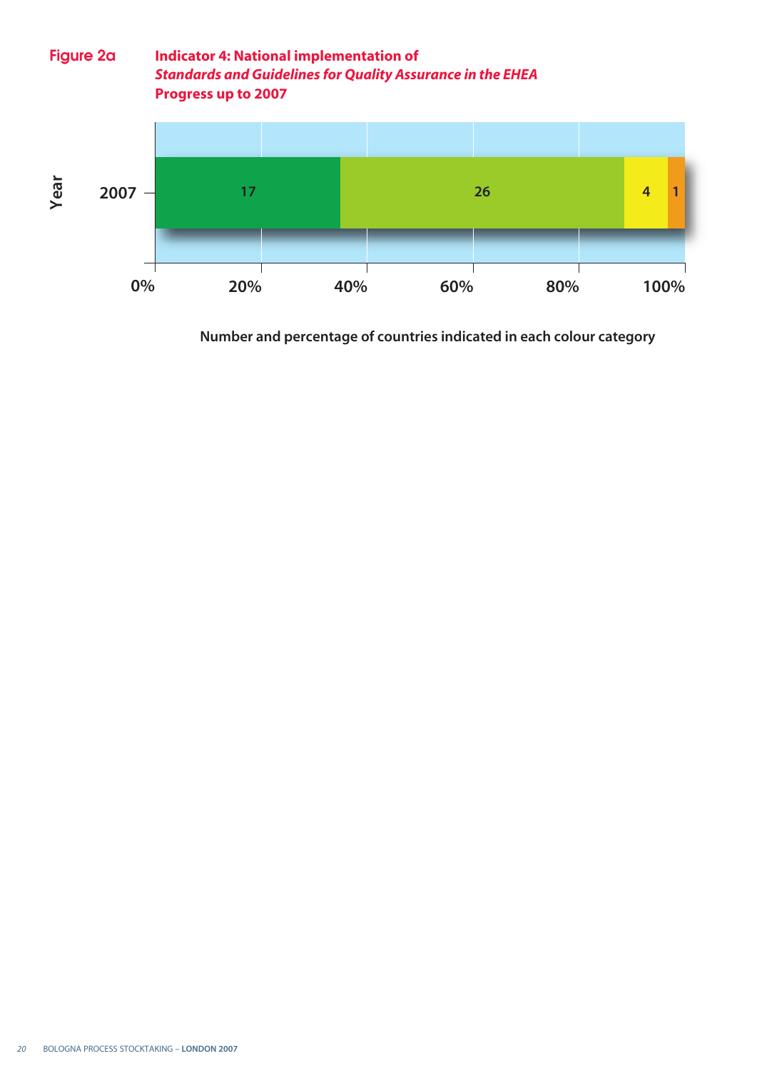**Figure 2a** **Indicator 4: National implementation of *Standards and Guidelines for Quality Assurance in the EHEA* Progress up to 2007**

| Year | Green | Light green | Yellow | Orange |
|---|---|---|---|---|
| 2007 | 17 | 26 | 4 | 1 |

0% 20% 40% 60% 80% 100%

Number and percentage of countries indicated in each colour category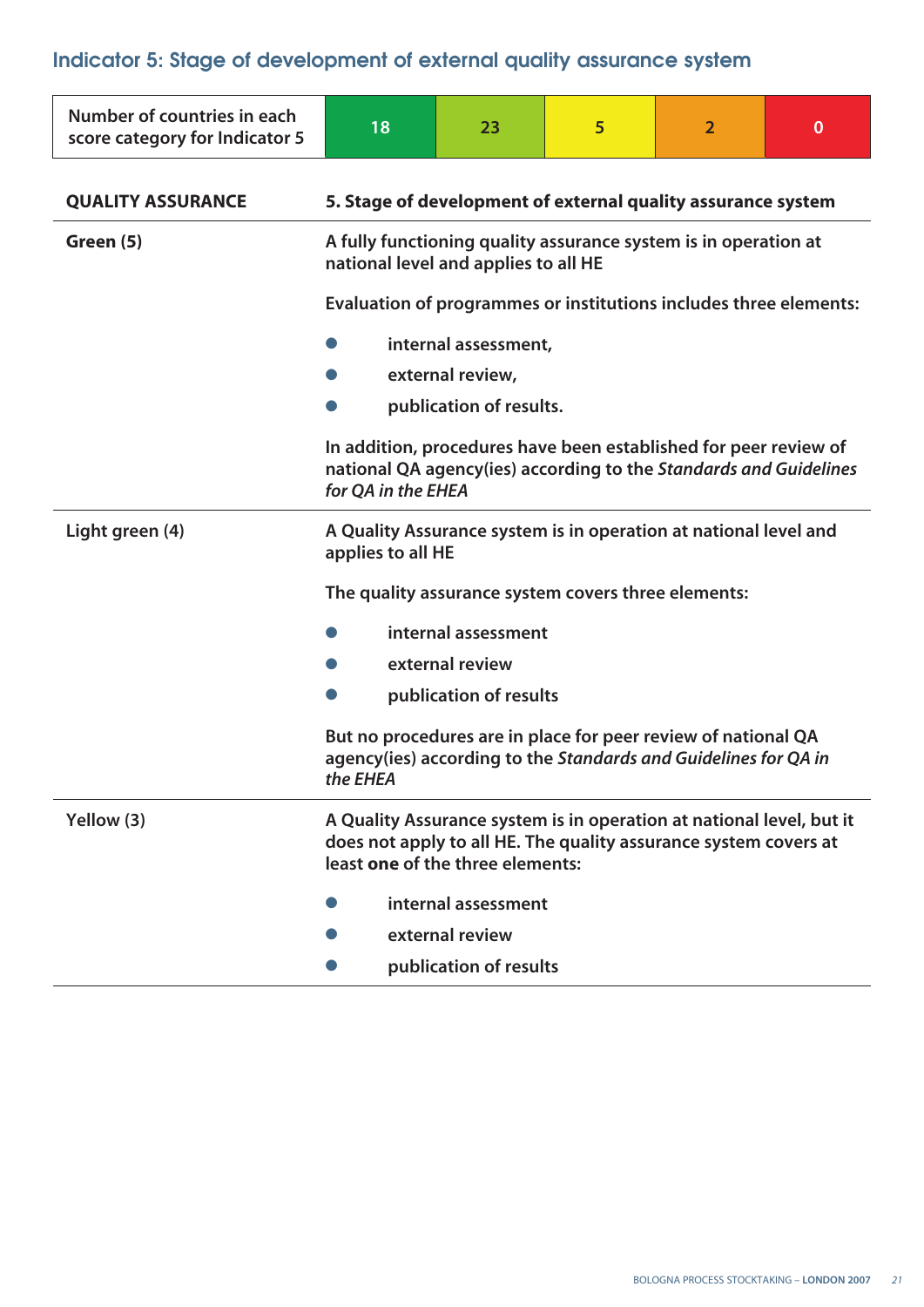## Indicator 5: Stage of development of external quality assurance system

| Number of countries in each score category for Indicator 5 | 18 | 23 | 5 | 2 | 0 |
|---|---|---|---|---|---|

| QUALITY ASSURANCE | 5. Stage of development of external quality assurance system |
|---|---|
| Green (5) | A fully functioning quality assurance system is in operation at national level and applies to all HE<br><br>Evaluation of programmes or institutions includes three elements:<br><br>• internal assessment,<br>• external review,<br>• publication of results.<br><br>In addition, procedures have been established for peer review of national QA agency(ies) according to the *Standards and Guidelines for QA in the EHEA* |
| Light green (4) | A Quality Assurance system is in operation at national level and applies to all HE<br><br>The quality assurance system covers three elements:<br><br>• internal assessment<br>• external review<br>• publication of results<br><br>But no procedures are in place for peer review of national QA agency(ies) according to the *Standards and Guidelines for QA in the EHEA* |
| Yellow (3) | A Quality Assurance system is in operation at national level, but it does not apply to all HE. The quality assurance system covers at least **one** of the three elements:<br><br>• internal assessment<br>• external review<br>• publication of results |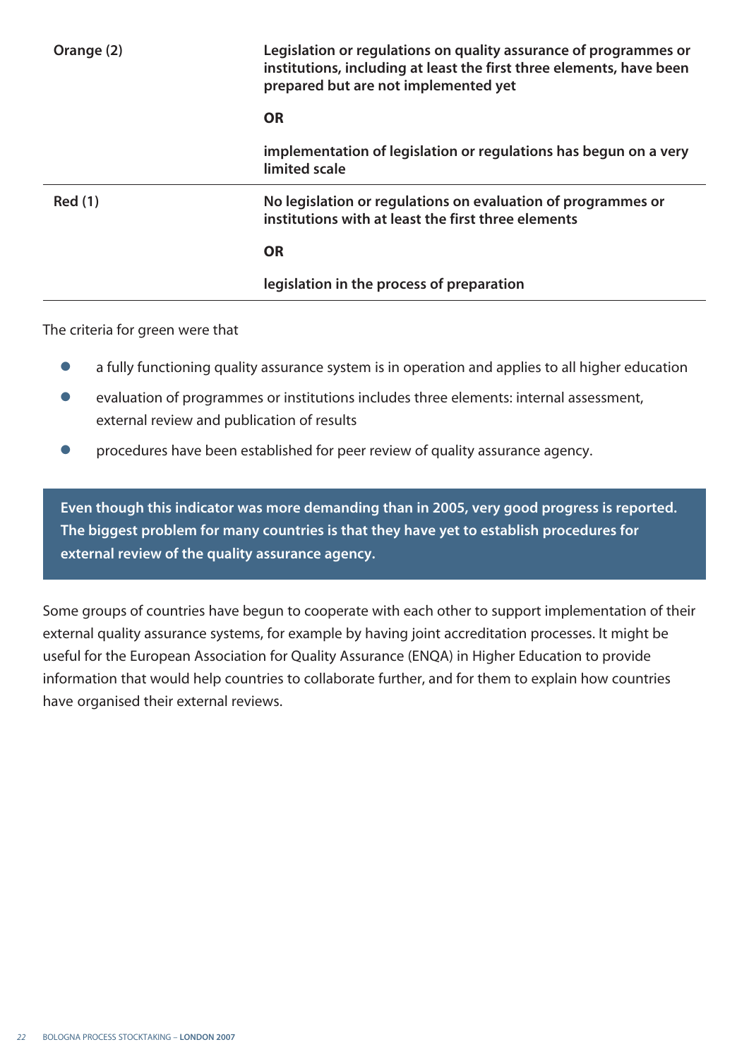| | |
|---|---|
| **Orange (2)** | **Legislation or regulations on quality assurance of programmes or institutions, including at least the first three elements, have been prepared but are not implemented yet**<br><br>**OR**<br><br>**implementation of legislation or regulations has begun on a very limited scale** |
| **Red (1)** | **No legislation or regulations on evaluation of programmes or institutions with at least the first three elements**<br><br>**OR**<br><br>**legislation in the process of preparation** |

The criteria for green were that

- a fully functioning quality assurance system is in operation and applies to all higher education
- evaluation of programmes or institutions includes three elements: internal assessment, external review and publication of results
- procedures have been established for peer review of quality assurance agency.

**Even though this indicator was more demanding than in 2005, very good progress is reported. The biggest problem for many countries is that they have yet to establish procedures for external review of the quality assurance agency.**

Some groups of countries have begun to cooperate with each other to support implementation of their external quality assurance systems, for example by having joint accreditation processes. It might be useful for the European Association for Quality Assurance (ENQA) in Higher Education to provide information that would help countries to collaborate further, and for them to explain how countries have organised their external reviews.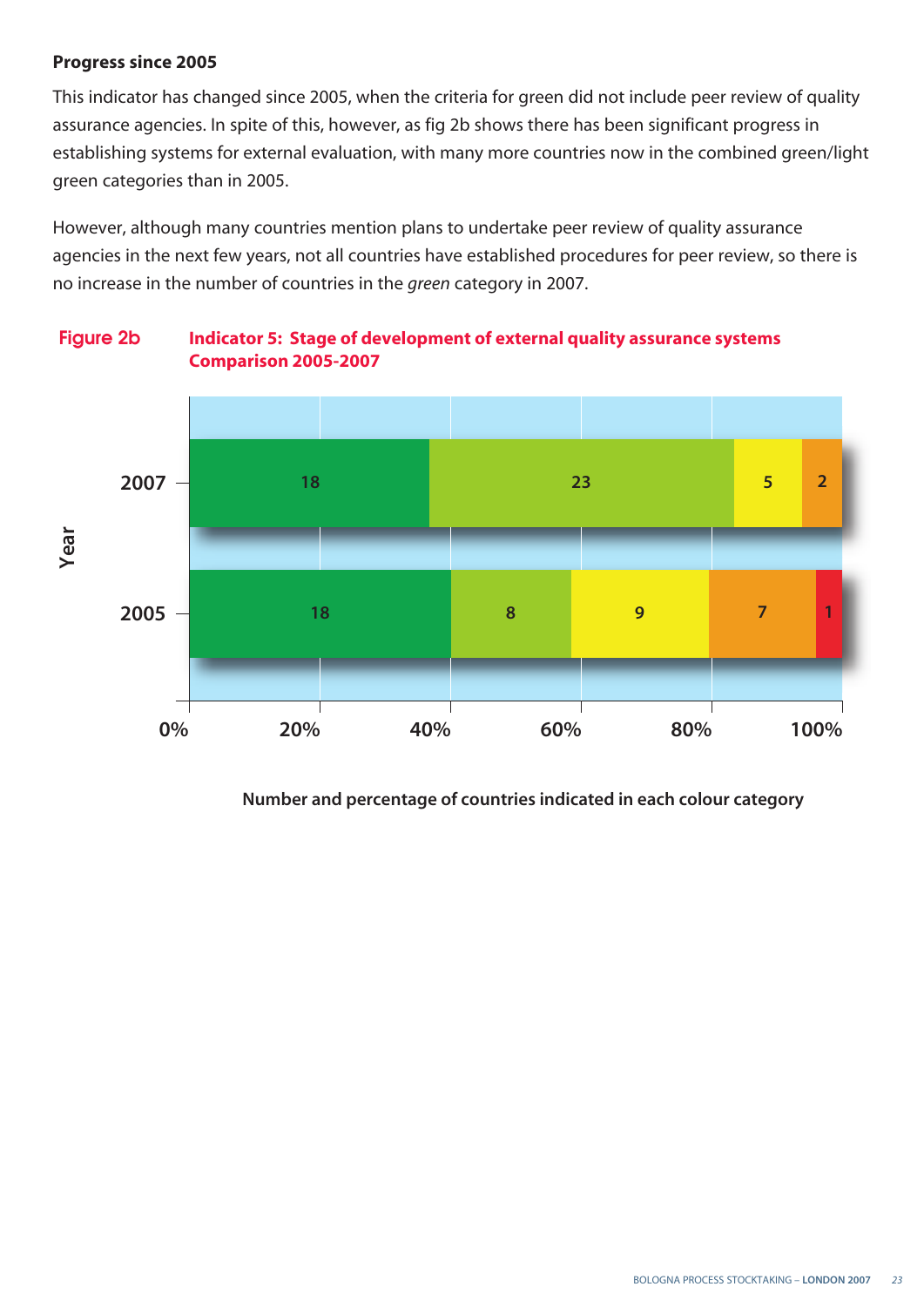**Progress since 2005**

This indicator has changed since 2005, when the criteria for green did not include peer review of quality assurance agencies. In spite of this, however, as fig 2b shows there has been significant progress in establishing systems for external evaluation, with many more countries now in the combined green/light green categories than in 2005.

However, although many countries mention plans to undertake peer review of quality assurance agencies in the next few years, not all countries have established procedures for peer review, so there is no increase in the number of countries in the *green* category in 2007.

**Figure 2b Indicator 5: Stage of development of external quality assurance systems Comparison 2005-2007**

| Year | Green | Light green | Yellow | Orange | Red |
|---|---|---|---|---|---|
| 2007 | 18 | 23 | 5 | 2 | |
| 2005 | 18 | 8 | 9 | 7 | 1 |

Number and percentage of countries indicated in each colour category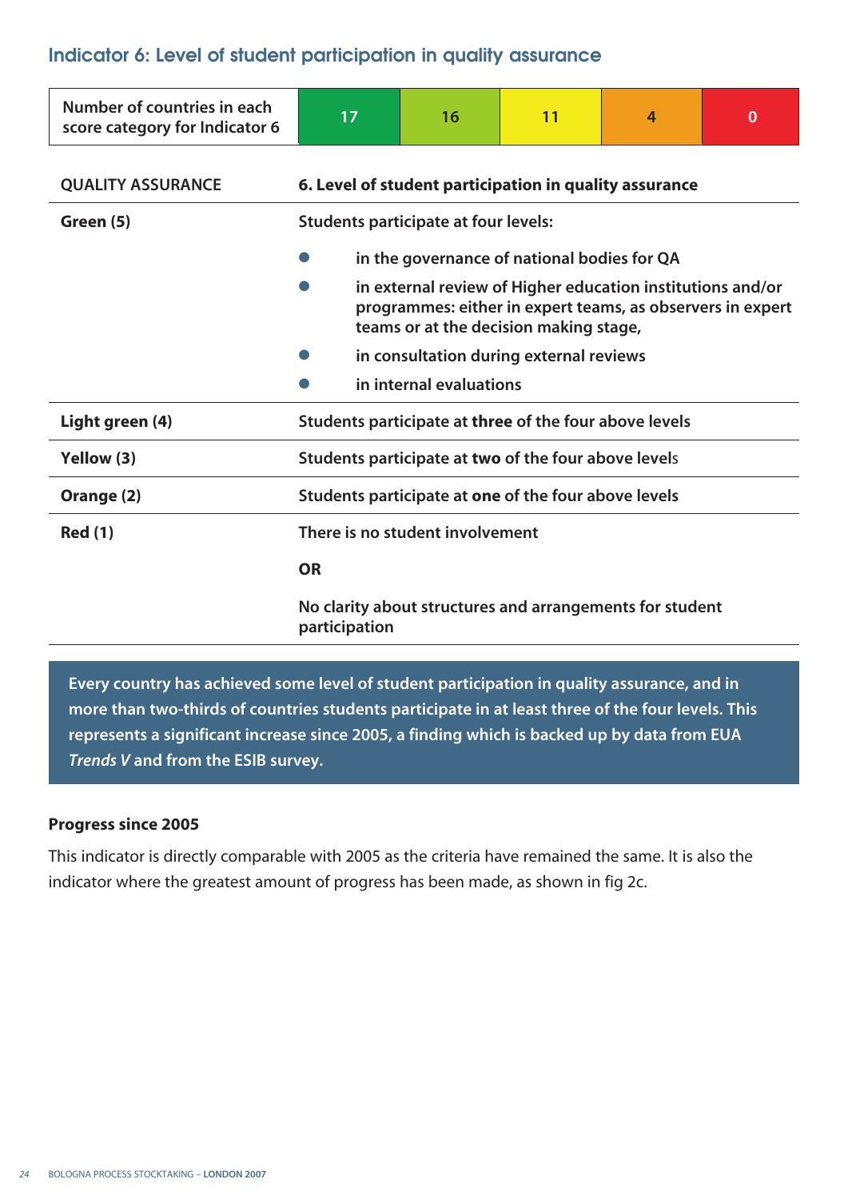## Indicator 6: Level of student participation in quality assurance

| Number of countries in each score category for Indicator 6 | 17 | 16 | 11 | 4 | 0 |
|---|---|---|---|---|---|

| QUALITY ASSURANCE | 6. Level of student participation in quality assurance |
|---|---|
| **Green (5)** | **Students participate at four levels:**<br>• in the governance of national bodies for QA<br>• in external review of Higher education institutions and/or programmes: either in expert teams, as observers in expert teams or at the decision making stage,<br>• in consultation during external reviews<br>• in internal evaluations |
| **Light green (4)** | **Students participate at three of the four above levels** |
| **Yellow (3)** | **Students participate at two of the four above levels** |
| **Orange (2)** | **Students participate at one of the four above levels** |
| **Red (1)** | **There is no student involvement**<br>**OR**<br>**No clarity about structures and arrangements for student participation** |

**Every country has achieved some level of student participation in quality assurance, and in more than two-thirds of countries students participate in at least three of the four levels. This represents a significant increase since 2005, a finding which is backed up by data from EUA *Trends V* and from the ESIB survey.**

### Progress since 2005

This indicator is directly comparable with 2005 as the criteria have remained the same. It is also the indicator where the greatest amount of progress has been made, as shown in fig 2c.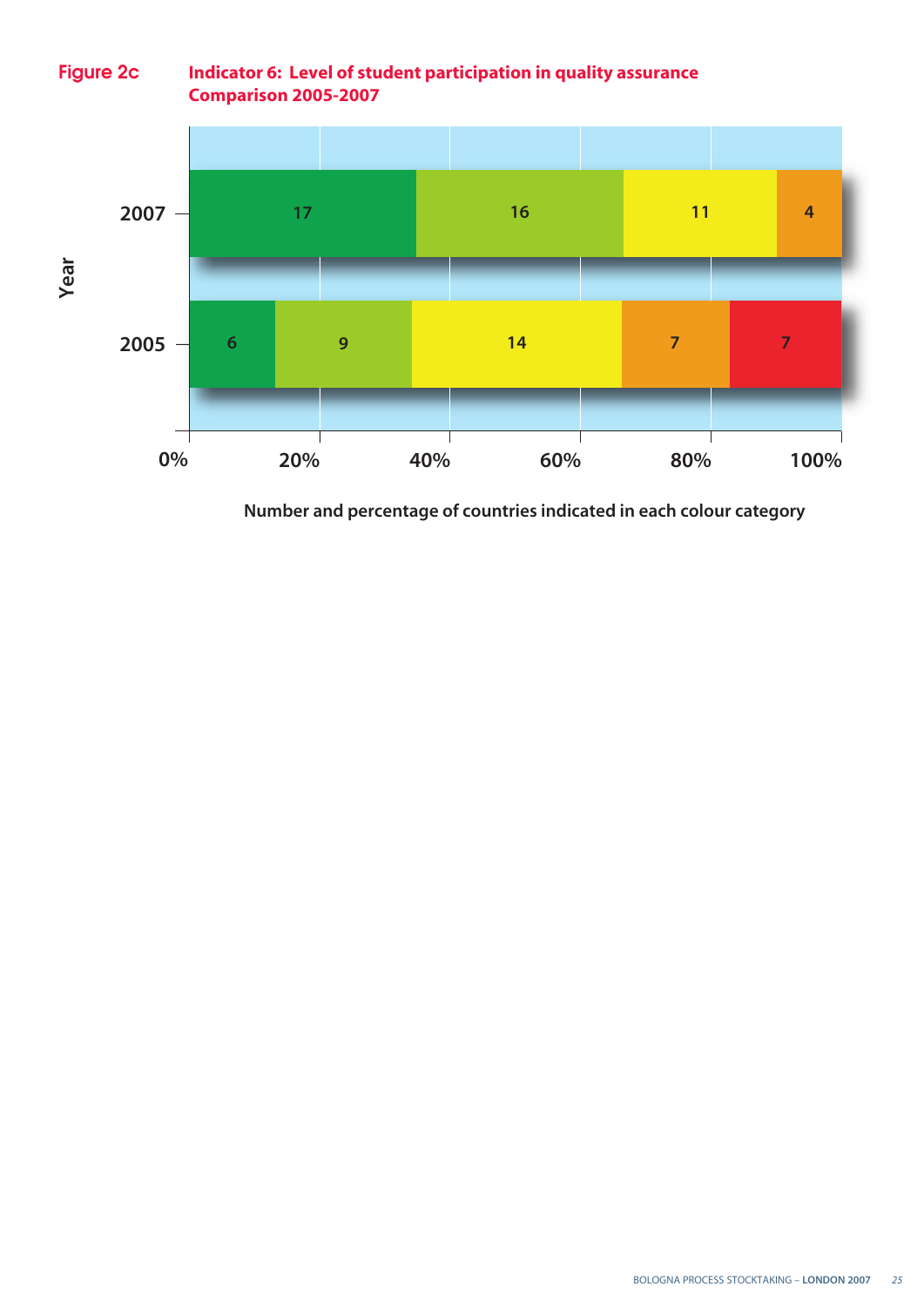**Figure 2c** **Indicator 6: Level of student participation in quality assurance Comparison 2005-2007**

| Year | Green | Light green | Yellow | Orange | Red |
|---|---|---|---|---|---|
| 2007 | 17 | 16 | 11 | 4 | |
| 2005 | 6 | 9 | 14 | 7 | 7 |

Number and percentage of countries indicated in each colour category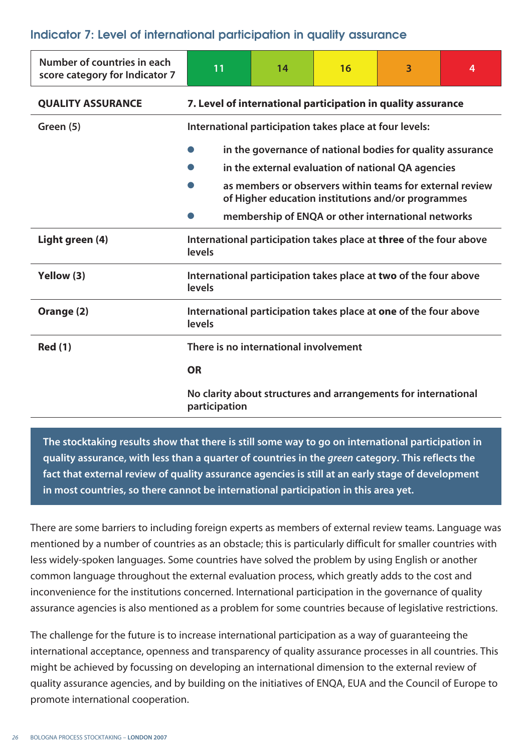## Indicator 7: Level of international participation in quality assurance

| Number of countries in each score category for Indicator 7 | 11 | 14 | 16 | 3 | 4 |
|---|---|---|---|---|---|

| **QUALITY ASSURANCE** | **7. Level of international participation in quality assurance** |
|---|---|
| **Green (5)** | **International participation takes place at four levels:**<br>• **in the governance of national bodies for quality assurance**<br>• **in the external evaluation of national QA agencies**<br>• **as members or observers within teams for external review of Higher education institutions and/or programmes**<br>• **membership of ENQA or other international networks** |
| **Light green (4)** | **International participation takes place at three of the four above levels** |
| **Yellow (3)** | **International participation takes place at two of the four above levels** |
| **Orange (2)** | **International participation takes place at one of the four above levels** |
| **Red (1)** | **There is no international involvement**<br>**OR**<br>**No clarity about structures and arrangements for international participation** |

**The stocktaking results show that there is still some way to go on international participation in quality assurance, with less than a quarter of countries in the *green* category. This reflects the fact that external review of quality assurance agencies is still at an early stage of development in most countries, so there cannot be international participation in this area yet.**

There are some barriers to including foreign experts as members of external review teams. Language was mentioned by a number of countries as an obstacle; this is particularly difficult for smaller countries with less widely-spoken languages. Some countries have solved the problem by using English or another common language throughout the external evaluation process, which greatly adds to the cost and inconvenience for the institutions concerned. International participation in the governance of quality assurance agencies is also mentioned as a problem for some countries because of legislative restrictions.

The challenge for the future is to increase international participation as a way of guaranteeing the international acceptance, openness and transparency of quality assurance processes in all countries. This might be achieved by focussing on developing an international dimension to the external review of quality assurance agencies, and by building on the initiatives of ENQA, EUA and the Council of Europe to promote international cooperation.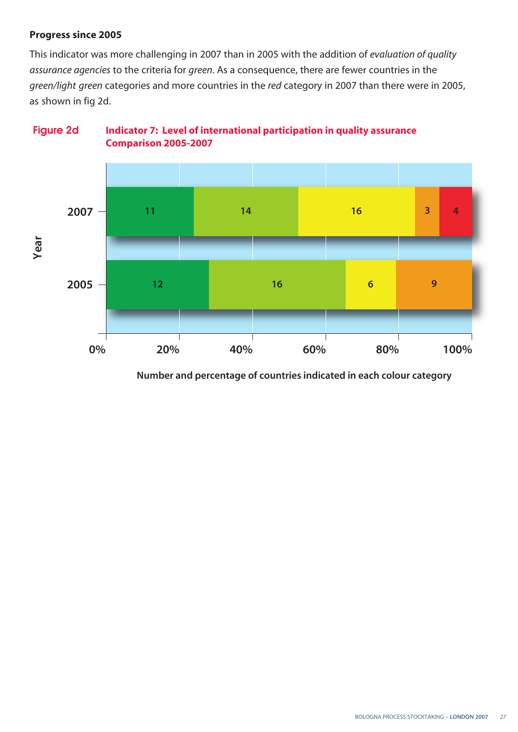**Progress since 2005**

This indicator was more challenging in 2007 than in 2005 with the addition of *evaluation of quality assurance agencies* to the criteria for *green*. As a consequence, there are fewer countries in the *green/light green* categories and more countries in the *red* category in 2007 than there were in 2005, as shown in fig 2d.

**Figure 2d** **Indicator 7: Level of international participation in quality assurance Comparison 2005-2007**

| Year | Green | Light green | Yellow | Orange | Red |
|---|---|---|---|---|---|
| 2007 | 11 | 14 | 16 | 3 | 4 |
| 2005 | 12 | 16 | 6 | 9 | |

Number and percentage of countries indicated in each colour category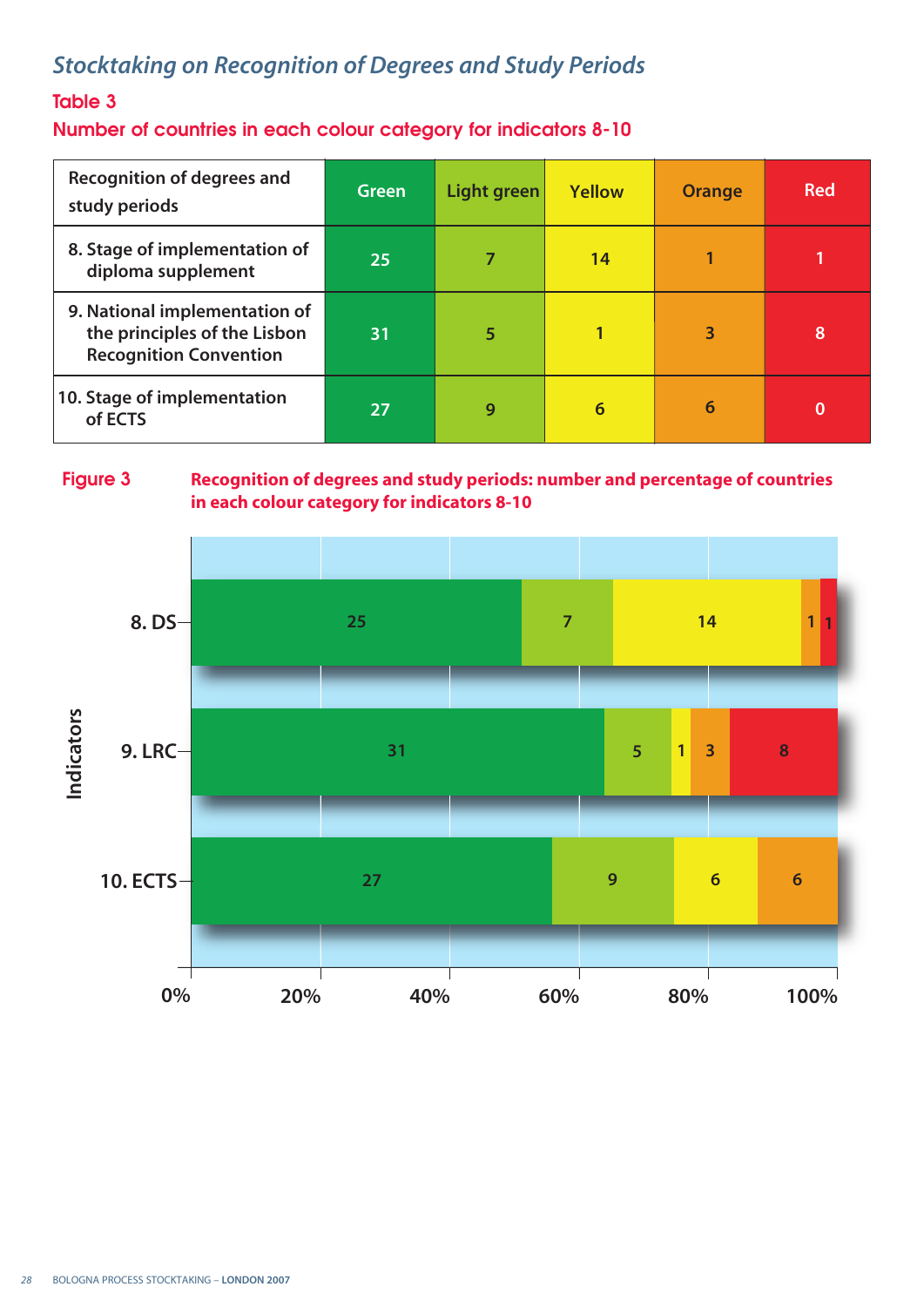## *Stocktaking on Recognition of Degrees and Study Periods*

### Table 3

### Number of countries in each colour category for indicators 8-10

| Recognition of degrees and study periods | Green | Light green | Yellow | Orange | Red |
|---|---|---|---|---|---|
| 8. Stage of implementation of diploma supplement | 25 | 7 | 14 | 1 | 1 |
| 9. National implementation of the principles of the Lisbon Recognition Convention | 31 | 5 | 1 | 3 | 8 |
| 10. Stage of implementation of ECTS | 27 | 9 | 6 | 6 | 0 |

**Figure 3** **Recognition of degrees and study periods: number and percentage of countries in each colour category for indicators 8-10**

| Indicators | Green | Light green | Yellow | Orange | Red |
|---|---|---|---|---|---|
| 8. DS | 25 | 7 | 14 | 1 | 1 |
| 9. LRC | 31 | 5 | 1 | 3 | 8 |
| 10. ECTS | 27 | 9 | 6 | 6 | |

Axis: 0%, 20%, 40%, 60%, 80%, 100%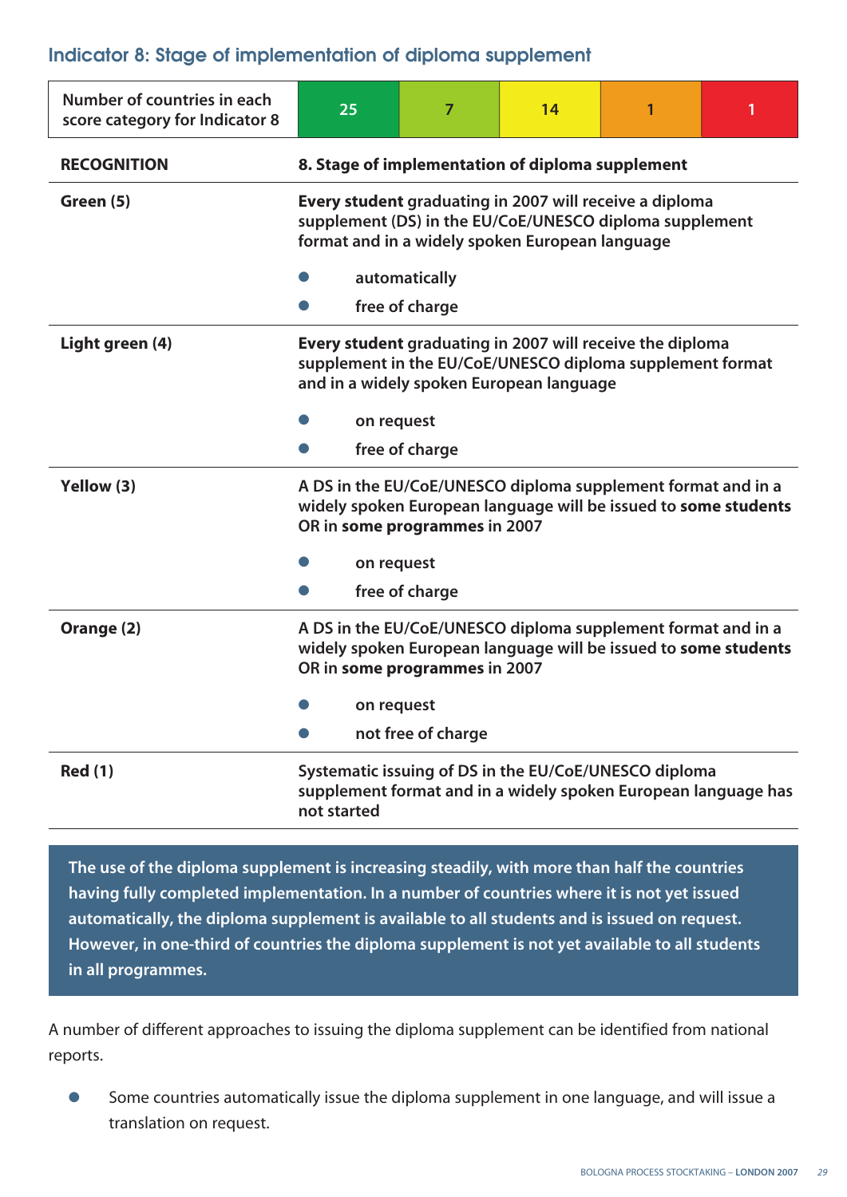## Indicator 8: Stage of implementation of diploma supplement

| Number of countries in each score category for Indicator 8 | 25 | 7 | 14 | 1 | 1 |
|---|---|---|---|---|---|

| **RECOGNITION** | **8. Stage of implementation of diploma supplement** |
|---|---|
| **Green (5)** | **Every student** graduating in 2007 will receive a diploma supplement (DS) in the EU/CoE/UNESCO diploma supplement format and in a widely spoken European language<br>• automatically<br>• free of charge |
| **Light green (4)** | **Every student** graduating in 2007 will receive the diploma supplement in the EU/CoE/UNESCO diploma supplement format and in a widely spoken European language<br>• on request<br>• free of charge |
| **Yellow (3)** | A DS in the EU/CoE/UNESCO diploma supplement format and in a widely spoken European language will be issued to **some students** OR in **some programmes** in 2007<br>• on request<br>• free of charge |
| **Orange (2)** | A DS in the EU/CoE/UNESCO diploma supplement format and in a widely spoken European language will be issued to **some students** OR in **some programmes** in 2007<br>• on request<br>• not free of charge |
| **Red (1)** | Systematic issuing of DS in the EU/CoE/UNESCO diploma supplement format and in a widely spoken European language has not started |

**The use of the diploma supplement is increasing steadily, with more than half the countries having fully completed implementation. In a number of countries where it is not yet issued automatically, the diploma supplement is available to all students and is issued on request. However, in one-third of countries the diploma supplement is not yet available to all students in all programmes.**

A number of different approaches to issuing the diploma supplement can be identified from national reports.

- Some countries automatically issue the diploma supplement in one language, and will issue a translation on request.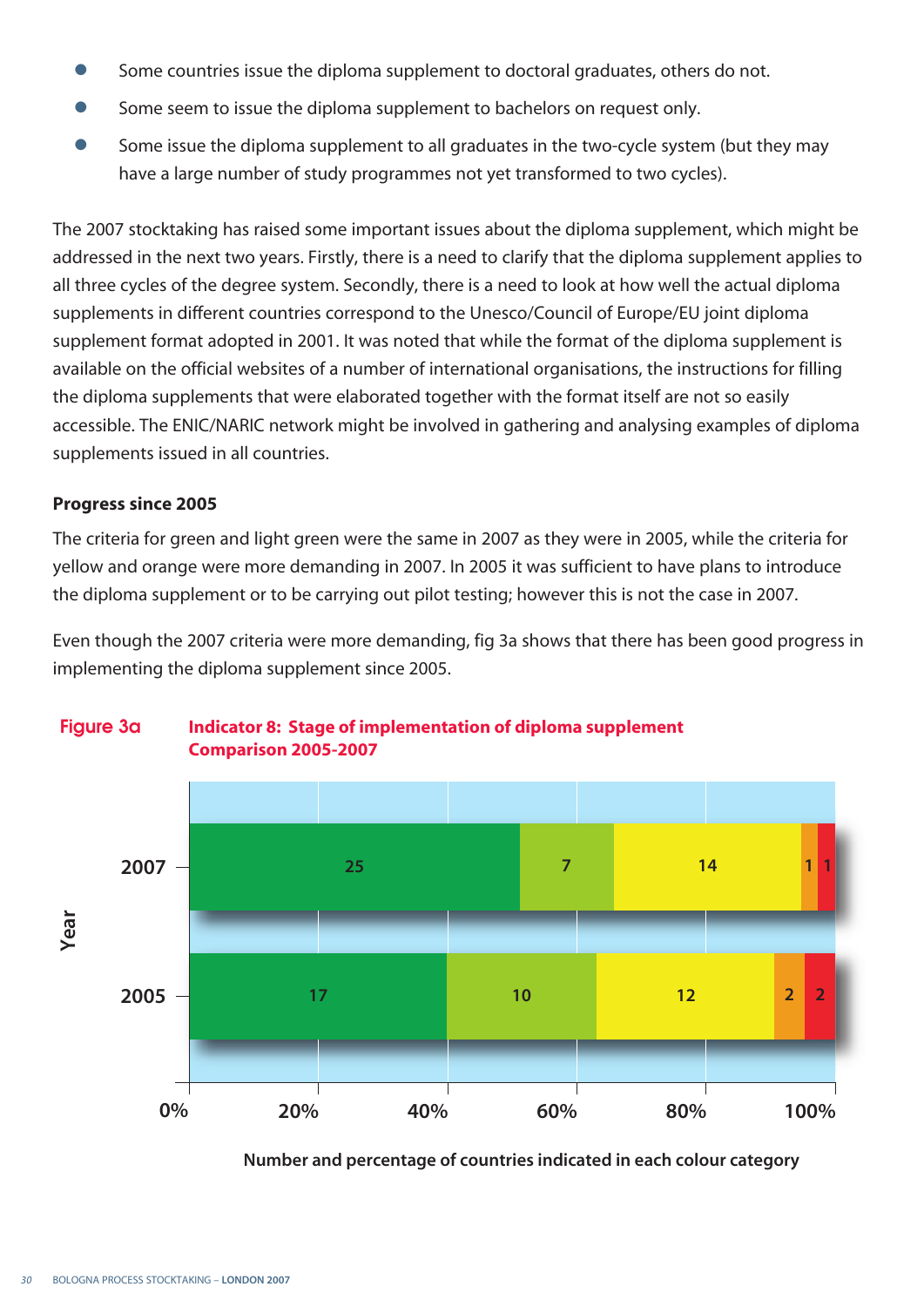- Some countries issue the diploma supplement to doctoral graduates, others do not.
- Some seem to issue the diploma supplement to bachelors on request only.
- Some issue the diploma supplement to all graduates in the two-cycle system (but they may have a large number of study programmes not yet transformed to two cycles).

The 2007 stocktaking has raised some important issues about the diploma supplement, which might be addressed in the next two years. Firstly, there is a need to clarify that the diploma supplement applies to all three cycles of the degree system. Secondly, there is a need to look at how well the actual diploma supplements in different countries correspond to the Unesco/Council of Europe/EU joint diploma supplement format adopted in 2001. It was noted that while the format of the diploma supplement is available on the official websites of a number of international organisations, the instructions for filling the diploma supplements that were elaborated together with the format itself are not so easily accessible. The ENIC/NARIC network might be involved in gathering and analysing examples of diploma supplements issued in all countries.

**Progress since 2005**

The criteria for green and light green were the same in 2007 as they were in 2005, while the criteria for yellow and orange were more demanding in 2007. In 2005 it was sufficient to have plans to introduce the diploma supplement or to be carrying out pilot testing; however this is not the case in 2007.

Even though the 2007 criteria were more demanding, fig 3a shows that there has been good progress in implementing the diploma supplement since 2005.

**Figure 3a** **Indicator 8: Stage of implementation of diploma supplement Comparison 2005-2007**

| Year | Green | Light green | Yellow | Orange | Red |
|---|---|---|---|---|---|
| 2007 | 25 | 7 | 14 | 1 | 1 |
| 2005 | 17 | 10 | 12 | 2 | 2 |

Number and percentage of countries indicated in each colour category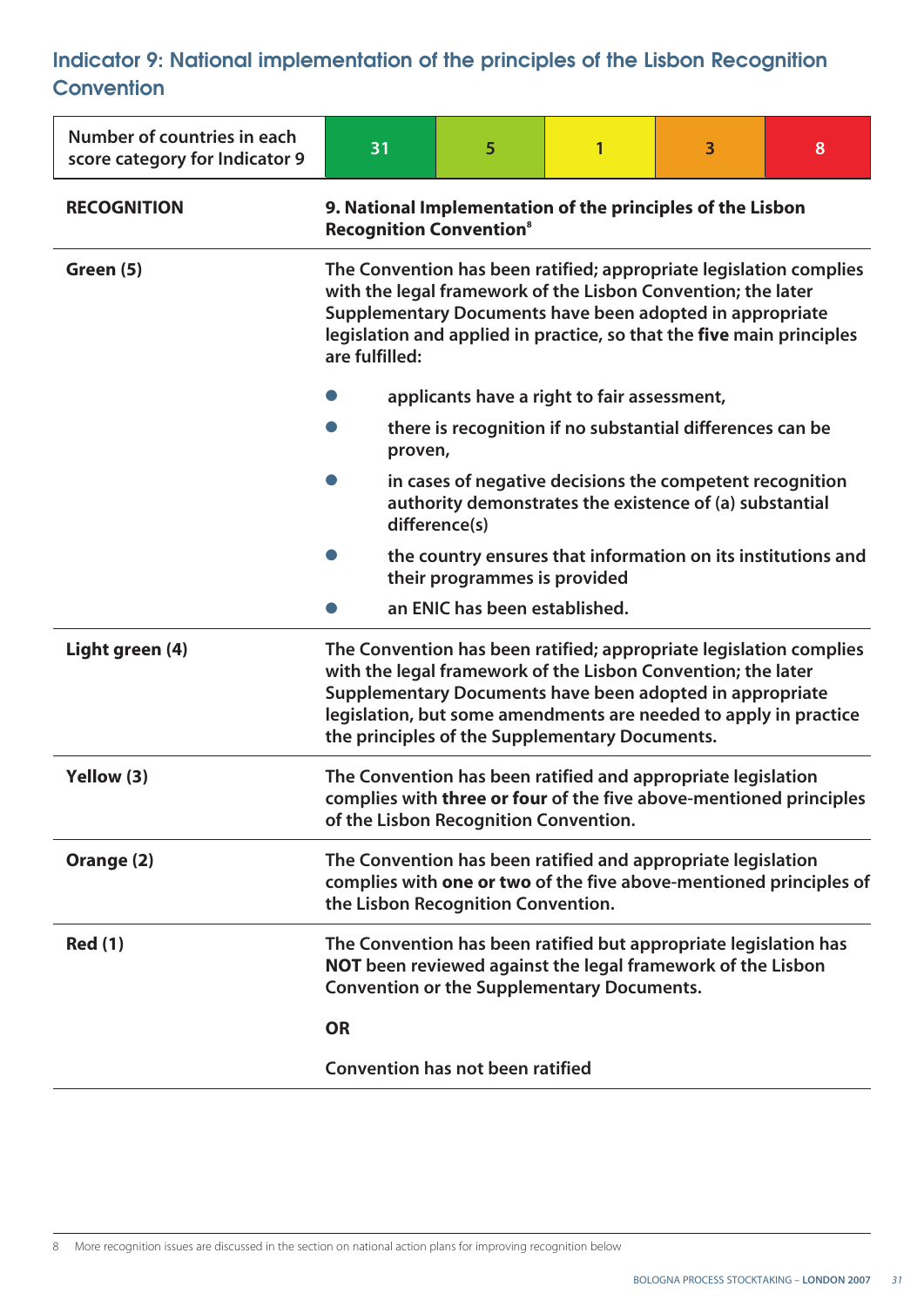## Indicator 9: National implementation of the principles of the Lisbon Recognition Convention

| Number of countries in each score category for Indicator 9 | 31 | 5 | 1 | 3 | 8 |
|---|---|---|---|---|---|

| RECOGNITION | 9. National Implementation of the principles of the Lisbon Recognition Convention[8] |
|---|---|
| Green (5) | The Convention has been ratified; appropriate legislation complies with the legal framework of the Lisbon Convention; the later Supplementary Documents have been adopted in appropriate legislation and applied in practice, so that the **five** main principles are fulfilled:<br>• applicants have a right to fair assessment,<br>• there is recognition if no substantial differences can be proven,<br>• in cases of negative decisions the competent recognition authority demonstrates the existence of (a) substantial difference(s)<br>• the country ensures that information on its institutions and their programmes is provided<br>• an ENIC has been established. |
| Light green (4) | The Convention has been ratified; appropriate legislation complies with the legal framework of the Lisbon Convention; the later Supplementary Documents have been adopted in appropriate legislation, but some amendments are needed to apply in practice the principles of the Supplementary Documents. |
| Yellow (3) | The Convention has been ratified and appropriate legislation complies with **three or four** of the five above-mentioned principles of the Lisbon Recognition Convention. |
| Orange (2) | The Convention has been ratified and appropriate legislation complies with **one or two** of the five above-mentioned principles of the Lisbon Recognition Convention. |
| Red (1) | The Convention has been ratified but appropriate legislation has **NOT** been reviewed against the legal framework of the Lisbon Convention or the Supplementary Documents.<br>**OR**<br>Convention has not been ratified |

8 More recognition issues are discussed in the section on national action plans for improving recognition below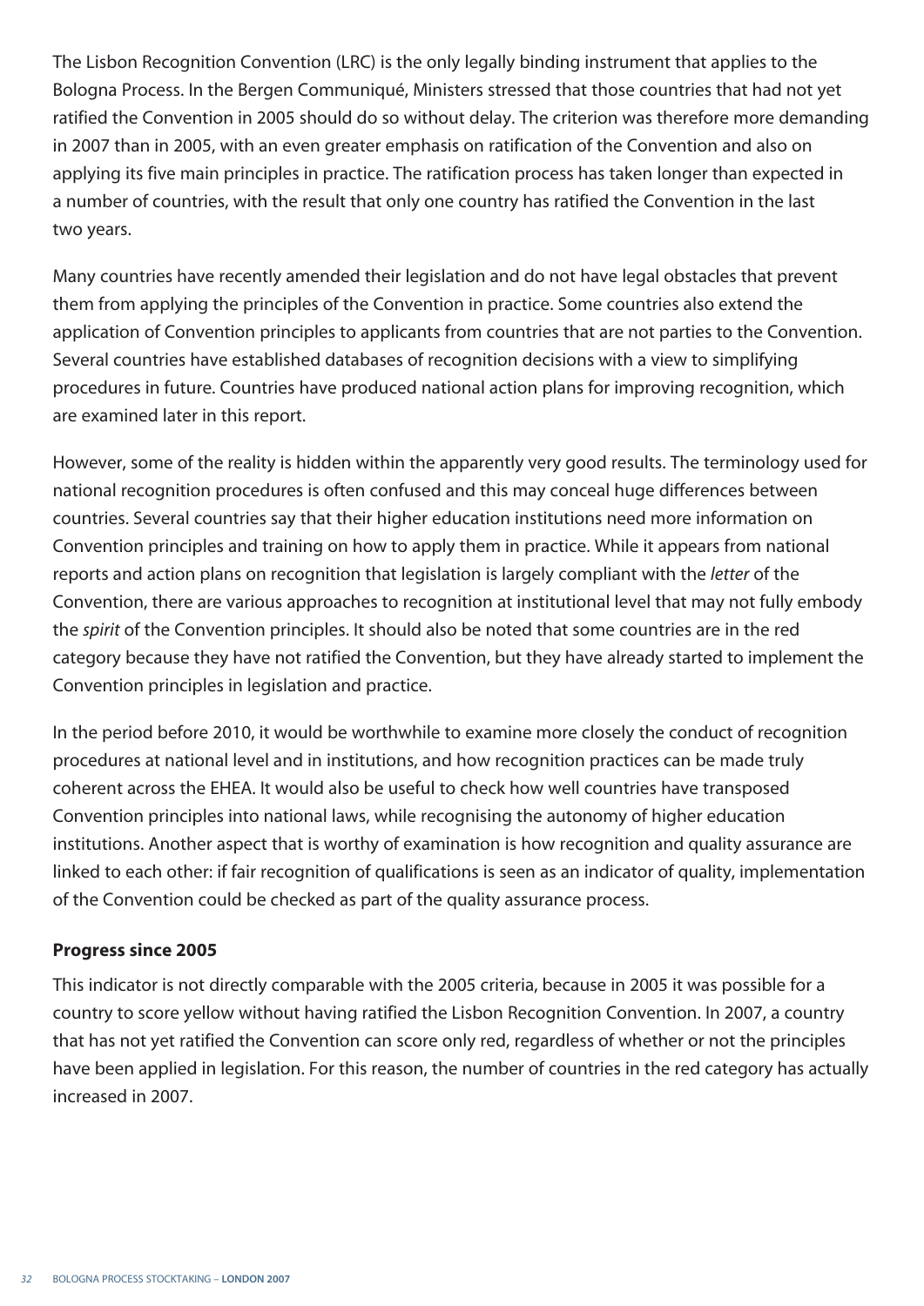The Lisbon Recognition Convention (LRC) is the only legally binding instrument that applies to the Bologna Process. In the Bergen Communiqué, Ministers stressed that those countries that had not yet ratified the Convention in 2005 should do so without delay. The criterion was therefore more demanding in 2007 than in 2005, with an even greater emphasis on ratification of the Convention and also on applying its five main principles in practice. The ratification process has taken longer than expected in a number of countries, with the result that only one country has ratified the Convention in the last two years.

Many countries have recently amended their legislation and do not have legal obstacles that prevent them from applying the principles of the Convention in practice. Some countries also extend the application of Convention principles to applicants from countries that are not parties to the Convention. Several countries have established databases of recognition decisions with a view to simplifying procedures in future. Countries have produced national action plans for improving recognition, which are examined later in this report.

However, some of the reality is hidden within the apparently very good results. The terminology used for national recognition procedures is often confused and this may conceal huge differences between countries. Several countries say that their higher education institutions need more information on Convention principles and training on how to apply them in practice. While it appears from national reports and action plans on recognition that legislation is largely compliant with the *letter* of the Convention, there are various approaches to recognition at institutional level that may not fully embody the *spirit* of the Convention principles. It should also be noted that some countries are in the red category because they have not ratified the Convention, but they have already started to implement the Convention principles in legislation and practice.

In the period before 2010, it would be worthwhile to examine more closely the conduct of recognition procedures at national level and in institutions, and how recognition practices can be made truly coherent across the EHEA. It would also be useful to check how well countries have transposed Convention principles into national laws, while recognising the autonomy of higher education institutions. Another aspect that is worthy of examination is how recognition and quality assurance are linked to each other: if fair recognition of qualifications is seen as an indicator of quality, implementation of the Convention could be checked as part of the quality assurance process.

**Progress since 2005**

This indicator is not directly comparable with the 2005 criteria, because in 2005 it was possible for a country to score yellow without having ratified the Lisbon Recognition Convention. In 2007, a country that has not yet ratified the Convention can score only red, regardless of whether or not the principles have been applied in legislation. For this reason, the number of countries in the red category has actually increased in 2007.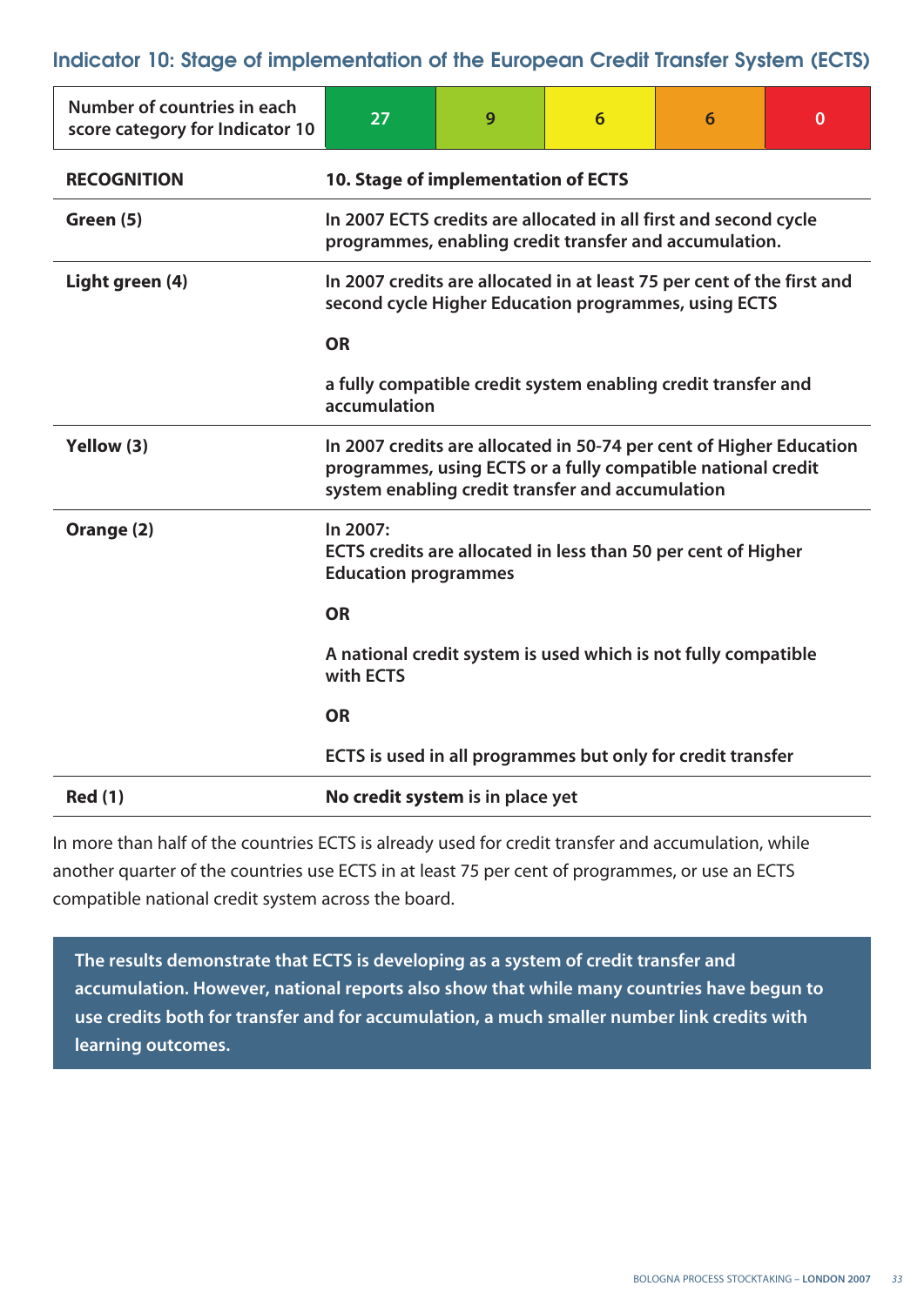## Indicator 10: Stage of implementation of the European Credit Transfer System (ECTS)

| Number of countries in each score category for Indicator 10 | 27 | 9 | 6 | 6 | 0 |
|---|---|---|---|---|---|

| **RECOGNITION** | **10. Stage of implementation of ECTS** |
|---|---|
| **Green (5)** | **In 2007 ECTS credits are allocated in all first and second cycle programmes, enabling credit transfer and accumulation.** |
| **Light green (4)** | **In 2007 credits are allocated in at least 75 per cent of the first and second cycle Higher Education programmes, using ECTS**<br><br>**OR**<br><br>**a fully compatible credit system enabling credit transfer and accumulation** |
| **Yellow (3)** | **In 2007 credits are allocated in 50-74 per cent of Higher Education programmes, using ECTS or a fully compatible national credit system enabling credit transfer and accumulation** |
| **Orange (2)** | **In 2007:**<br>**ECTS credits are allocated in less than 50 per cent of Higher Education programmes**<br><br>**OR**<br><br>**A national credit system is used which is not fully compatible with ECTS**<br><br>**OR**<br><br>**ECTS is used in all programmes but only for credit transfer** |
| **Red (1)** | **No credit system is in place yet** |

In more than half of the countries ECTS is already used for credit transfer and accumulation, while another quarter of the countries use ECTS in at least 75 per cent of programmes, or use an ECTS compatible national credit system across the board.

**The results demonstrate that ECTS is developing as a system of credit transfer and accumulation. However, national reports also show that while many countries have begun to use credits both for transfer and for accumulation, a much smaller number link credits with learning outcomes.**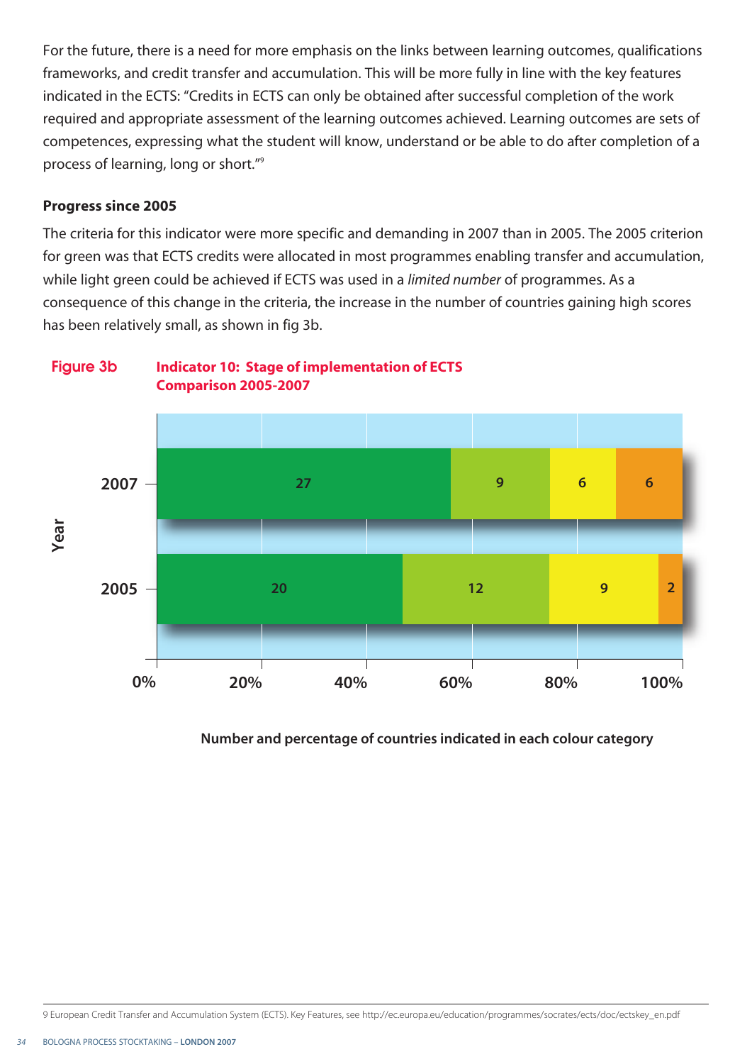For the future, there is a need for more emphasis on the links between learning outcomes, qualifications frameworks, and credit transfer and accumulation. This will be more fully in line with the key features indicated in the ECTS: "Credits in ECTS can only be obtained after successful completion of the work required and appropriate assessment of the learning outcomes achieved. Learning outcomes are sets of competences, expressing what the student will know, understand or be able to do after completion of a process of learning, long or short."[9]

### Progress since 2005

The criteria for this indicator were more specific and demanding in 2007 than in 2005. The 2005 criterion for green was that ECTS credits were allocated in most programmes enabling transfer and accumulation, while light green could be achieved if ECTS was used in a *limited number* of programmes. As a consequence of this change in the criteria, the increase in the number of countries gaining high scores has been relatively small, as shown in fig 3b.

**Figure 3b** **Indicator 10: Stage of implementation of ECTS Comparison 2005-2007**

| Year | Green | Light green | Yellow | Orange |
|---|---|---|---|---|
| 2007 | 27 | 9 | 6 | 6 |
| 2005 | 20 | 12 | 9 | 2 |

**Number and percentage of countries indicated in each colour category**

9 European Credit Transfer and Accumulation System (ECTS). Key Features, see http://ec.europa.eu/education/programmes/socrates/ects/doc/ectskey_en.pdf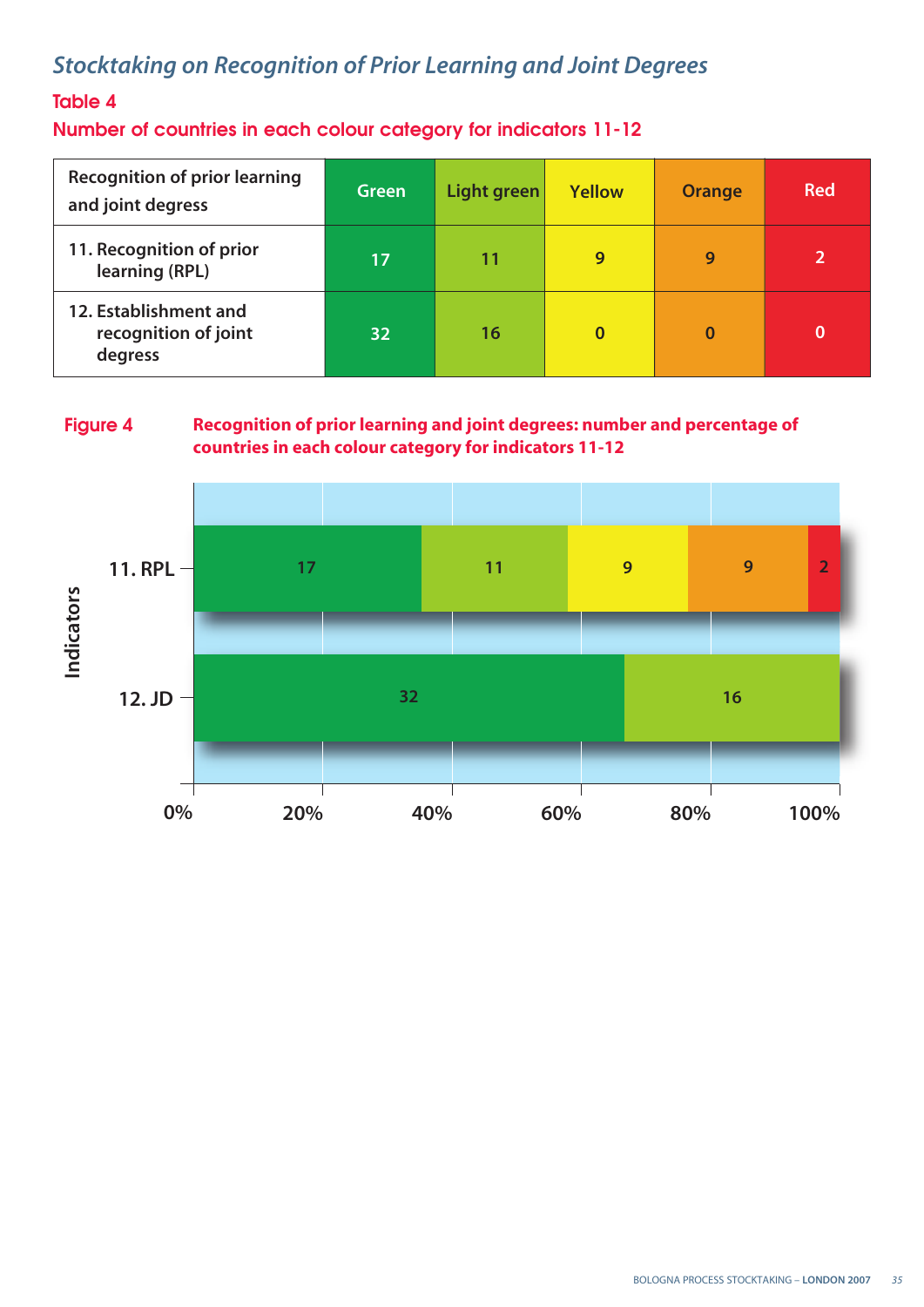# *Stocktaking on Recognition of Prior Learning and Joint Degrees*

## Table 4

### Number of countries in each colour category for indicators 11-12

| Recognition of prior learning and joint degress | Green | Light green | Yellow | Orange | Red |
|---|---|---|---|---|---|
| 11. Recognition of prior learning (RPL) | 17 | 11 | 9 | 9 | 2 |
| 12. Establishment and recognition of joint degress | 32 | 16 | 0 | 0 | 0 |

**Figure 4** **Recognition of prior learning and joint degrees: number and percentage of countries in each colour category for indicators 11-12**

| Indicators | Green | Light green | Yellow | Orange | Red |
|---|---|---|---|---|---|
| 11. RPL | 17 | 11 | 9 | 9 | 2 |
| 12. JD | 32 | 16 | | | |

0% 20% 40% 60% 80% 100%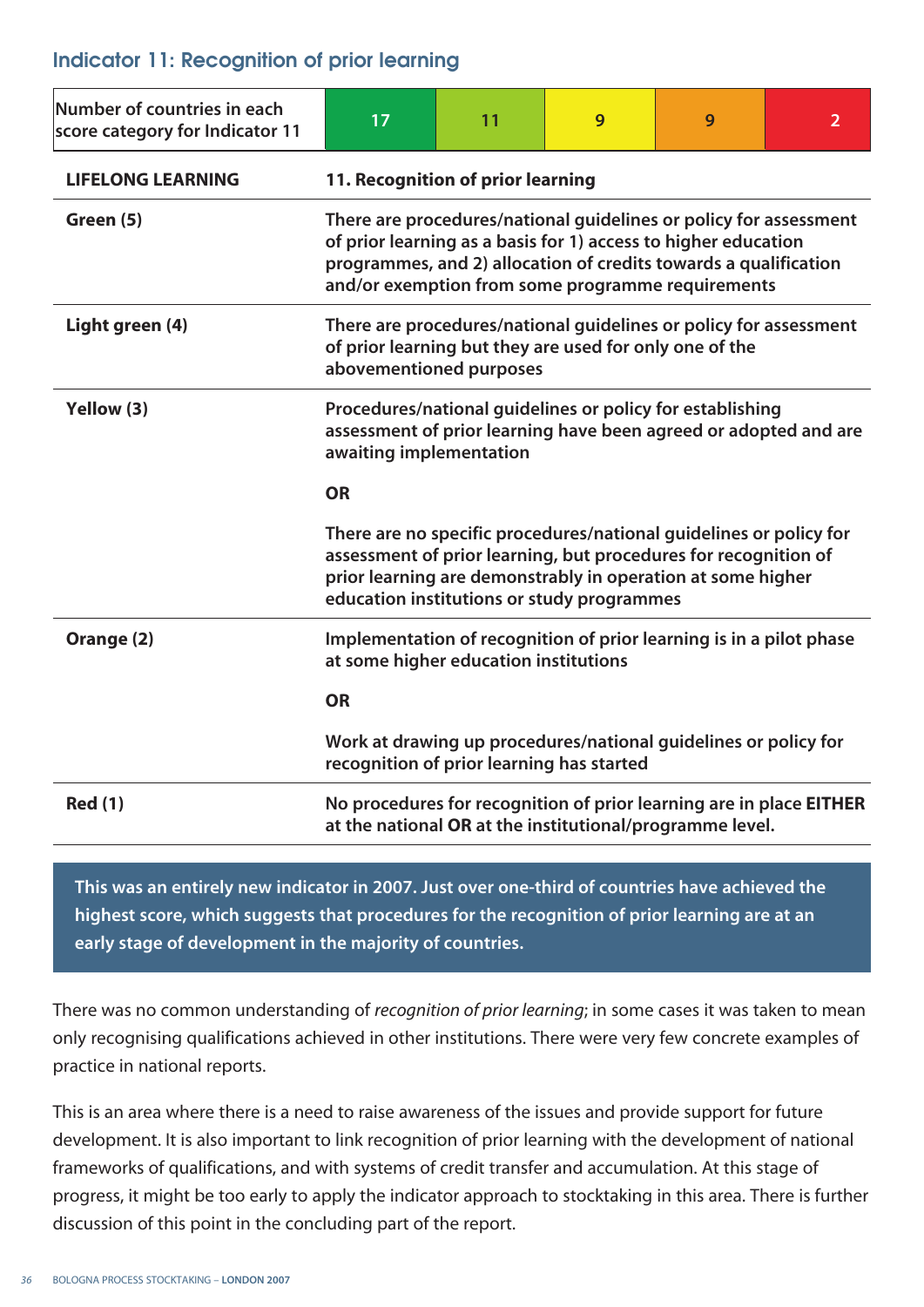## Indicator 11: Recognition of prior learning

| Number of countries in each score category for Indicator 11 | 17 | 11 | 9 | 9 | 2 |
|---|---|---|---|---|---|

| **LIFELONG LEARNING** | **11. Recognition of prior learning** |
|---|---|
| **Green (5)** | **There are procedures/national guidelines or policy for assessment of prior learning as a basis for 1) access to higher education programmes, and 2) allocation of credits towards a qualification and/or exemption from some programme requirements** |
| **Light green (4)** | **There are procedures/national guidelines or policy for assessment of prior learning but they are used for only one of the abovementioned purposes** |
| **Yellow (3)** | **Procedures/national guidelines or policy for establishing assessment of prior learning have been agreed or adopted and are awaiting implementation**<br><br>**OR**<br><br>**There are no specific procedures/national guidelines or policy for assessment of prior learning, but procedures for recognition of prior learning are demonstrably in operation at some higher education institutions or study programmes** |
| **Orange (2)** | **Implementation of recognition of prior learning is in a pilot phase at some higher education institutions**<br><br>**OR**<br><br>**Work at drawing up procedures/national guidelines or policy for recognition of prior learning has started** |
| **Red (1)** | **No procedures for recognition of prior learning are in place EITHER at the national OR at the institutional/programme level.** |

**This was an entirely new indicator in 2007. Just over one-third of countries have achieved the highest score, which suggests that procedures for the recognition of prior learning are at an early stage of development in the majority of countries.**

There was no common understanding of *recognition of prior learning*; in some cases it was taken to mean only recognising qualifications achieved in other institutions. There were very few concrete examples of practice in national reports.

This is an area where there is a need to raise awareness of the issues and provide support for future development. It is also important to link recognition of prior learning with the development of national frameworks of qualifications, and with systems of credit transfer and accumulation. At this stage of progress, it might be too early to apply the indicator approach to stocktaking in this area. There is further discussion of this point in the concluding part of the report.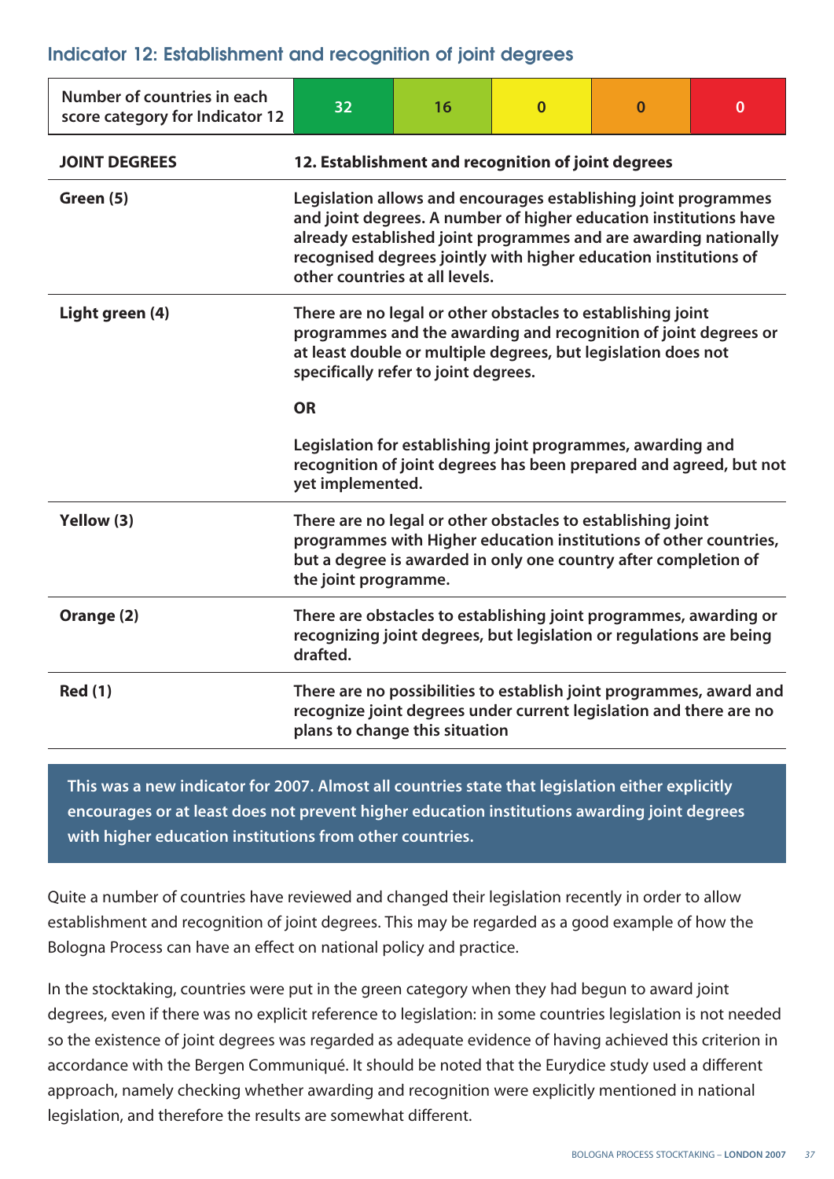## Indicator 12: Establishment and recognition of joint degrees

| Number of countries in each score category for Indicator 12 | 32 | 16 | 0 | 0 | 0 |
|---|---|---|---|---|---|

| JOINT DEGREES | 12. Establishment and recognition of joint degrees |
|---|---|
| Green (5) | Legislation allows and encourages establishing joint programmes and joint degrees. A number of higher education institutions have already established joint programmes and are awarding nationally recognised degrees jointly with higher education institutions of other countries at all levels. |
| Light green (4) | There are no legal or other obstacles to establishing joint programmes and the awarding and recognition of joint degrees or at least double or multiple degrees, but legislation does not specifically refer to joint degrees. **OR** Legislation for establishing joint programmes, awarding and recognition of joint degrees has been prepared and agreed, but not yet implemented. |
| Yellow (3) | There are no legal or other obstacles to establishing joint programmes with Higher education institutions of other countries, but a degree is awarded in only one country after completion of the joint programme. |
| Orange (2) | There are obstacles to establishing joint programmes, awarding or recognizing joint degrees, but legislation or regulations are being drafted. |
| Red (1) | There are no possibilities to establish joint programmes, award and recognize joint degrees under current legislation and there are no plans to change this situation |

**This was a new indicator for 2007. Almost all countries state that legislation either explicitly encourages or at least does not prevent higher education institutions awarding joint degrees with higher education institutions from other countries.**

Quite a number of countries have reviewed and changed their legislation recently in order to allow establishment and recognition of joint degrees. This may be regarded as a good example of how the Bologna Process can have an effect on national policy and practice.

In the stocktaking, countries were put in the green category when they had begun to award joint degrees, even if there was no explicit reference to legislation: in some countries legislation is not needed so the existence of joint degrees was regarded as adequate evidence of having achieved this criterion in accordance with the Bergen Communiqué. It should be noted that the Eurydice study used a different approach, namely checking whether awarding and recognition were explicitly mentioned in national legislation, and therefore the results are somewhat different.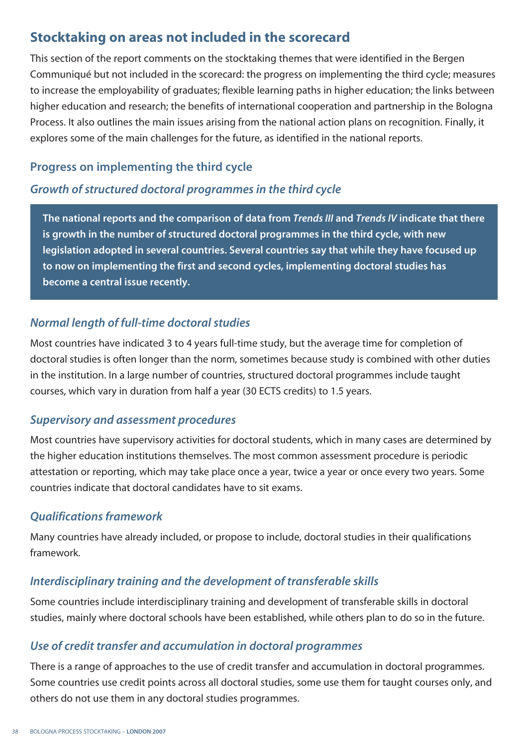## Stocktaking on areas not included in the scorecard

This section of the report comments on the stocktaking themes that were identified in the Bergen Communiqué but not included in the scorecard: the progress on implementing the third cycle; measures to increase the employability of graduates; flexible learning paths in higher education; the links between higher education and research; the benefits of international cooperation and partnership in the Bologna Process. It also outlines the main issues arising from the national action plans on recognition. Finally, it explores some of the main challenges for the future, as identified in the national reports.

### Progress on implementing the third cycle

#### *Growth of structured doctoral programmes in the third cycle*

**The national reports and the comparison of data from *Trends III* and *Trends IV* indicate that there is growth in the number of structured doctoral programmes in the third cycle, with new legislation adopted in several countries. Several countries say that while they have focused up to now on implementing the first and second cycles, implementing doctoral studies has become a central issue recently.**

#### *Normal length of full-time doctoral studies*

Most countries have indicated 3 to 4 years full-time study, but the average time for completion of doctoral studies is often longer than the norm, sometimes because study is combined with other duties in the institution. In a large number of countries, structured doctoral programmes include taught courses, which vary in duration from half a year (30 ECTS credits) to 1.5 years.

#### *Supervisory and assessment procedures*

Most countries have supervisory activities for doctoral students, which in many cases are determined by the higher education institutions themselves. The most common assessment procedure is periodic attestation or reporting, which may take place once a year, twice a year or once every two years. Some countries indicate that doctoral candidates have to sit exams.

#### *Qualifications framework*

Many countries have already included, or propose to include, doctoral studies in their qualifications framework.

#### *Interdisciplinary training and the development of transferable skills*

Some countries include interdisciplinary training and development of transferable skills in doctoral studies, mainly where doctoral schools have been established, while others plan to do so in the future.

#### *Use of credit transfer and accumulation in doctoral programmes*

There is a range of approaches to the use of credit transfer and accumulation in doctoral programmes. Some countries use credit points across all doctoral studies, some use them for taught courses only, and others do not use them in any doctoral studies programmes.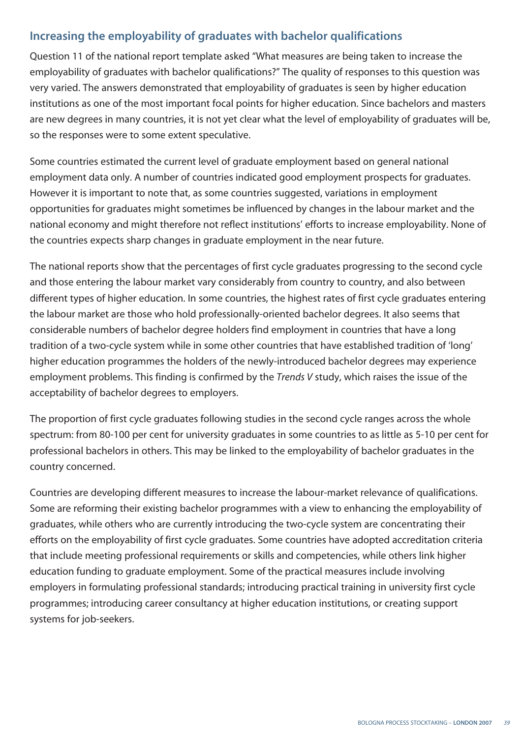## Increasing the employability of graduates with bachelor qualifications

Question 11 of the national report template asked "What measures are being taken to increase the employability of graduates with bachelor qualifications?" The quality of responses to this question was very varied. The answers demonstrated that employability of graduates is seen by higher education institutions as one of the most important focal points for higher education. Since bachelors and masters are new degrees in many countries, it is not yet clear what the level of employability of graduates will be, so the responses were to some extent speculative.

Some countries estimated the current level of graduate employment based on general national employment data only. A number of countries indicated good employment prospects for graduates. However it is important to note that, as some countries suggested, variations in employment opportunities for graduates might sometimes be influenced by changes in the labour market and the national economy and might therefore not reflect institutions' efforts to increase employability. None of the countries expects sharp changes in graduate employment in the near future.

The national reports show that the percentages of first cycle graduates progressing to the second cycle and those entering the labour market vary considerably from country to country, and also between different types of higher education. In some countries, the highest rates of first cycle graduates entering the labour market are those who hold professionally-oriented bachelor degrees. It also seems that considerable numbers of bachelor degree holders find employment in countries that have a long tradition of a two-cycle system while in some other countries that have established tradition of 'long' higher education programmes the holders of the newly-introduced bachelor degrees may experience employment problems. This finding is confirmed by the *Trends V* study, which raises the issue of the acceptability of bachelor degrees to employers.

The proportion of first cycle graduates following studies in the second cycle ranges across the whole spectrum: from 80-100 per cent for university graduates in some countries to as little as 5-10 per cent for professional bachelors in others. This may be linked to the employability of bachelor graduates in the country concerned.

Countries are developing different measures to increase the labour-market relevance of qualifications. Some are reforming their existing bachelor programmes with a view to enhancing the employability of graduates, while others who are currently introducing the two-cycle system are concentrating their efforts on the employability of first cycle graduates. Some countries have adopted accreditation criteria that include meeting professional requirements or skills and competencies, while others link higher education funding to graduate employment. Some of the practical measures include involving employers in formulating professional standards; introducing practical training in university first cycle programmes; introducing career consultancy at higher education institutions, or creating support systems for job-seekers.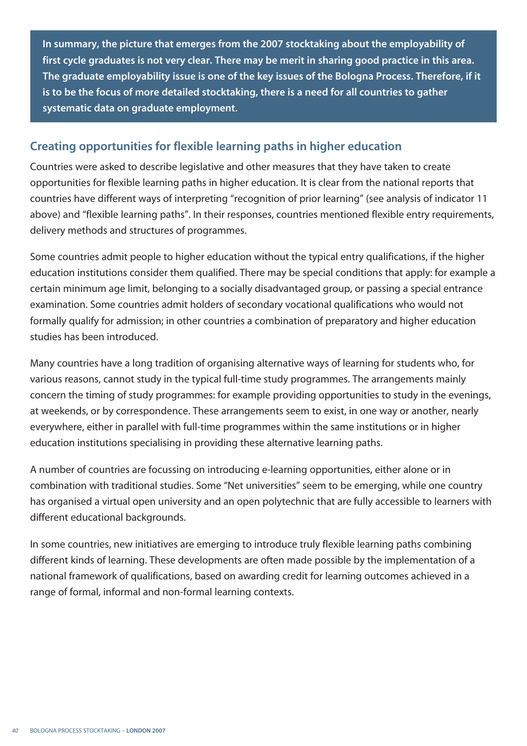**In summary, the picture that emerges from the 2007 stocktaking about the employability of first cycle graduates is not very clear. There may be merit in sharing good practice in this area. The graduate employability issue is one of the key issues of the Bologna Process. Therefore, if it is to be the focus of more detailed stocktaking, there is a need for all countries to gather systematic data on graduate employment.**

## Creating opportunities for flexible learning paths in higher education

Countries were asked to describe legislative and other measures that they have taken to create opportunities for flexible learning paths in higher education. It is clear from the national reports that countries have different ways of interpreting "recognition of prior learning" (see analysis of indicator 11 above) and "flexible learning paths". In their responses, countries mentioned flexible entry requirements, delivery methods and structures of programmes.

Some countries admit people to higher education without the typical entry qualifications, if the higher education institutions consider them qualified. There may be special conditions that apply: for example a certain minimum age limit, belonging to a socially disadvantaged group, or passing a special entrance examination. Some countries admit holders of secondary vocational qualifications who would not formally qualify for admission; in other countries a combination of preparatory and higher education studies has been introduced.

Many countries have a long tradition of organising alternative ways of learning for students who, for various reasons, cannot study in the typical full-time study programmes. The arrangements mainly concern the timing of study programmes: for example providing opportunities to study in the evenings, at weekends, or by correspondence. These arrangements seem to exist, in one way or another, nearly everywhere, either in parallel with full-time programmes within the same institutions or in higher education institutions specialising in providing these alternative learning paths.

A number of countries are focussing on introducing e-learning opportunities, either alone or in combination with traditional studies. Some "Net universities" seem to be emerging, while one country has organised a virtual open university and an open polytechnic that are fully accessible to learners with different educational backgrounds.

In some countries, new initiatives are emerging to introduce truly flexible learning paths combining different kinds of learning. These developments are often made possible by the implementation of a national framework of qualifications, based on awarding credit for learning outcomes achieved in a range of formal, informal and non-formal learning contexts.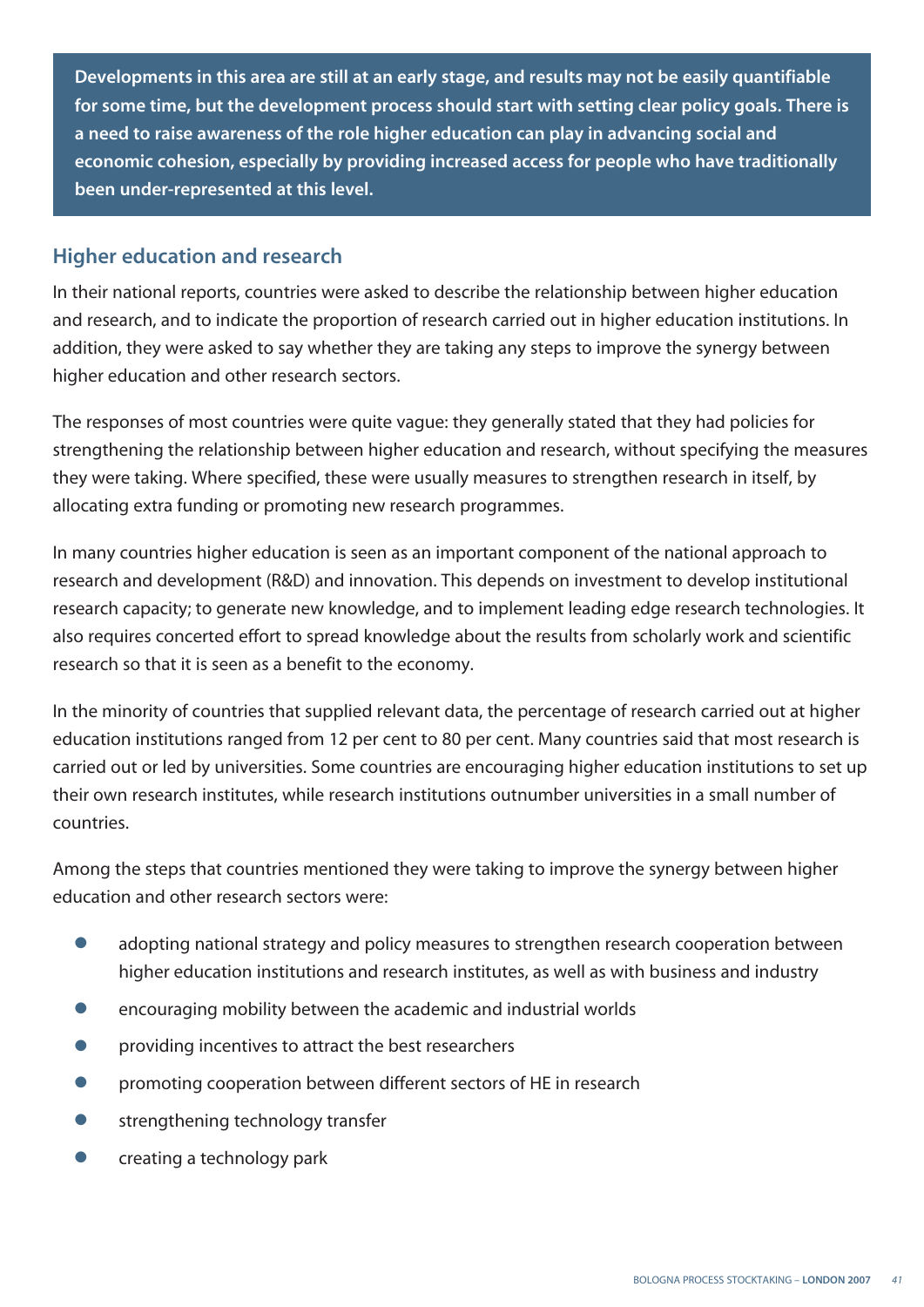**Developments in this area are still at an early stage, and results may not be easily quantifiable for some time, but the development process should start with setting clear policy goals. There is a need to raise awareness of the role higher education can play in advancing social and economic cohesion, especially by providing increased access for people who have traditionally been under-represented at this level.**

## Higher education and research

In their national reports, countries were asked to describe the relationship between higher education and research, and to indicate the proportion of research carried out in higher education institutions. In addition, they were asked to say whether they are taking any steps to improve the synergy between higher education and other research sectors.

The responses of most countries were quite vague: they generally stated that they had policies for strengthening the relationship between higher education and research, without specifying the measures they were taking. Where specified, these were usually measures to strengthen research in itself, by allocating extra funding or promoting new research programmes.

In many countries higher education is seen as an important component of the national approach to research and development (R&D) and innovation. This depends on investment to develop institutional research capacity; to generate new knowledge, and to implement leading edge research technologies. It also requires concerted effort to spread knowledge about the results from scholarly work and scientific research so that it is seen as a benefit to the economy.

In the minority of countries that supplied relevant data, the percentage of research carried out at higher education institutions ranged from 12 per cent to 80 per cent. Many countries said that most research is carried out or led by universities. Some countries are encouraging higher education institutions to set up their own research institutes, while research institutions outnumber universities in a small number of countries.

Among the steps that countries mentioned they were taking to improve the synergy between higher education and other research sectors were:

- adopting national strategy and policy measures to strengthen research cooperation between higher education institutions and research institutes, as well as with business and industry
- encouraging mobility between the academic and industrial worlds
- providing incentives to attract the best researchers
- promoting cooperation between different sectors of HE in research
- strengthening technology transfer
- creating a technology park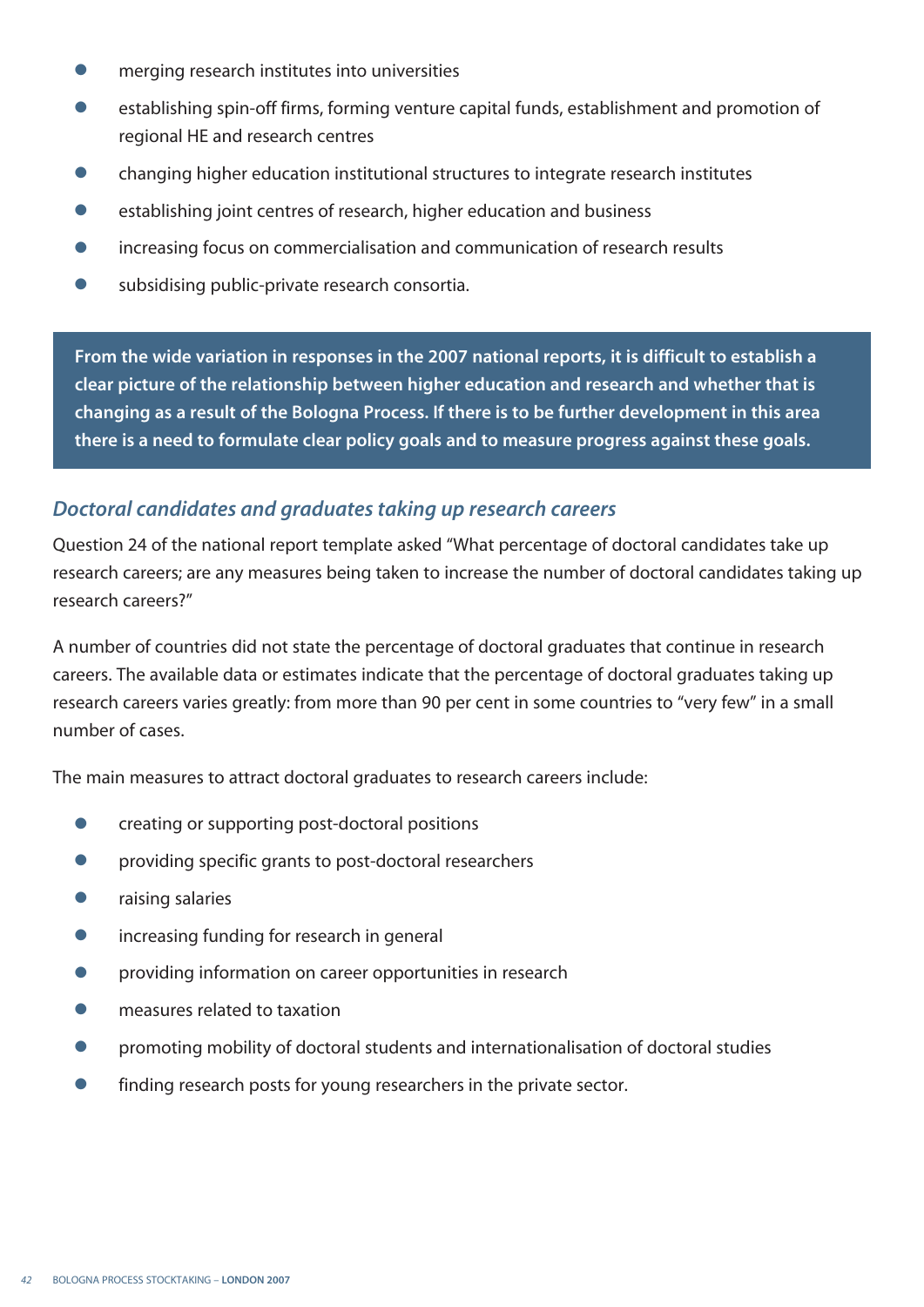- merging research institutes into universities
- establishing spin-off firms, forming venture capital funds, establishment and promotion of regional HE and research centres
- changing higher education institutional structures to integrate research institutes
- establishing joint centres of research, higher education and business
- increasing focus on commercialisation and communication of research results
- subsidising public-private research consortia.

**From the wide variation in responses in the 2007 national reports, it is difficult to establish a clear picture of the relationship between higher education and research and whether that is changing as a result of the Bologna Process. If there is to be further development in this area there is a need to formulate clear policy goals and to measure progress against these goals.**

### *Doctoral candidates and graduates taking up research careers*

Question 24 of the national report template asked "What percentage of doctoral candidates take up research careers; are any measures being taken to increase the number of doctoral candidates taking up research careers?"

A number of countries did not state the percentage of doctoral graduates that continue in research careers. The available data or estimates indicate that the percentage of doctoral graduates taking up research careers varies greatly: from more than 90 per cent in some countries to "very few" in a small number of cases.

The main measures to attract doctoral graduates to research careers include:

- creating or supporting post-doctoral positions
- providing specific grants to post-doctoral researchers
- raising salaries
- increasing funding for research in general
- providing information on career opportunities in research
- measures related to taxation
- promoting mobility of doctoral students and internationalisation of doctoral studies
- finding research posts for young researchers in the private sector.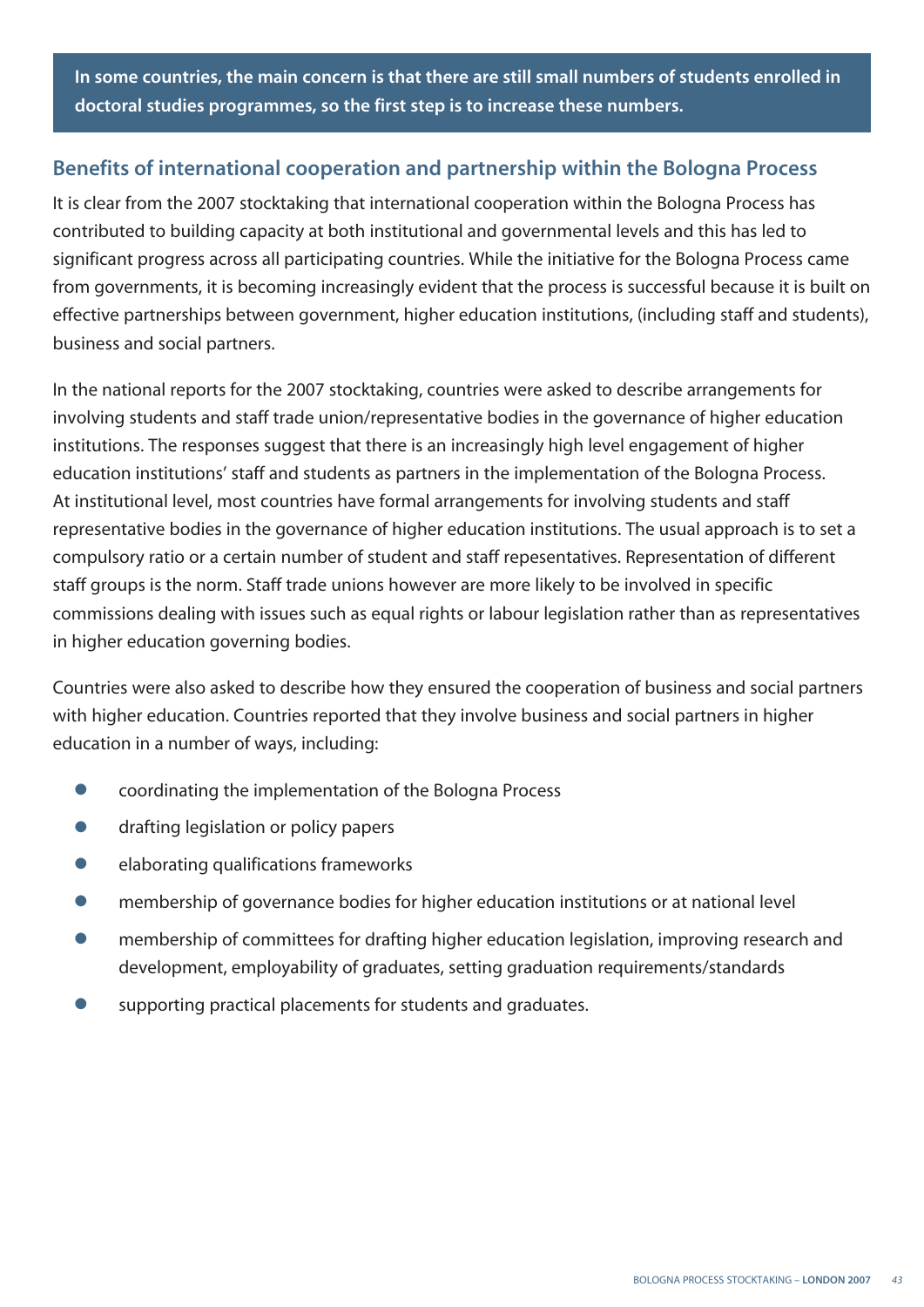**In some countries, the main concern is that there are still small numbers of students enrolled in doctoral studies programmes, so the first step is to increase these numbers.**

## Benefits of international cooperation and partnership within the Bologna Process

It is clear from the 2007 stocktaking that international cooperation within the Bologna Process has contributed to building capacity at both institutional and governmental levels and this has led to significant progress across all participating countries. While the initiative for the Bologna Process came from governments, it is becoming increasingly evident that the process is successful because it is built on effective partnerships between government, higher education institutions, (including staff and students), business and social partners.

In the national reports for the 2007 stocktaking, countries were asked to describe arrangements for involving students and staff trade union/representative bodies in the governance of higher education institutions. The responses suggest that there is an increasingly high level engagement of higher education institutions' staff and students as partners in the implementation of the Bologna Process. At institutional level, most countries have formal arrangements for involving students and staff representative bodies in the governance of higher education institutions. The usual approach is to set a compulsory ratio or a certain number of student and staff repesentatives. Representation of different staff groups is the norm. Staff trade unions however are more likely to be involved in specific commissions dealing with issues such as equal rights or labour legislation rather than as representatives in higher education governing bodies.

Countries were also asked to describe how they ensured the cooperation of business and social partners with higher education. Countries reported that they involve business and social partners in higher education in a number of ways, including:

- coordinating the implementation of the Bologna Process
- drafting legislation or policy papers
- elaborating qualifications frameworks
- membership of governance bodies for higher education institutions or at national level
- membership of committees for drafting higher education legislation, improving research and development, employability of graduates, setting graduation requirements/standards
- supporting practical placements for students and graduates.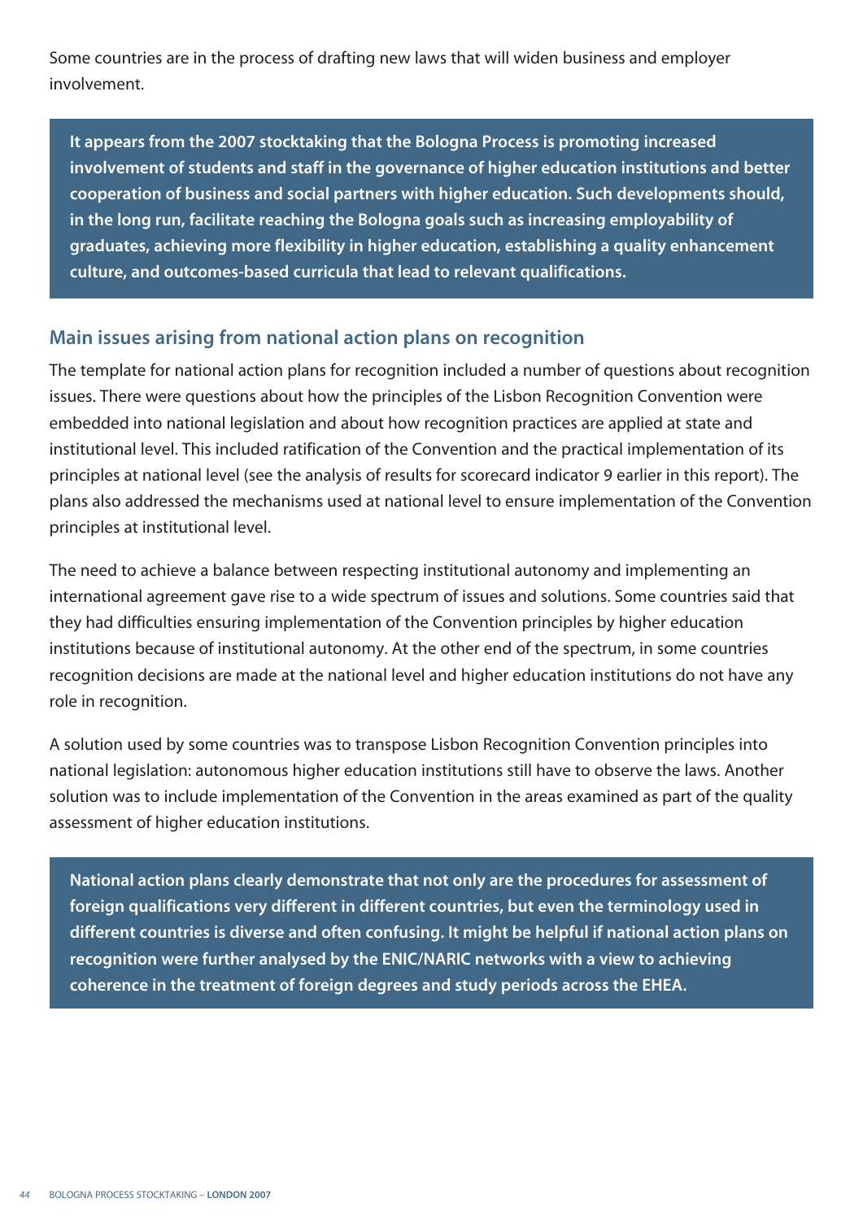Some countries are in the process of drafting new laws that will widen business and employer involvement.

**It appears from the 2007 stocktaking that the Bologna Process is promoting increased involvement of students and staff in the governance of higher education institutions and better cooperation of business and social partners with higher education. Such developments should, in the long run, facilitate reaching the Bologna goals such as increasing employability of graduates, achieving more flexibility in higher education, establishing a quality enhancement culture, and outcomes-based curricula that lead to relevant qualifications.**

## Main issues arising from national action plans on recognition

The template for national action plans for recognition included a number of questions about recognition issues. There were questions about how the principles of the Lisbon Recognition Convention were embedded into national legislation and about how recognition practices are applied at state and institutional level. This included ratification of the Convention and the practical implementation of its principles at national level (see the analysis of results for scorecard indicator 9 earlier in this report). The plans also addressed the mechanisms used at national level to ensure implementation of the Convention principles at institutional level.

The need to achieve a balance between respecting institutional autonomy and implementing an international agreement gave rise to a wide spectrum of issues and solutions. Some countries said that they had difficulties ensuring implementation of the Convention principles by higher education institutions because of institutional autonomy. At the other end of the spectrum, in some countries recognition decisions are made at the national level and higher education institutions do not have any role in recognition.

A solution used by some countries was to transpose Lisbon Recognition Convention principles into national legislation: autonomous higher education institutions still have to observe the laws. Another solution was to include implementation of the Convention in the areas examined as part of the quality assessment of higher education institutions.

**National action plans clearly demonstrate that not only are the procedures for assessment of foreign qualifications very different in different countries, but even the terminology used in different countries is diverse and often confusing. It might be helpful if national action plans on recognition were further analysed by the ENIC/NARIC networks with a view to achieving coherence in the treatment of foreign degrees and study periods across the EHEA.**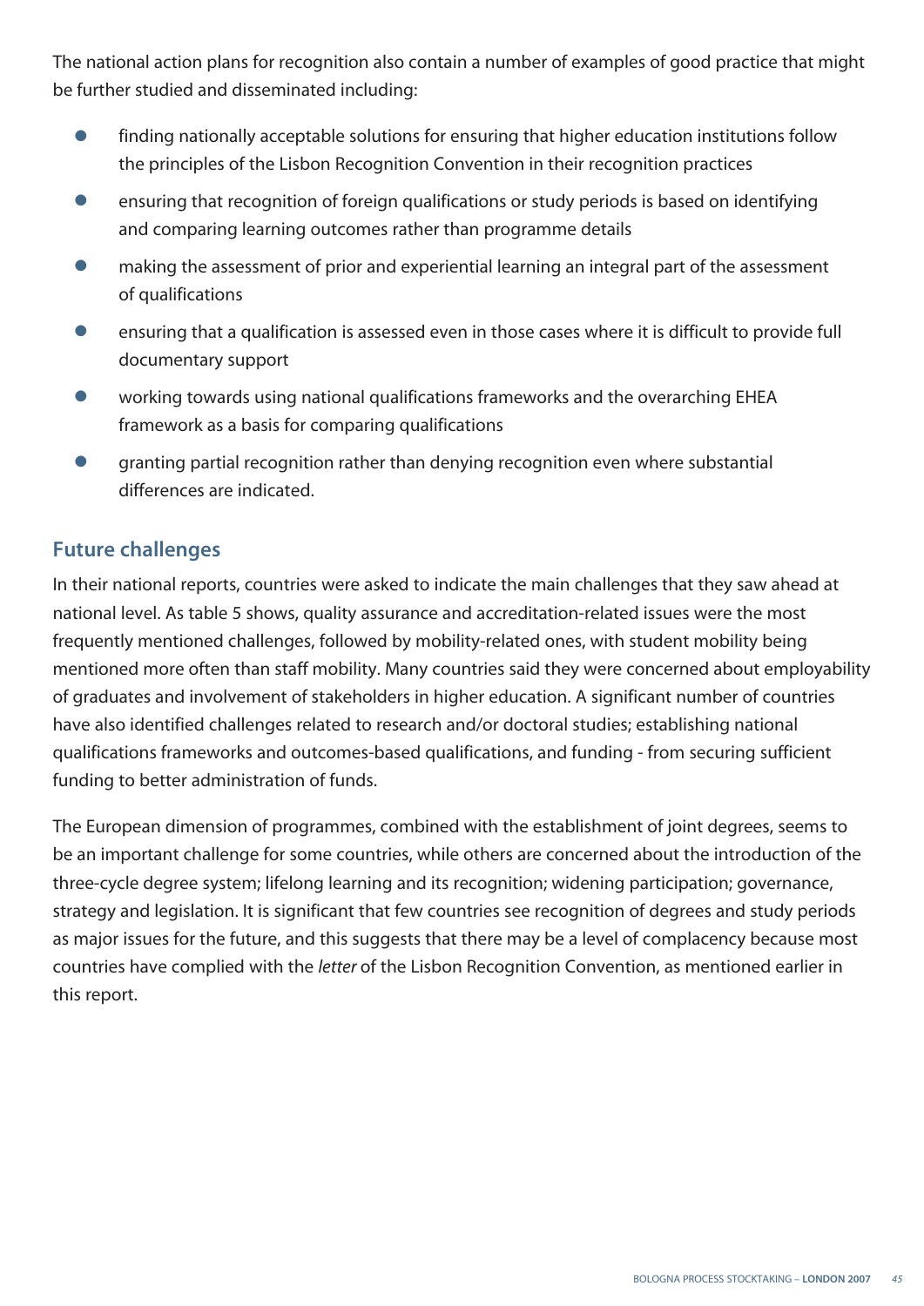The national action plans for recognition also contain a number of examples of good practice that might be further studied and disseminated including:

- finding nationally acceptable solutions for ensuring that higher education institutions follow the principles of the Lisbon Recognition Convention in their recognition practices
- ensuring that recognition of foreign qualifications or study periods is based on identifying and comparing learning outcomes rather than programme details
- making the assessment of prior and experiential learning an integral part of the assessment of qualifications
- ensuring that a qualification is assessed even in those cases where it is difficult to provide full documentary support
- working towards using national qualifications frameworks and the overarching EHEA framework as a basis for comparing qualifications
- granting partial recognition rather than denying recognition even where substantial differences are indicated.

## Future challenges

In their national reports, countries were asked to indicate the main challenges that they saw ahead at national level. As table 5 shows, quality assurance and accreditation-related issues were the most frequently mentioned challenges, followed by mobility-related ones, with student mobility being mentioned more often than staff mobility. Many countries said they were concerned about employability of graduates and involvement of stakeholders in higher education. A significant number of countries have also identified challenges related to research and/or doctoral studies; establishing national qualifications frameworks and outcomes-based qualifications, and funding - from securing sufficient funding to better administration of funds.

The European dimension of programmes, combined with the establishment of joint degrees, seems to be an important challenge for some countries, while others are concerned about the introduction of the three-cycle degree system; lifelong learning and its recognition; widening participation; governance, strategy and legislation. It is significant that few countries see recognition of degrees and study periods as major issues for the future, and this suggests that there may be a level of complacency because most countries have complied with the *letter* of the Lisbon Recognition Convention, as mentioned earlier in this report.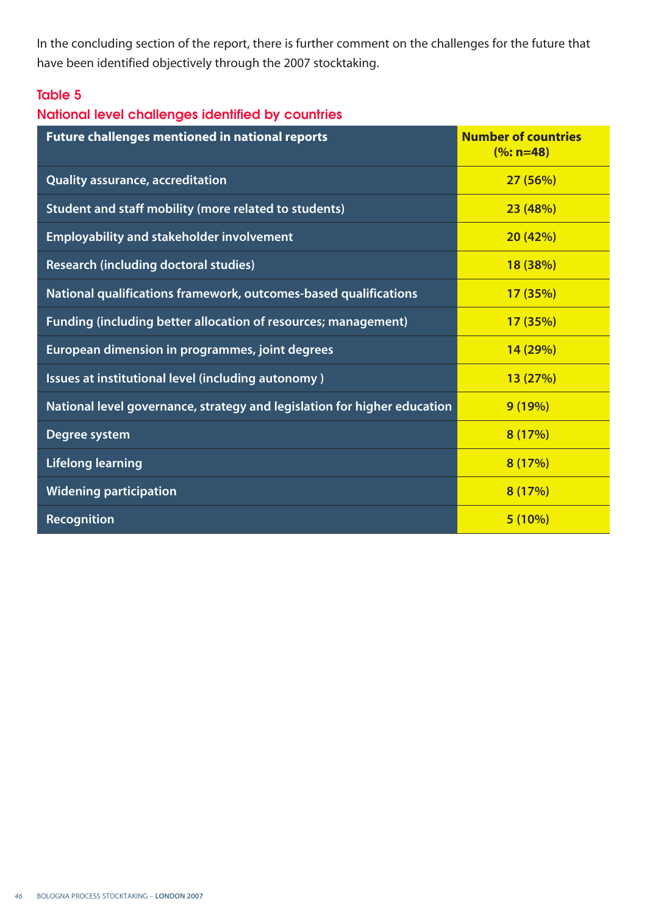In the concluding section of the report, there is further comment on the challenges for the future that have been identified objectively through the 2007 stocktaking.

### Table 5
### National level challenges identified by countries

| Future challenges mentioned in national reports | Number of countries (%: n=48) |
|---|---|
| Quality assurance, accreditation | 27 (56%) |
| Student and staff mobility (more related to students) | 23 (48%) |
| Employability and stakeholder involvement | 20 (42%) |
| Research (including doctoral studies) | 18 (38%) |
| National qualifications framework, outcomes-based qualifications | 17 (35%) |
| Funding (including better allocation of resources; management) | 17 (35%) |
| European dimension in programmes, joint degrees | 14 (29%) |
| Issues at institutional level (including autonomy ) | 13 (27%) |
| National level governance, strategy and legislation for higher education | 9 (19%) |
| Degree system | 8 (17%) |
| Lifelong learning | 8 (17%) |
| Widening participation | 8 (17%) |
| Recognition | 5 (10%) |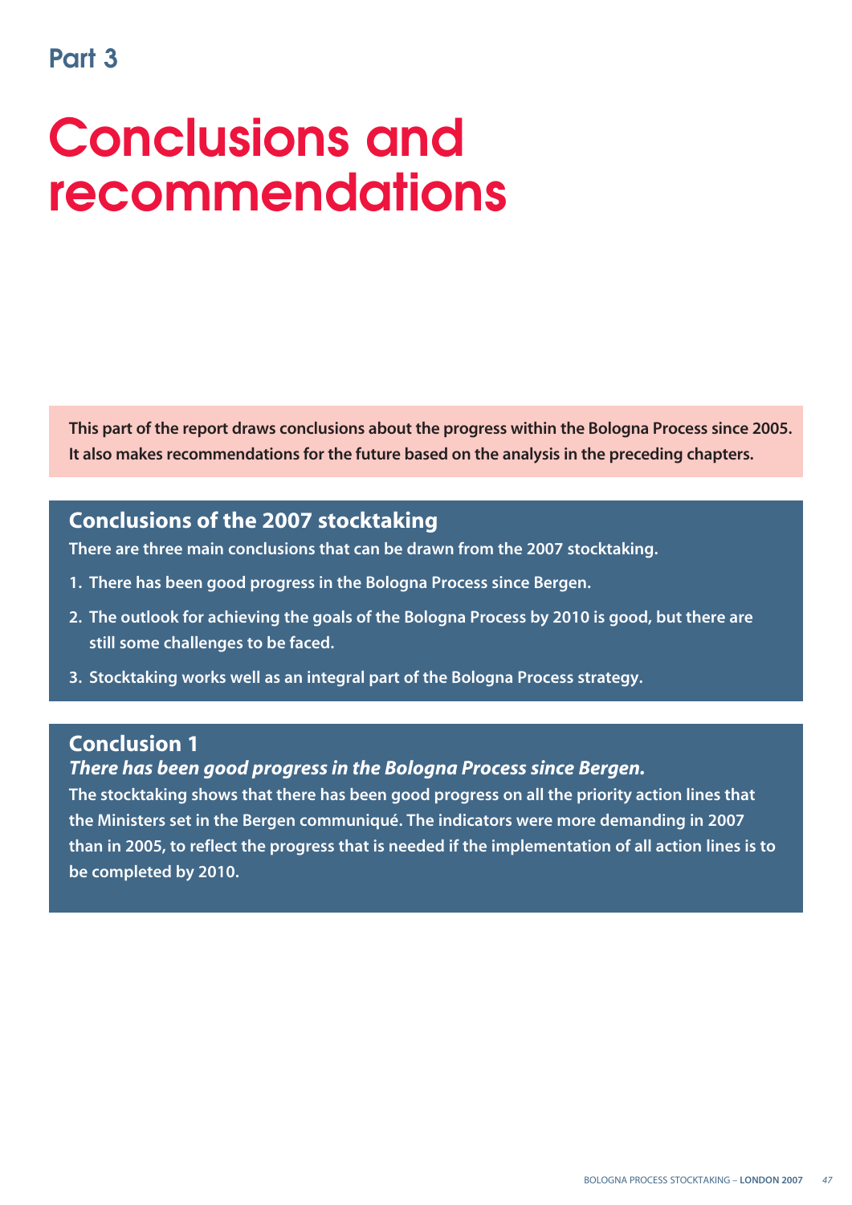## Part 3

# Conclusions and recommendations

**This part of the report draws conclusions about the progress within the Bologna Process since 2005. It also makes recommendations for the future based on the analysis in the preceding chapters.**

### Conclusions of the 2007 stocktaking

**There are three main conclusions that can be drawn from the 2007 stocktaking.**

1. **There has been good progress in the Bologna Process since Bergen.**
2. **The outlook for achieving the goals of the Bologna Process by 2010 is good, but there are still some challenges to be faced.**
3. **Stocktaking works well as an integral part of the Bologna Process strategy.**

### Conclusion 1

***There has been good progress in the Bologna Process since Bergen.***

**The stocktaking shows that there has been good progress on all the priority action lines that the Ministers set in the Bergen communiqué. The indicators were more demanding in 2007 than in 2005, to reflect the progress that is needed if the implementation of all action lines is to be completed by 2010.**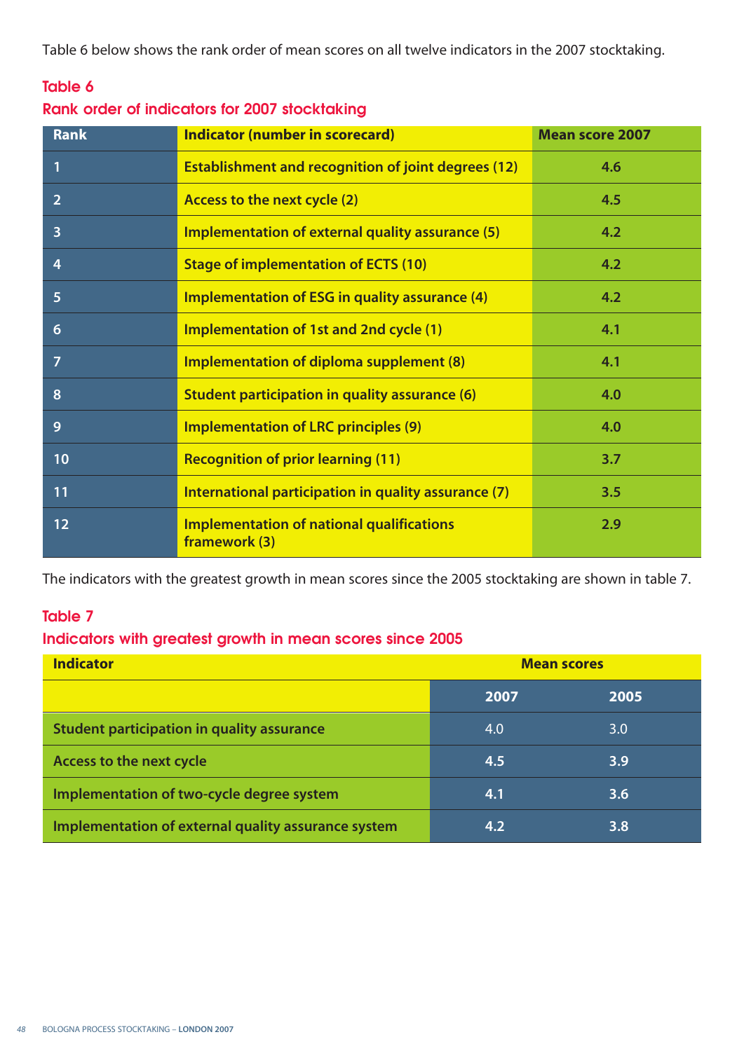Table 6 below shows the rank order of mean scores on all twelve indicators in the 2007 stocktaking.

### Table 6
### Rank order of indicators for 2007 stocktaking

| Rank | Indicator (number in scorecard) | Mean score 2007 |
|---|---|---|
| 1 | Establishment and recognition of joint degrees (12) | 4.6 |
| 2 | Access to the next cycle (2) | 4.5 |
| 3 | Implementation of external quality assurance (5) | 4.2 |
| 4 | Stage of implementation of ECTS (10) | 4.2 |
| 5 | Implementation of ESG in quality assurance (4) | 4.2 |
| 6 | Implementation of 1st and 2nd cycle (1) | 4.1 |
| 7 | Implementation of diploma supplement (8) | 4.1 |
| 8 | Student participation in quality assurance (6) | 4.0 |
| 9 | Implementation of LRC principles (9) | 4.0 |
| 10 | Recognition of prior learning (11) | 3.7 |
| 11 | International participation in quality assurance (7) | 3.5 |
| 12 | Implementation of national qualifications framework (3) | 2.9 |

The indicators with the greatest growth in mean scores since the 2005 stocktaking are shown in table 7.

### Table 7
### Indicators with greatest growth in mean scores since 2005

| Indicator | Mean scores | |
|---|---|---|
| | 2007 | 2005 |
| Student participation in quality assurance | 4.0 | 3.0 |
| Access to the next cycle | 4.5 | 3.9 |
| Implementation of two-cycle degree system | 4.1 | 3.6 |
| Implementation of external quality assurance system | 4.2 | 3.8 |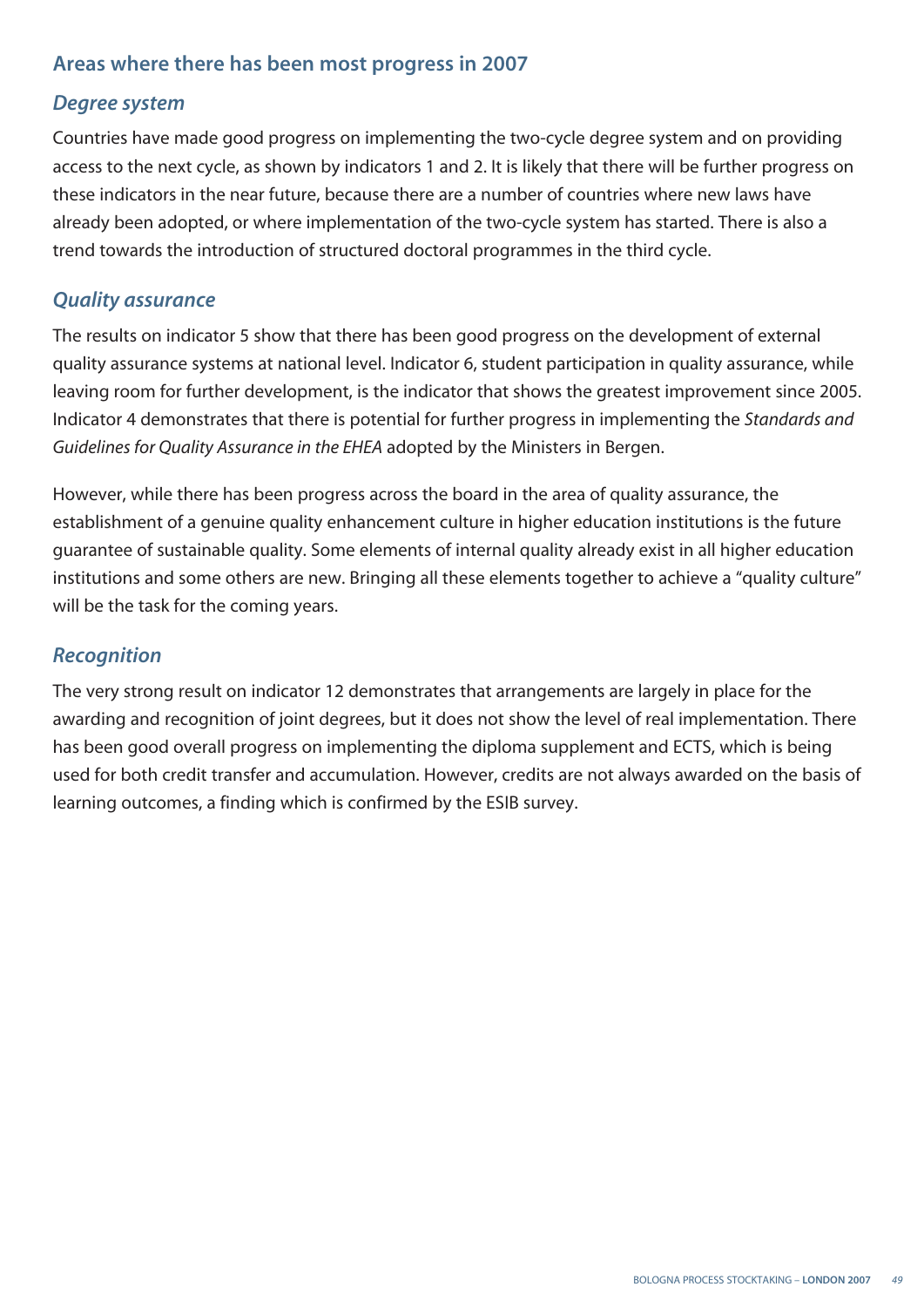## Areas where there has been most progress in 2007

### *Degree system*

Countries have made good progress on implementing the two-cycle degree system and on providing access to the next cycle, as shown by indicators 1 and 2. It is likely that there will be further progress on these indicators in the near future, because there are a number of countries where new laws have already been adopted, or where implementation of the two-cycle system has started. There is also a trend towards the introduction of structured doctoral programmes in the third cycle.

### *Quality assurance*

The results on indicator 5 show that there has been good progress on the development of external quality assurance systems at national level. Indicator 6, student participation in quality assurance, while leaving room for further development, is the indicator that shows the greatest improvement since 2005. Indicator 4 demonstrates that there is potential for further progress in implementing the *Standards and Guidelines for Quality Assurance in the EHEA* adopted by the Ministers in Bergen.

However, while there has been progress across the board in the area of quality assurance, the establishment of a genuine quality enhancement culture in higher education institutions is the future guarantee of sustainable quality. Some elements of internal quality already exist in all higher education institutions and some others are new. Bringing all these elements together to achieve a "quality culture" will be the task for the coming years.

### *Recognition*

The very strong result on indicator 12 demonstrates that arrangements are largely in place for the awarding and recognition of joint degrees, but it does not show the level of real implementation. There has been good overall progress on implementing the diploma supplement and ECTS, which is being used for both credit transfer and accumulation. However, credits are not always awarded on the basis of learning outcomes, a finding which is confirmed by the ESIB survey.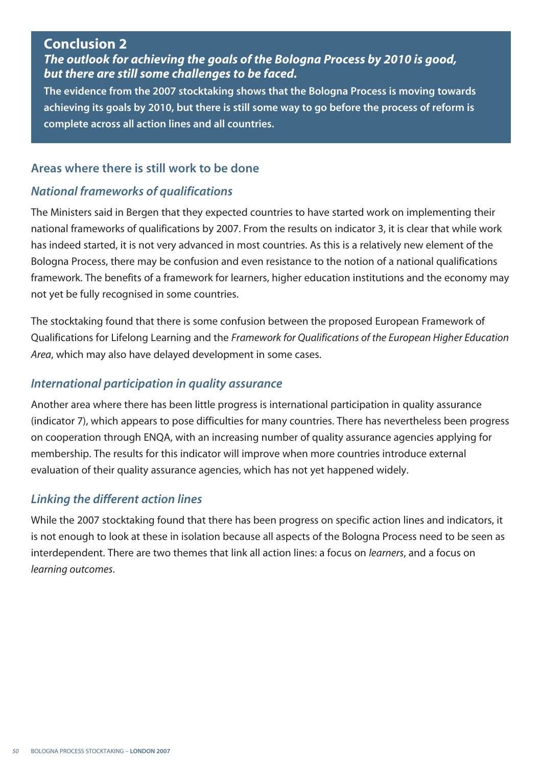## Conclusion 2

***The outlook for achieving the goals of the Bologna Process by 2010 is good, but there are still some challenges to be faced.***

**The evidence from the 2007 stocktaking shows that the Bologna Process is moving towards achieving its goals by 2010, but there is still some way to go before the process of reform is complete across all action lines and all countries.**

### Areas where there is still work to be done

#### *National frameworks of qualifications*

The Ministers said in Bergen that they expected countries to have started work on implementing their national frameworks of qualifications by 2007. From the results on indicator 3, it is clear that while work has indeed started, it is not very advanced in most countries. As this is a relatively new element of the Bologna Process, there may be confusion and even resistance to the notion of a national qualifications framework. The benefits of a framework for learners, higher education institutions and the economy may not yet be fully recognised in some countries.

The stocktaking found that there is some confusion between the proposed European Framework of Qualifications for Lifelong Learning and the *Framework for Qualifications of the European Higher Education Area*, which may also have delayed development in some cases.

#### *International participation in quality assurance*

Another area where there has been little progress is international participation in quality assurance (indicator 7), which appears to pose difficulties for many countries. There has nevertheless been progress on cooperation through ENQA, with an increasing number of quality assurance agencies applying for membership. The results for this indicator will improve when more countries introduce external evaluation of their quality assurance agencies, which has not yet happened widely.

#### *Linking the different action lines*

While the 2007 stocktaking found that there has been progress on specific action lines and indicators, it is not enough to look at these in isolation because all aspects of the Bologna Process need to be seen as interdependent. There are two themes that link all action lines: a focus on *learners*, and a focus on *learning outcomes*.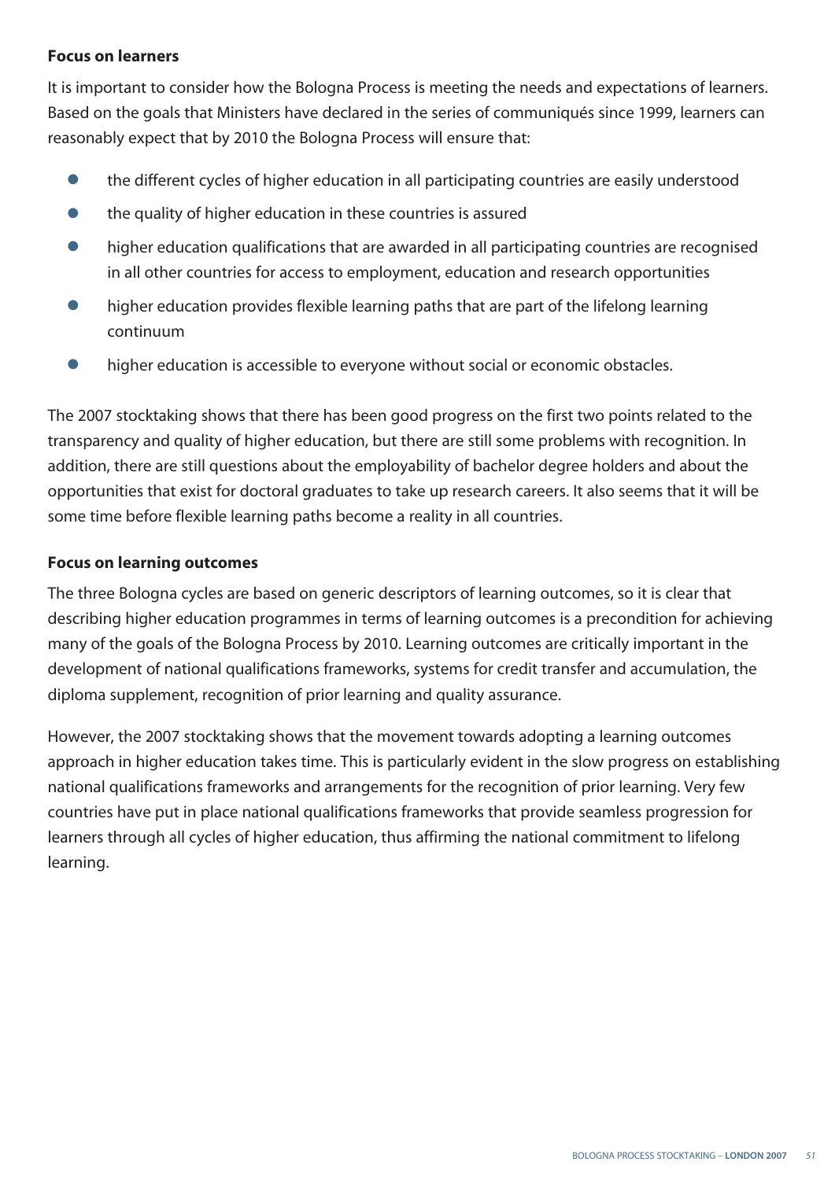**Focus on learners**

It is important to consider how the Bologna Process is meeting the needs and expectations of learners. Based on the goals that Ministers have declared in the series of communiqués since 1999, learners can reasonably expect that by 2010 the Bologna Process will ensure that:

- the different cycles of higher education in all participating countries are easily understood
- the quality of higher education in these countries is assured
- higher education qualifications that are awarded in all participating countries are recognised in all other countries for access to employment, education and research opportunities
- higher education provides flexible learning paths that are part of the lifelong learning continuum
- higher education is accessible to everyone without social or economic obstacles.

The 2007 stocktaking shows that there has been good progress on the first two points related to the transparency and quality of higher education, but there are still some problems with recognition. In addition, there are still questions about the employability of bachelor degree holders and about the opportunities that exist for doctoral graduates to take up research careers. It also seems that it will be some time before flexible learning paths become a reality in all countries.

**Focus on learning outcomes**

The three Bologna cycles are based on generic descriptors of learning outcomes, so it is clear that describing higher education programmes in terms of learning outcomes is a precondition for achieving many of the goals of the Bologna Process by 2010. Learning outcomes are critically important in the development of national qualifications frameworks, systems for credit transfer and accumulation, the diploma supplement, recognition of prior learning and quality assurance.

However, the 2007 stocktaking shows that the movement towards adopting a learning outcomes approach in higher education takes time. This is particularly evident in the slow progress on establishing national qualifications frameworks and arrangements for the recognition of prior learning. Very few countries have put in place national qualifications frameworks that provide seamless progression for learners through all cycles of higher education, thus affirming the national commitment to lifelong learning.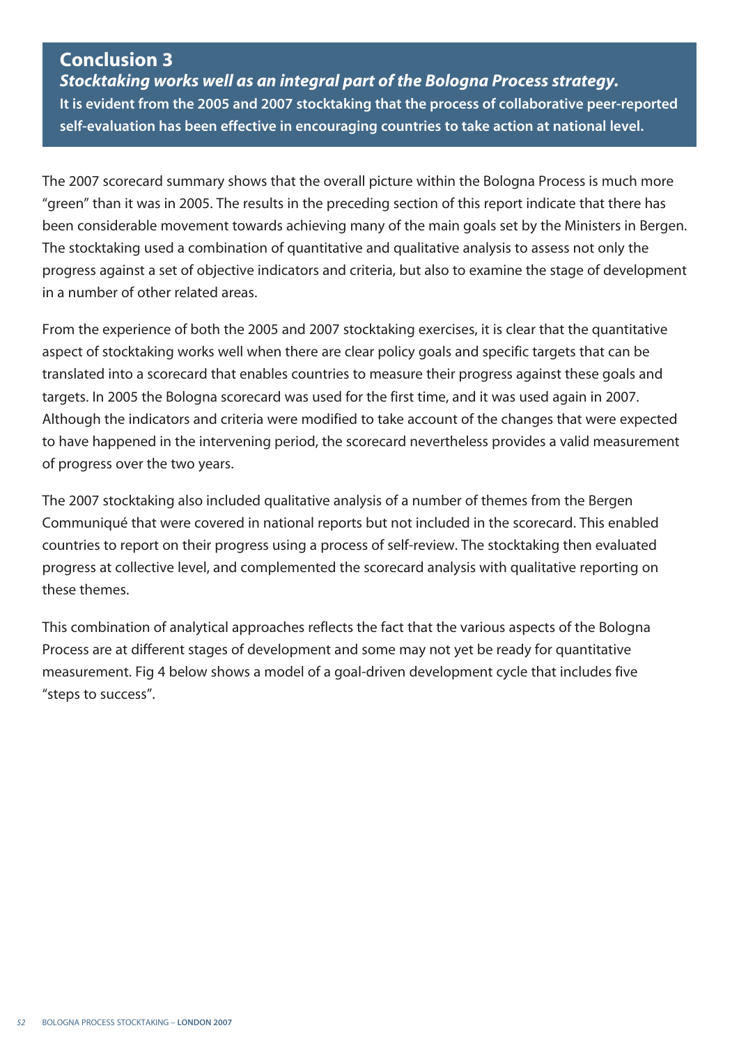## Conclusion 3

***Stocktaking works well as an integral part of the Bologna Process strategy.***

**It is evident from the 2005 and 2007 stocktaking that the process of collaborative peer-reported self-evaluation has been effective in encouraging countries to take action at national level.**

The 2007 scorecard summary shows that the overall picture within the Bologna Process is much more "green" than it was in 2005. The results in the preceding section of this report indicate that there has been considerable movement towards achieving many of the main goals set by the Ministers in Bergen. The stocktaking used a combination of quantitative and qualitative analysis to assess not only the progress against a set of objective indicators and criteria, but also to examine the stage of development in a number of other related areas.

From the experience of both the 2005 and 2007 stocktaking exercises, it is clear that the quantitative aspect of stocktaking works well when there are clear policy goals and specific targets that can be translated into a scorecard that enables countries to measure their progress against these goals and targets. In 2005 the Bologna scorecard was used for the first time, and it was used again in 2007. Although the indicators and criteria were modified to take account of the changes that were expected to have happened in the intervening period, the scorecard nevertheless provides a valid measurement of progress over the two years.

The 2007 stocktaking also included qualitative analysis of a number of themes from the Bergen Communiqué that were covered in national reports but not included in the scorecard. This enabled countries to report on their progress using a process of self-review. The stocktaking then evaluated progress at collective level, and complemented the scorecard analysis with qualitative reporting on these themes.

This combination of analytical approaches reflects the fact that the various aspects of the Bologna Process are at different stages of development and some may not yet be ready for quantitative measurement. Fig 4 below shows a model of a goal-driven development cycle that includes five "steps to success".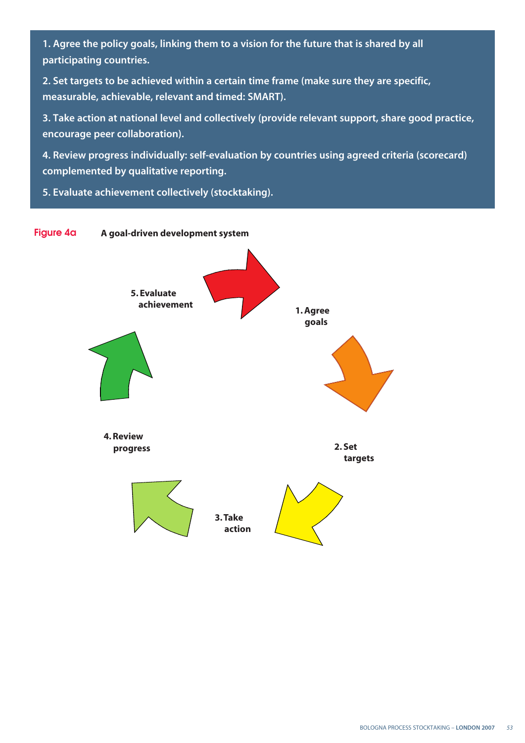1. Agree the policy goals, linking them to a vision for the future that is shared by all participating countries.

2. Set targets to be achieved within a certain time frame (make sure they are specific, measurable, achievable, relevant and timed: SMART).

3. Take action at national level and collectively (provide relevant support, share good practice, encourage peer collaboration).

4. Review progress individually: self-evaluation by countries using agreed criteria (scorecard) complemented by qualitative reporting.

5. Evaluate achievement collectively (stocktaking).

**Figure 4a** **A goal-driven development system**

1. Agree goals
2. Set targets
3. Take action
4. Review progress
5. Evaluate achievement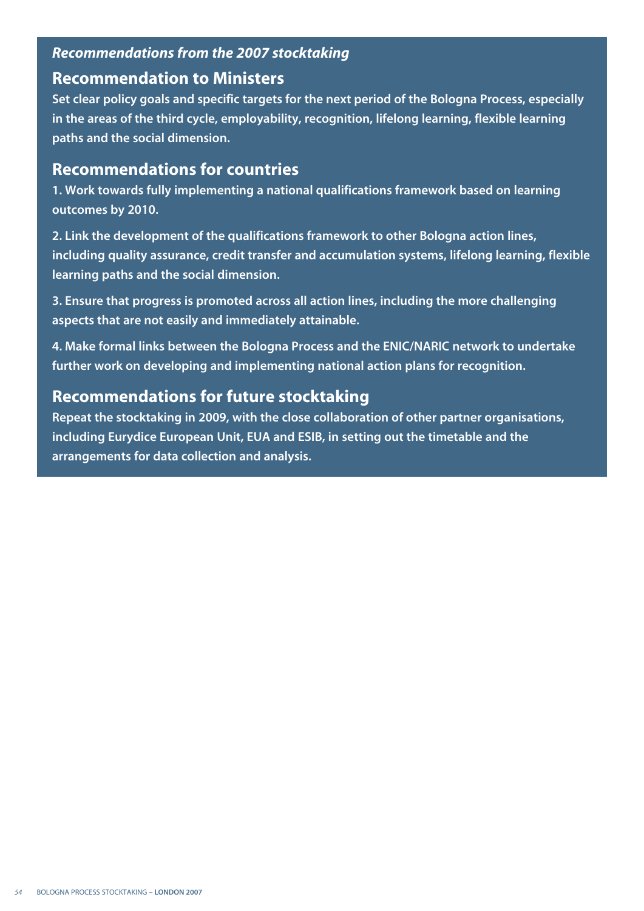***Recommendations from the 2007 stocktaking***

## Recommendation to Ministers

**Set clear policy goals and specific targets for the next period of the Bologna Process, especially in the areas of the third cycle, employability, recognition, lifelong learning, flexible learning paths and the social dimension.**

## Recommendations for countries

**1. Work towards fully implementing a national qualifications framework based on learning outcomes by 2010.**

**2. Link the development of the qualifications framework to other Bologna action lines, including quality assurance, credit transfer and accumulation systems, lifelong learning, flexible learning paths and the social dimension.**

**3. Ensure that progress is promoted across all action lines, including the more challenging aspects that are not easily and immediately attainable.**

**4. Make formal links between the Bologna Process and the ENIC/NARIC network to undertake further work on developing and implementing national action plans for recognition.**

## Recommendations for future stocktaking

**Repeat the stocktaking in 2009, with the close collaboration of other partner organisations, including Eurydice European Unit, EUA and ESIB, in setting out the timetable and the arrangements for data collection and analysis.**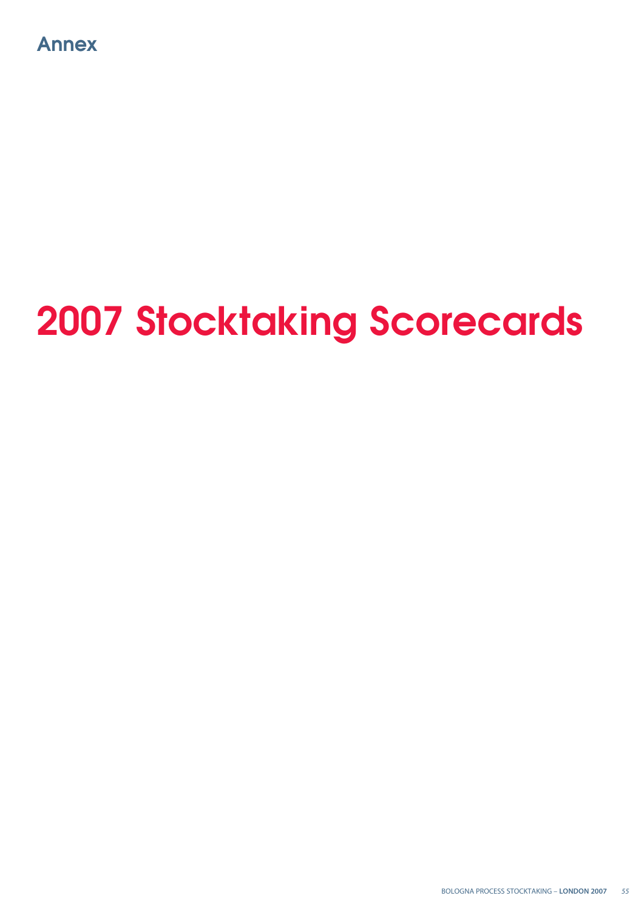## Annex

# 2007 Stocktaking Scorecards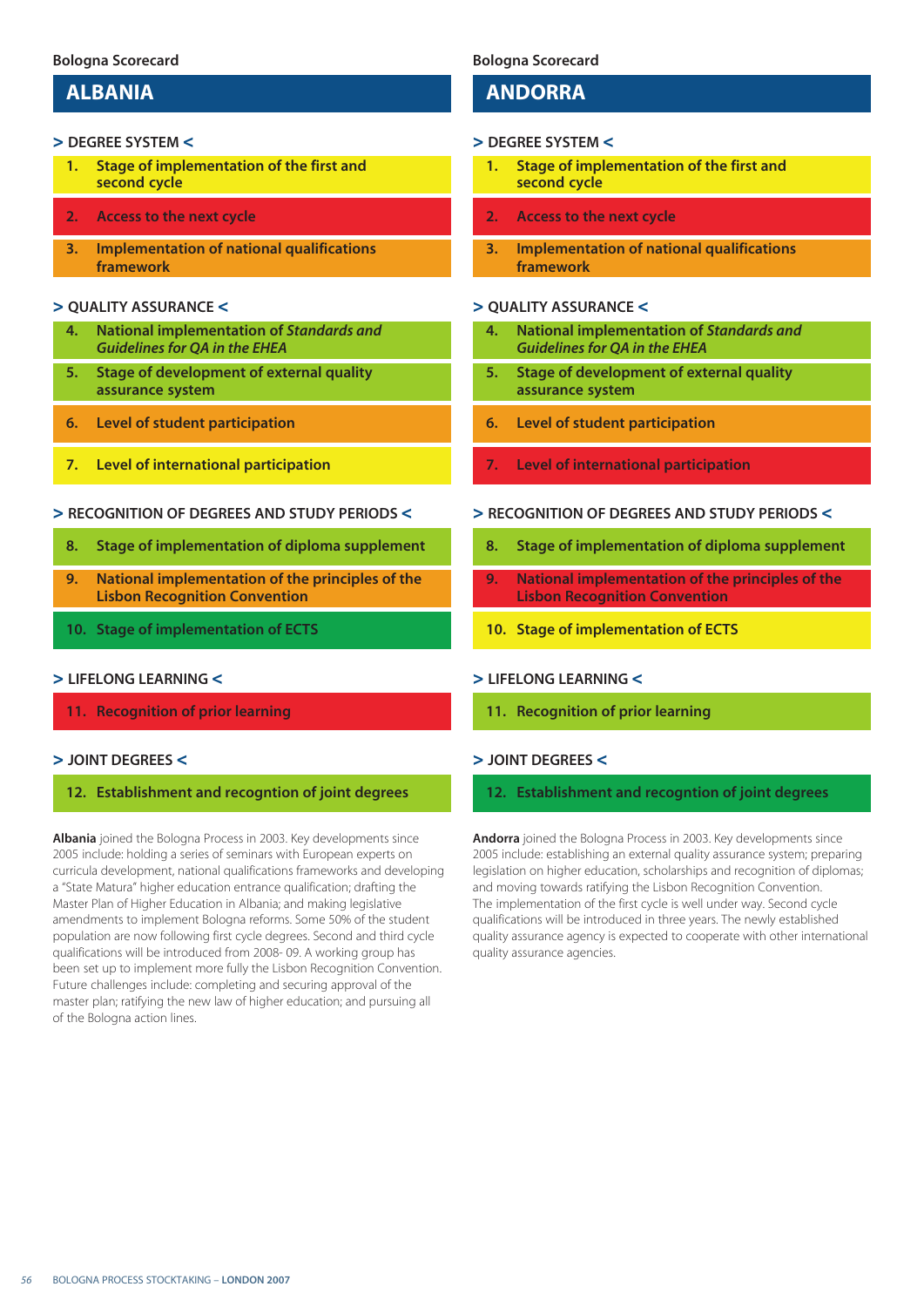Bologna Scorecard

## ALBANIA

**> DEGREE SYSTEM <**

1. Stage of implementation of the first and second cycle
2. Access to the next cycle
3. Implementation of national qualifications framework

**> QUALITY ASSURANCE <**

4. National implementation of *Standards and Guidelines for QA in the EHEA*
5. Stage of development of external quality assurance system
6. Level of student participation
7. Level of international participation

**> RECOGNITION OF DEGREES AND STUDY PERIODS <**

8. Stage of implementation of diploma supplement
9. National implementation of the principles of the Lisbon Recognition Convention
10. Stage of implementation of ECTS

**> LIFELONG LEARNING <**

11. Recognition of prior learning

**> JOINT DEGREES <**

12. Establishment and recogntion of joint degrees

**Albania** joined the Bologna Process in 2003. Key developments since 2005 include: holding a series of seminars with European experts on curricula development, national qualifications frameworks and developing a "State Matura" higher education entrance qualification; drafting the Master Plan of Higher Education in Albania; and making legislative amendments to implement Bologna reforms. Some 50% of the student population are now following first cycle degrees. Second and third cycle qualifications will be introduced from 2008- 09. A working group has been set up to implement more fully the Lisbon Recognition Convention. Future challenges include: completing and securing approval of the master plan; ratifying the new law of higher education; and pursuing all of the Bologna action lines.

Bologna Scorecard

## ANDORRA

**> DEGREE SYSTEM <**

1. Stage of implementation of the first and second cycle
2. Access to the next cycle
3. Implementation of national qualifications framework

**> QUALITY ASSURANCE <**

4. National implementation of *Standards and Guidelines for QA in the EHEA*
5. Stage of development of external quality assurance system
6. Level of student participation
7. Level of international participation

**> RECOGNITION OF DEGREES AND STUDY PERIODS <**

8. Stage of implementation of diploma supplement
9. National implementation of the principles of the Lisbon Recognition Convention
10. Stage of implementation of ECTS

**> LIFELONG LEARNING <**

11. Recognition of prior learning

**> JOINT DEGREES <**

12. Establishment and recogntion of joint degrees

**Andorra** joined the Bologna Process in 2003. Key developments since 2005 include: establishing an external quality assurance system; preparing legislation on higher education, scholarships and recognition of diplomas; and moving towards ratifying the Lisbon Recognition Convention. The implementation of the first cycle is well under way. Second cycle qualifications will be introduced in three years. The newly established quality assurance agency is expected to cooperate with other international quality assurance agencies.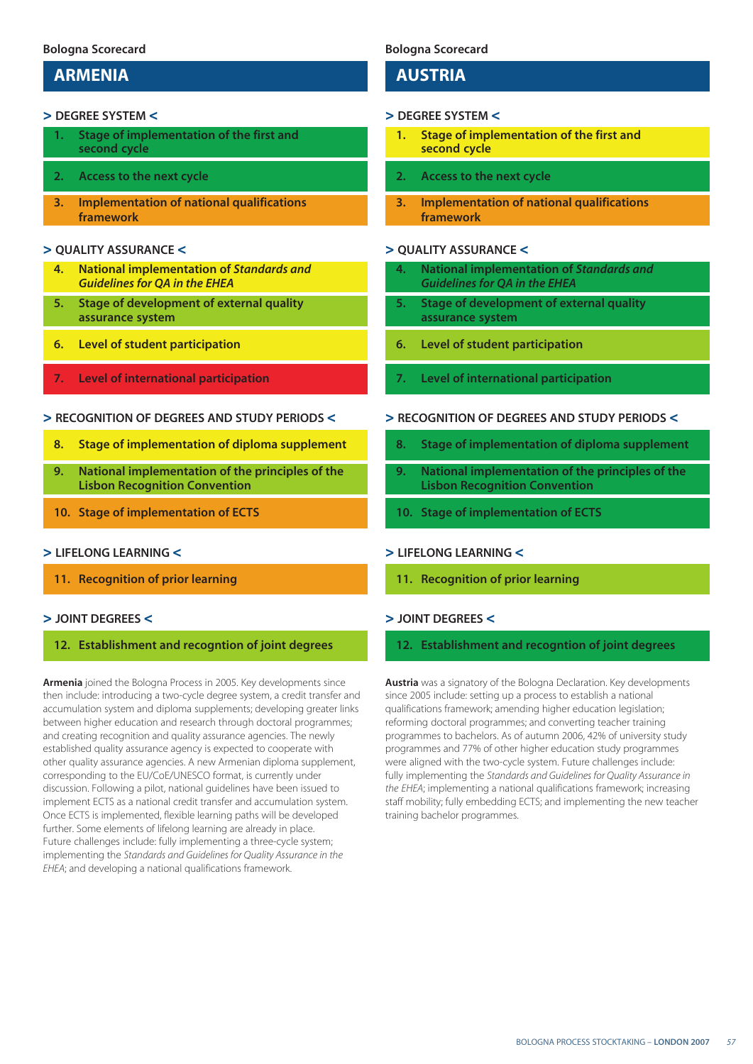Bologna Scorecard

## ARMENIA

**> DEGREE SYSTEM <**

1. Stage of implementation of the first and second cycle
2. Access to the next cycle
3. Implementation of national qualifications framework

**> QUALITY ASSURANCE <**

4. National implementation of *Standards and Guidelines for QA in the EHEA*
5. Stage of development of external quality assurance system
6. Level of student participation
7. Level of international participation

**> RECOGNITION OF DEGREES AND STUDY PERIODS <**

8. Stage of implementation of diploma supplement
9. National implementation of the principles of the Lisbon Recognition Convention
10. Stage of implementation of ECTS

**> LIFELONG LEARNING <**

11. Recognition of prior learning

**> JOINT DEGREES <**

12. Establishment and recogntion of joint degrees

**Armenia** joined the Bologna Process in 2005. Key developments since then include: introducing a two-cycle degree system, a credit transfer and accumulation system and diploma supplements; developing greater links between higher education and research through doctoral programmes; and creating recognition and quality assurance agencies. The newly established quality assurance agency is expected to cooperate with other quality assurance agencies. A new Armenian diploma supplement, corresponding to the EU/CoE/UNESCO format, is currently under discussion. Following a pilot, national guidelines have been issued to implement ECTS as a national credit transfer and accumulation system. Once ECTS is implemented, flexible learning paths will be developed further. Some elements of lifelong learning are already in place. Future challenges include: fully implementing a three-cycle system; implementing the *Standards and Guidelines for Quality Assurance in the EHEA*; and developing a national qualifications framework.

Bologna Scorecard

## AUSTRIA

**> DEGREE SYSTEM <**

1. Stage of implementation of the first and second cycle
2. Access to the next cycle
3. Implementation of national qualifications framework

**> QUALITY ASSURANCE <**

4. National implementation of *Standards and Guidelines for QA in the EHEA*
5. Stage of development of external quality assurance system
6. Level of student participation
7. Level of international participation

**> RECOGNITION OF DEGREES AND STUDY PERIODS <**

8. Stage of implementation of diploma supplement
9. National implementation of the principles of the Lisbon Recognition Convention
10. Stage of implementation of ECTS

**> LIFELONG LEARNING <**

11. Recognition of prior learning

**> JOINT DEGREES <**

12. Establishment and recogntion of joint degrees

**Austria** was a signatory of the Bologna Declaration. Key developments since 2005 include: setting up a process to establish a national qualifications framework; amending higher education legislation; reforming doctoral programmes; and converting teacher training programmes to bachelors. As of autumn 2006, 42% of university study programmes and 77% of other higher education study programmes were aligned with the two-cycle system. Future challenges include: fully implementing the *Standards and Guidelines for Quality Assurance in the EHEA*; implementing a national qualifications framework; increasing staff mobility; fully embedding ECTS; and implementing the new teacher training bachelor programmes.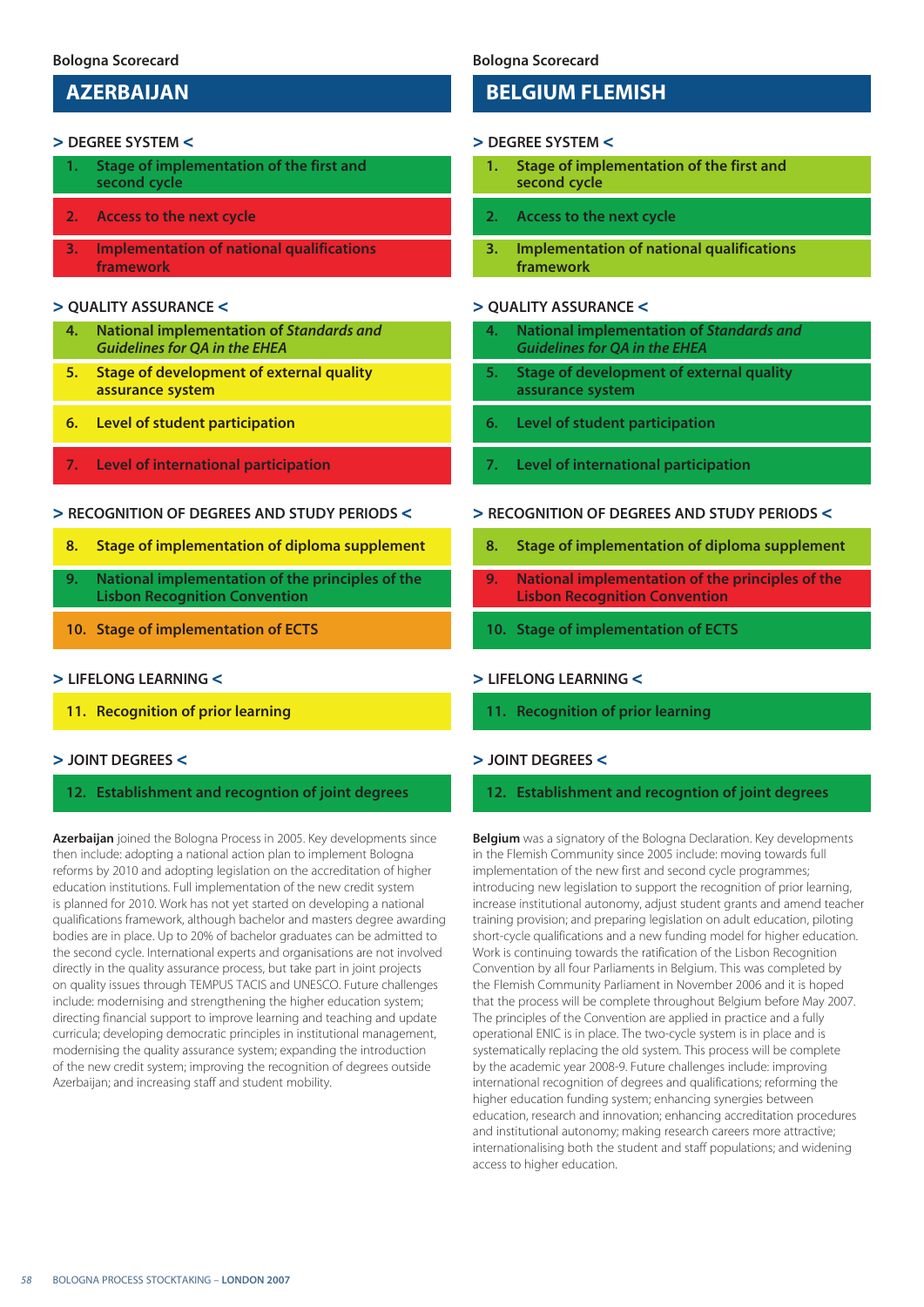Bologna Scorecard

## AZERBAIJAN

### > DEGREE SYSTEM <

1. Stage of implementation of the first and second cycle
2. Access to the next cycle
3. Implementation of national qualifications framework

### > QUALITY ASSURANCE <

4. National implementation of *Standards and Guidelines for QA in the EHEA*
5. Stage of development of external quality assurance system
6. Level of student participation
7. Level of international participation

### > RECOGNITION OF DEGREES AND STUDY PERIODS <

8. Stage of implementation of diploma supplement
9. National implementation of the principles of the Lisbon Recognition Convention
10. Stage of implementation of ECTS

### > LIFELONG LEARNING <

11. Recognition of prior learning

### > JOINT DEGREES <

12. Establishment and recogntion of joint degrees

**Azerbaijan** joined the Bologna Process in 2005. Key developments since then include: adopting a national action plan to implement Bologna reforms by 2010 and adopting legislation on the accreditation of higher education institutions. Full implementation of the new credit system is planned for 2010. Work has not yet started on developing a national qualifications framework, although bachelor and masters degree awarding bodies are in place. Up to 20% of bachelor graduates can be admitted to the second cycle. International experts and organisations are not involved directly in the quality assurance process, but take part in joint projects on quality issues through TEMPUS TACIS and UNESCO. Future challenges include: modernising and strengthening the higher education system; directing financial support to improve learning and teaching and update curricula; developing democratic principles in institutional management, modernising the quality assurance system; expanding the introduction of the new credit system; improving the recognition of degrees outside Azerbaijan; and increasing staff and student mobility.

Bologna Scorecard

## BELGIUM FLEMISH

### > DEGREE SYSTEM <

1. Stage of implementation of the first and second cycle
2. Access to the next cycle
3. Implementation of national qualifications framework

### > QUALITY ASSURANCE <

4. National implementation of *Standards and Guidelines for QA in the EHEA*
5. Stage of development of external quality assurance system
6. Level of student participation
7. Level of international participation

### > RECOGNITION OF DEGREES AND STUDY PERIODS <

8. Stage of implementation of diploma supplement
9. National implementation of the principles of the Lisbon Recognition Convention
10. Stage of implementation of ECTS

### > LIFELONG LEARNING <

11. Recognition of prior learning

### > JOINT DEGREES <

12. Establishment and recogntion of joint degrees

**Belgium** was a signatory of the Bologna Declaration. Key developments in the Flemish Community since 2005 include: moving towards full implementation of the new first and second cycle programmes; introducing new legislation to support the recognition of prior learning, increase institutional autonomy, adjust student grants and amend teacher training provision; and preparing legislation on adult education, piloting short-cycle qualifications and a new funding model for higher education. Work is continuing towards the ratification of the Lisbon Recognition Convention by all four Parliaments in Belgium. This was completed by the Flemish Community Parliament in November 2006 and it is hoped that the process will be complete throughout Belgium before May 2007. The principles of the Convention are applied in practice and a fully operational ENIC is in place. The two-cycle system is in place and is systematically replacing the old system. This process will be complete by the academic year 2008-9. Future challenges include: improving international recognition of degrees and qualifications; reforming the higher education funding system; enhancing synergies between education, research and innovation; enhancing accreditation procedures and institutional autonomy; making research careers more attractive; internationalising both the student and staff populations; and widening access to higher education.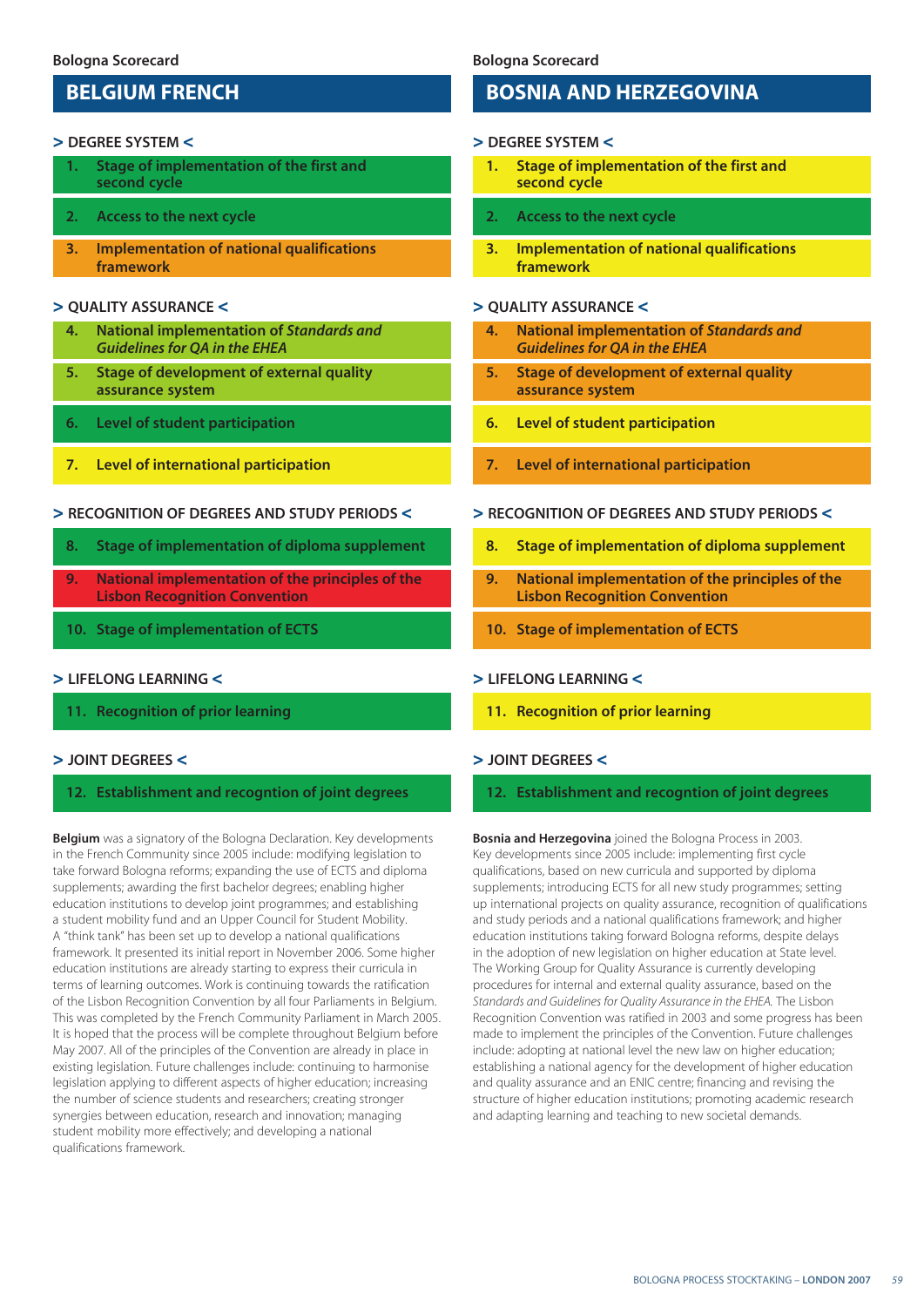## BELGIUM FRENCH

### > DEGREE SYSTEM <

1. Stage of implementation of the first and second cycle
2. Access to the next cycle
3. Implementation of national qualifications framework

### > QUALITY ASSURANCE <

4. National implementation of *Standards and Guidelines for QA in the EHEA*
5. Stage of development of external quality assurance system
6. Level of student participation
7. Level of international participation

### > RECOGNITION OF DEGREES AND STUDY PERIODS <

8. Stage of implementation of diploma supplement
9. National implementation of the principles of the Lisbon Recognition Convention
10. Stage of implementation of ECTS

### > LIFELONG LEARNING <

11. Recognition of prior learning

### > JOINT DEGREES <

12. Establishment and recogntion of joint degrees

**Belgium** was a signatory of the Bologna Declaration. Key developments in the French Community since 2005 include: modifying legislation to take forward Bologna reforms; expanding the use of ECTS and diploma supplements; awarding the first bachelor degrees; enabling higher education institutions to develop joint programmes; and establishing a student mobility fund and an Upper Council for Student Mobility. A "think tank" has been set up to develop a national qualifications framework. It presented its initial report in November 2006. Some higher education institutions are already starting to express their curricula in terms of learning outcomes. Work is continuing towards the ratification of the Lisbon Recognition Convention by all four Parliaments in Belgium. This was completed by the French Community Parliament in March 2005. It is hoped that the process will be complete throughout Belgium before May 2007. All of the principles of the Convention are already in place in existing legislation. Future challenges include: continuing to harmonise legislation applying to different aspects of higher education; increasing the number of science students and researchers; creating stronger synergies between education, research and innovation; managing student mobility more effectively; and developing a national qualifications framework.

## BOSNIA AND HERZEGOVINA

### > DEGREE SYSTEM <

1. Stage of implementation of the first and second cycle
2. Access to the next cycle
3. Implementation of national qualifications framework

### > QUALITY ASSURANCE <

4. National implementation of *Standards and Guidelines for QA in the EHEA*
5. Stage of development of external quality assurance system
6. Level of student participation
7. Level of international participation

### > RECOGNITION OF DEGREES AND STUDY PERIODS <

8. Stage of implementation of diploma supplement
9. National implementation of the principles of the Lisbon Recognition Convention
10. Stage of implementation of ECTS

### > LIFELONG LEARNING <

11. Recognition of prior learning

### > JOINT DEGREES <

12. Establishment and recogntion of joint degrees

**Bosnia and Herzegovina** joined the Bologna Process in 2003. Key developments since 2005 include: implementing first cycle qualifications, based on new curricula and supported by diploma supplements; introducing ECTS for all new study programmes; setting up international projects on quality assurance, recognition of qualifications and study periods and a national qualifications framework; and higher education institutions taking forward Bologna reforms, despite delays in the adoption of new legislation on higher education at State level. The Working Group for Quality Assurance is currently developing procedures for internal and external quality assurance, based on the *Standards and Guidelines for Quality Assurance in the EHEA.* The Lisbon Recognition Convention was ratified in 2003 and some progress has been made to implement the principles of the Convention. Future challenges include: adopting at national level the new law on higher education; establishing a national agency for the development of higher education and quality assurance and an ENIC centre; financing and revising the structure of higher education institutions; promoting academic research and adapting learning and teaching to new societal demands.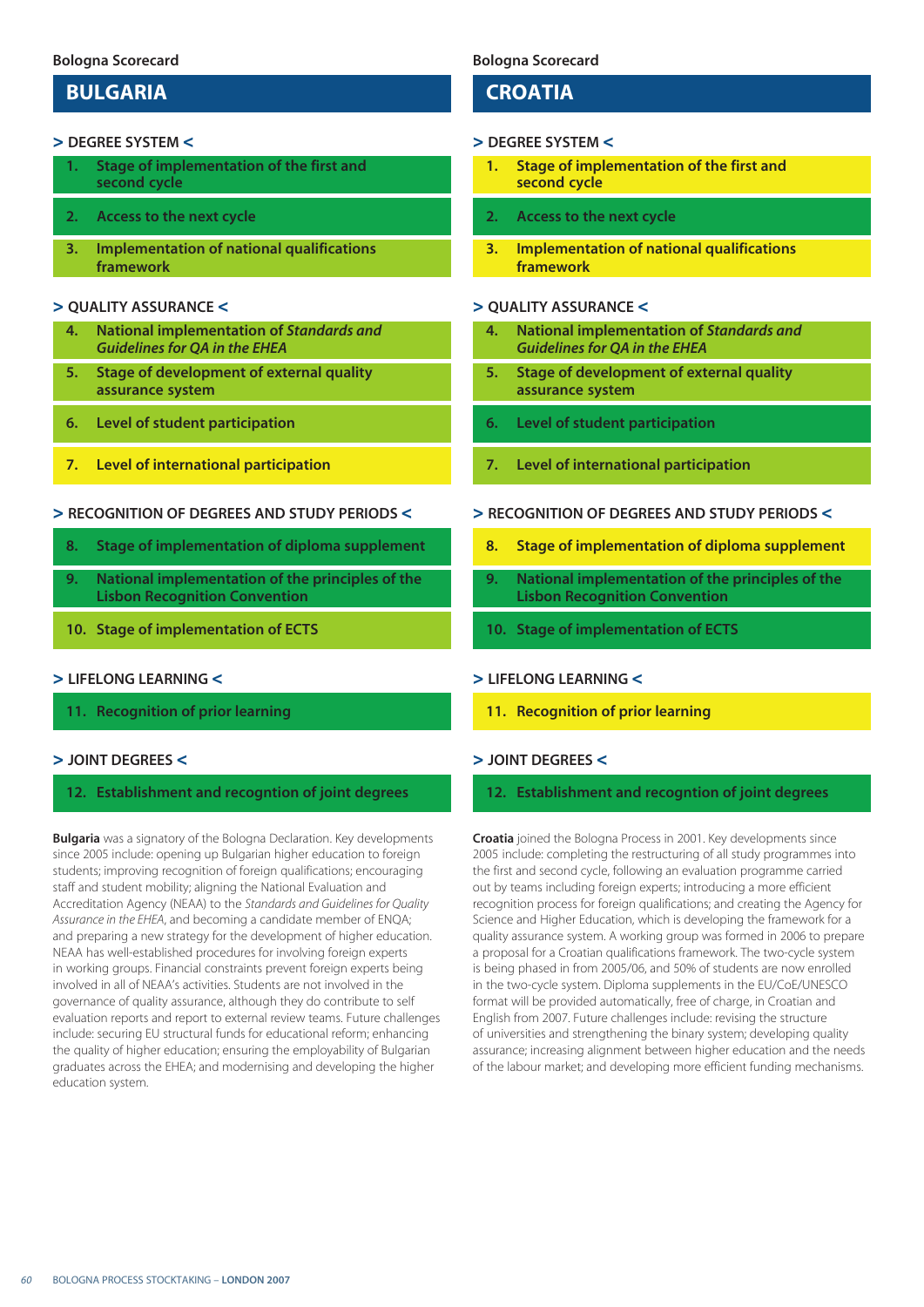Bologna Scorecard

# BULGARIA

## > DEGREE SYSTEM <

1. Stage of implementation of the first and second cycle
2. Access to the next cycle
3. Implementation of national qualifications framework

## > QUALITY ASSURANCE <

4. National implementation of *Standards and Guidelines for QA in the EHEA*
5. Stage of development of external quality assurance system
6. Level of student participation
7. Level of international participation

## > RECOGNITION OF DEGREES AND STUDY PERIODS <

8. Stage of implementation of diploma supplement
9. National implementation of the principles of the Lisbon Recognition Convention
10. Stage of implementation of ECTS

## > LIFELONG LEARNING <

11. Recognition of prior learning

## > JOINT DEGREES <

12. Establishment and recogntion of joint degrees

**Bulgaria** was a signatory of the Bologna Declaration. Key developments since 2005 include: opening up Bulgarian higher education to foreign students; improving recognition of foreign qualifications; encouraging staff and student mobility; aligning the National Evaluation and Accreditation Agency (NEAA) to the *Standards and Guidelines for Quality Assurance in the EHEA*, and becoming a candidate member of ENQA; and preparing a new strategy for the development of higher education. NEAA has well-established procedures for involving foreign experts in working groups. Financial constraints prevent foreign experts being involved in all of NEAA's activities. Students are not involved in the governance of quality assurance, although they do contribute to self evaluation reports and report to external review teams. Future challenges include: securing EU structural funds for educational reform; enhancing the quality of higher education; ensuring the employability of Bulgarian graduates across the EHEA; and modernising and developing the higher education system.

Bologna Scorecard

# CROATIA

## > DEGREE SYSTEM <

1. Stage of implementation of the first and second cycle
2. Access to the next cycle
3. Implementation of national qualifications framework

## > QUALITY ASSURANCE <

4. National implementation of *Standards and Guidelines for QA in the EHEA*
5. Stage of development of external quality assurance system
6. Level of student participation
7. Level of international participation

## > RECOGNITION OF DEGREES AND STUDY PERIODS <

8. Stage of implementation of diploma supplement
9. National implementation of the principles of the Lisbon Recognition Convention
10. Stage of implementation of ECTS

## > LIFELONG LEARNING <

11. Recognition of prior learning

## > JOINT DEGREES <

12. Establishment and recogntion of joint degrees

**Croatia** joined the Bologna Process in 2001. Key developments since 2005 include: completing the restructuring of all study programmes into the first and second cycle, following an evaluation programme carried out by teams including foreign experts; introducing a more efficient recognition process for foreign qualifications; and creating the Agency for Science and Higher Education, which is developing the framework for a quality assurance system. A working group was formed in 2006 to prepare a proposal for a Croatian qualifications framework. The two-cycle system is being phased in from 2005/06, and 50% of students are now enrolled in the two-cycle system. Diploma supplements in the EU/CoE/UNESCO format will be provided automatically, free of charge, in Croatian and English from 2007. Future challenges include: revising the structure of universities and strengthening the binary system; developing quality assurance; increasing alignment between higher education and the needs of the labour market; and developing more efficient funding mechanisms.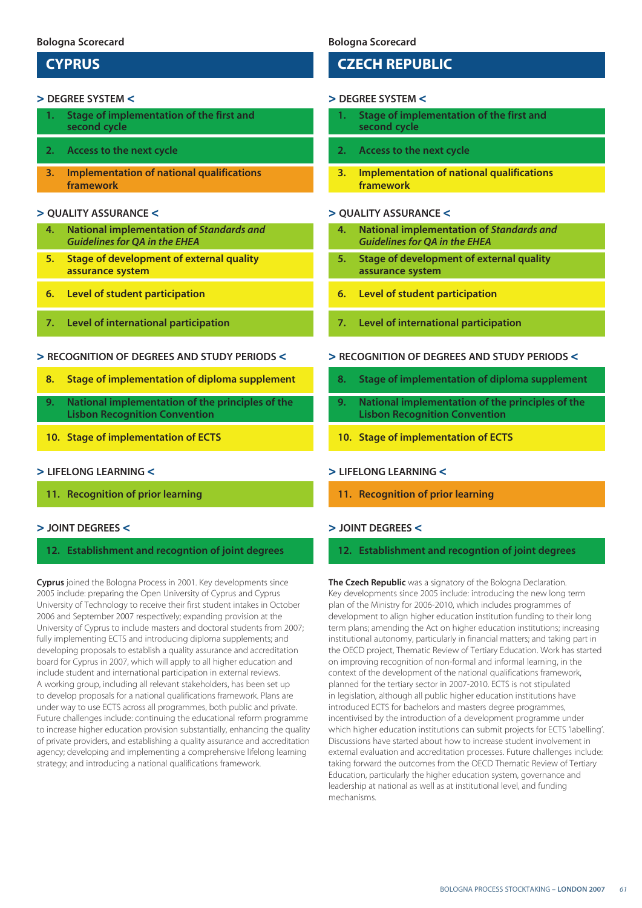Bologna Scorecard

## CYPRUS

### > DEGREE SYSTEM <

1. Stage of implementation of the first and second cycle
2. Access to the next cycle
3. Implementation of national qualifications framework

### > QUALITY ASSURANCE <

4. National implementation of *Standards and Guidelines for QA in the EHEA*
5. Stage of development of external quality assurance system
6. Level of student participation
7. Level of international participation

### > RECOGNITION OF DEGREES AND STUDY PERIODS <

8. Stage of implementation of diploma supplement
9. National implementation of the principles of the Lisbon Recognition Convention
10. Stage of implementation of ECTS

### > LIFELONG LEARNING <

11. Recognition of prior learning

### > JOINT DEGREES <

12. Establishment and recogntion of joint degrees

**Cyprus** joined the Bologna Process in 2001. Key developments since 2005 include: preparing the Open University of Cyprus and Cyprus University of Technology to receive their first student intakes in October 2006 and September 2007 respectively; expanding provision at the University of Cyprus to include masters and doctoral students from 2007; fully implementing ECTS and introducing diploma supplements; and developing proposals to establish a quality assurance and accreditation board for Cyprus in 2007, which will apply to all higher education and include student and international participation in external reviews. A working group, including all relevant stakeholders, has been set up to develop proposals for a national qualifications framework. Plans are under way to use ECTS across all programmes, both public and private. Future challenges include: continuing the educational reform programme to increase higher education provision substantially, enhancing the quality of private providers, and establishing a quality assurance and accreditation agency; developing and implementing a comprehensive lifelong learning strategy; and introducing a national qualifications framework.

Bologna Scorecard

## CZECH REPUBLIC

### > DEGREE SYSTEM <

1. Stage of implementation of the first and second cycle
2. Access to the next cycle
3. Implementation of national qualifications framework

### > QUALITY ASSURANCE <

4. National implementation of *Standards and Guidelines for QA in the EHEA*
5. Stage of development of external quality assurance system
6. Level of student participation
7. Level of international participation

### > RECOGNITION OF DEGREES AND STUDY PERIODS <

8. Stage of implementation of diploma supplement
9. National implementation of the principles of the Lisbon Recognition Convention
10. Stage of implementation of ECTS

### > LIFELONG LEARNING <

11. Recognition of prior learning

### > JOINT DEGREES <

12. Establishment and recogntion of joint degrees

**The Czech Republic** was a signatory of the Bologna Declaration. Key developments since 2005 include: introducing the new long term plan of the Ministry for 2006-2010, which includes programmes of development to align higher education institution funding to their long term plans; amending the Act on higher education institutions; increasing institutional autonomy, particularly in financial matters; and taking part in the OECD project, Thematic Review of Tertiary Education. Work has started on improving recognition of non-formal and informal learning, in the context of the development of the national qualifications framework, planned for the tertiary sector in 2007-2010. ECTS is not stipulated in legislation, although all public higher education institutions have introduced ECTS for bachelors and masters degree programmes, incentivised by the introduction of a development programme under which higher education institutions can submit projects for ECTS 'labelling'. Discussions have started about how to increase student involvement in external evaluation and accreditation processes. Future challenges include: taking forward the outcomes from the OECD Thematic Review of Tertiary Education, particularly the higher education system, governance and leadership at national as well as at institutional level, and funding mechanisms.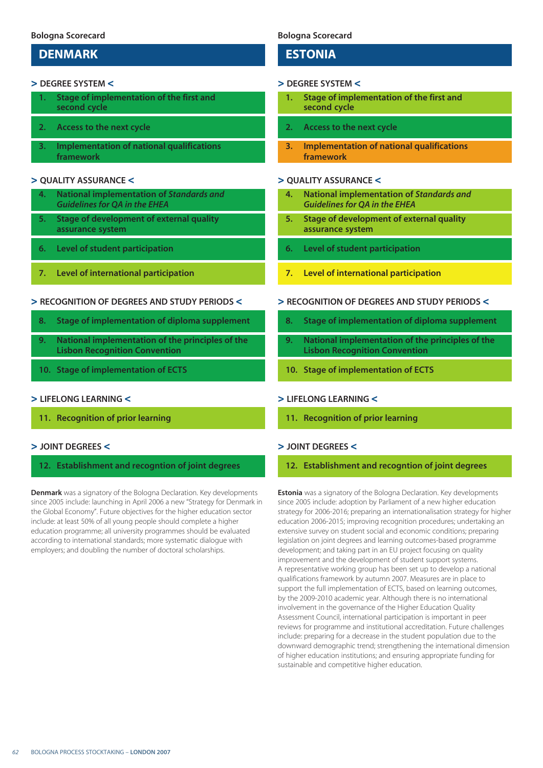Bologna Scorecard

## DENMARK

> DEGREE SYSTEM <

1. Stage of implementation of the first and second cycle
2. Access to the next cycle
3. Implementation of national qualifications framework

> QUALITY ASSURANCE <

4. National implementation of *Standards and Guidelines for QA in the EHEA*
5. Stage of development of external quality assurance system
6. Level of student participation
7. Level of international participation

> RECOGNITION OF DEGREES AND STUDY PERIODS <

8. Stage of implementation of diploma supplement
9. National implementation of the principles of the Lisbon Recognition Convention
10. Stage of implementation of ECTS

> LIFELONG LEARNING <

11. Recognition of prior learning

> JOINT DEGREES <

12. Establishment and recogntion of joint degrees

**Denmark** was a signatory of the Bologna Declaration. Key developments since 2005 include: launching in April 2006 a new "Strategy for Denmark in the Global Economy". Future objectives for the higher education sector include: at least 50% of all young people should complete a higher education programme; all university programmes should be evaluated according to international standards; more systematic dialogue with employers; and doubling the number of doctoral scholarships.

Bologna Scorecard

## ESTONIA

> DEGREE SYSTEM <

1. Stage of implementation of the first and second cycle
2. Access to the next cycle
3. Implementation of national qualifications framework

> QUALITY ASSURANCE <

4. National implementation of *Standards and Guidelines for QA in the EHEA*
5. Stage of development of external quality assurance system
6. Level of student participation
7. Level of international participation

> RECOGNITION OF DEGREES AND STUDY PERIODS <

8. Stage of implementation of diploma supplement
9. National implementation of the principles of the Lisbon Recognition Convention
10. Stage of implementation of ECTS

> LIFELONG LEARNING <

11. Recognition of prior learning

> JOINT DEGREES <

12. Establishment and recogntion of joint degrees

**Estonia** was a signatory of the Bologna Declaration. Key developments since 2005 include: adoption by Parliament of a new higher education strategy for 2006-2016; preparing an internationalisation strategy for higher education 2006-2015; improving recognition procedures; undertaking an extensive survey on student social and economic conditions; preparing legislation on joint degrees and learning outcomes-based programme development; and taking part in an EU project focusing on quality improvement and the development of student support systems.
A representative working group has been set up to develop a national qualifications framework by autumn 2007. Measures are in place to support the full implementation of ECTS, based on learning outcomes, by the 2009-2010 academic year. Although there is no international involvement in the governance of the Higher Education Quality Assessment Council, international participation is important in peer reviews for programme and institutional accreditation. Future challenges include: preparing for a decrease in the student population due to the downward demographic trend; strengthening the international dimension of higher education institutions; and ensuring appropriate funding for sustainable and competitive higher education.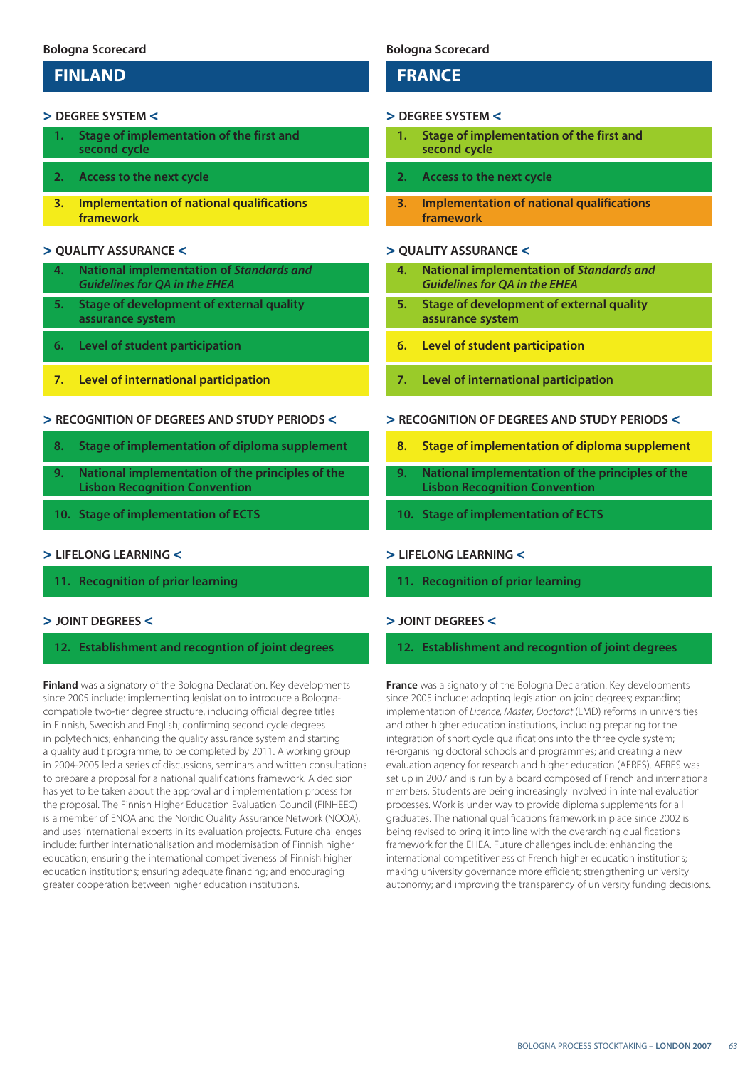## FINLAND

### > DEGREE SYSTEM <

1. Stage of implementation of the first and second cycle
2. Access to the next cycle
3. Implementation of national qualifications framework

### > QUALITY ASSURANCE <

4. National implementation of *Standards and Guidelines for QA in the EHEA*
5. Stage of development of external quality assurance system
6. Level of student participation
7. Level of international participation

### > RECOGNITION OF DEGREES AND STUDY PERIODS <

8. Stage of implementation of diploma supplement
9. National implementation of the principles of the Lisbon Recognition Convention
10. Stage of implementation of ECTS

### > LIFELONG LEARNING <

11. Recognition of prior learning

### > JOINT DEGREES <

12. Establishment and recogntion of joint degrees

**Finland** was a signatory of the Bologna Declaration. Key developments since 2005 include: implementing legislation to introduce a Bologna-compatible two-tier degree structure, including official degree titles in Finnish, Swedish and English; confirming second cycle degrees in polytechnics; enhancing the quality assurance system and starting a quality audit programme, to be completed by 2011. A working group in 2004-2005 led a series of discussions, seminars and written consultations to prepare a proposal for a national qualifications framework. A decision has yet to be taken about the approval and implementation process for the proposal. The Finnish Higher Education Evaluation Council (FINHEEC) is a member of ENQA and the Nordic Quality Assurance Network (NOQA), and uses international experts in its evaluation projects. Future challenges include: further internationalisation and modernisation of Finnish higher education; ensuring the international competitiveness of Finnish higher education institutions; ensuring adequate financing; and encouraging greater cooperation between higher education institutions.

## FRANCE

### > DEGREE SYSTEM <

1. Stage of implementation of the first and second cycle
2. Access to the next cycle
3. Implementation of national qualifications framework

### > QUALITY ASSURANCE <

4. National implementation of *Standards and Guidelines for QA in the EHEA*
5. Stage of development of external quality assurance system
6. Level of student participation
7. Level of international participation

### > RECOGNITION OF DEGREES AND STUDY PERIODS <

8. Stage of implementation of diploma supplement
9. National implementation of the principles of the Lisbon Recognition Convention
10. Stage of implementation of ECTS

### > LIFELONG LEARNING <

11. Recognition of prior learning

### > JOINT DEGREES <

12. Establishment and recogntion of joint degrees

**France** was a signatory of the Bologna Declaration. Key developments since 2005 include: adopting legislation on joint degrees; expanding implementation of *Licence, Master, Doctorat* (LMD) reforms in universities and other higher education institutions, including preparing for the integration of short cycle qualifications into the three cycle system; re-organising doctoral schools and programmes; and creating a new evaluation agency for research and higher education (AERES). AERES was set up in 2007 and is run by a board composed of French and international members. Students are being increasingly involved in internal evaluation processes. Work is under way to provide diploma supplements for all graduates. The national qualifications framework in place since 2002 is being revised to bring it into line with the overarching qualifications framework for the EHEA. Future challenges include: enhancing the international competitiveness of French higher education institutions; making university governance more efficient; strengthening university autonomy; and improving the transparency of university funding decisions.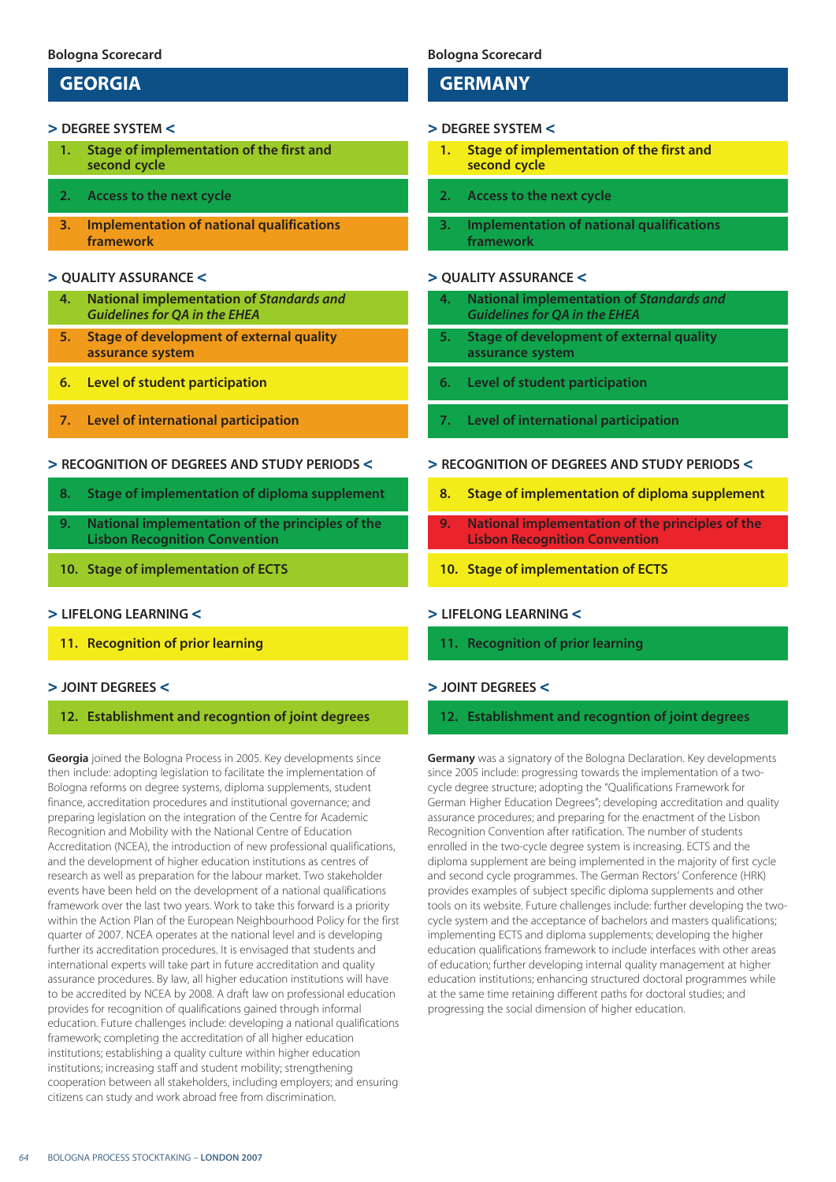Bologna Scorecard

## GEORGIA

### > DEGREE SYSTEM <

1. Stage of implementation of the first and second cycle
2. Access to the next cycle
3. Implementation of national qualifications framework

### > QUALITY ASSURANCE <

4. National implementation of *Standards and Guidelines for QA in the EHEA*
5. Stage of development of external quality assurance system
6. Level of student participation
7. Level of international participation

### > RECOGNITION OF DEGREES AND STUDY PERIODS <

8. Stage of implementation of diploma supplement
9. National implementation of the principles of the Lisbon Recognition Convention
10. Stage of implementation of ECTS

### > LIFELONG LEARNING <

11. Recognition of prior learning

### > JOINT DEGREES <

12. Establishment and recogntion of joint degrees

**Georgia** joined the Bologna Process in 2005. Key developments since then include: adopting legislation to facilitate the implementation of Bologna reforms on degree systems, diploma supplements, student finance, accreditation procedures and institutional governance; and preparing legislation on the integration of the Centre for Academic Recognition and Mobility with the National Centre of Education Accreditation (NCEA), the introduction of new professional qualifications, and the development of higher education institutions as centres of research as well as preparation for the labour market. Two stakeholder events have been held on the development of a national qualifications framework over the last two years. Work to take this forward is a priority within the Action Plan of the European Neighbourhood Policy for the first quarter of 2007. NCEA operates at the national level and is developing further its accreditation procedures. It is envisaged that students and international experts will take part in future accreditation and quality assurance procedures. By law, all higher education institutions will have to be accredited by NCEA by 2008. A draft law on professional education provides for recognition of qualifications gained through informal education. Future challenges include: developing a national qualifications framework; completing the accreditation of all higher education institutions; establishing a quality culture within higher education institutions; increasing staff and student mobility; strengthening cooperation between all stakeholders, including employers; and ensuring citizens can study and work abroad free from discrimination.

Bologna Scorecard

## GERMANY

### > DEGREE SYSTEM <

1. Stage of implementation of the first and second cycle
2. Access to the next cycle
3. Implementation of national qualifications framework

### > QUALITY ASSURANCE <

4. National implementation of *Standards and Guidelines for QA in the EHEA*
5. Stage of development of external quality assurance system
6. Level of student participation
7. Level of international participation

### > RECOGNITION OF DEGREES AND STUDY PERIODS <

8. Stage of implementation of diploma supplement
9. National implementation of the principles of the Lisbon Recognition Convention
10. Stage of implementation of ECTS

### > LIFELONG LEARNING <

11. Recognition of prior learning

### > JOINT DEGREES <

12. Establishment and recogntion of joint degrees

**Germany** was a signatory of the Bologna Declaration. Key developments since 2005 include: progressing towards the implementation of a two-cycle degree structure; adopting the "Qualifications Framework for German Higher Education Degrees"; developing accreditation and quality assurance procedures; and preparing for the enactment of the Lisbon Recognition Convention after ratification. The number of students enrolled in the two-cycle degree system is increasing. ECTS and the diploma supplement are being implemented in the majority of first cycle and second cycle programmes. The German Rectors' Conference (HRK) provides examples of subject specific diploma supplements and other tools on its website. Future challenges include: further developing the two-cycle system and the acceptance of bachelors and masters qualifications; implementing ECTS and diploma supplements; developing the higher education qualifications framework to include interfaces with other areas of education; further developing internal quality management at higher education institutions; enhancing structured doctoral programmes while at the same time retaining different paths for doctoral studies; and progressing the social dimension of higher education.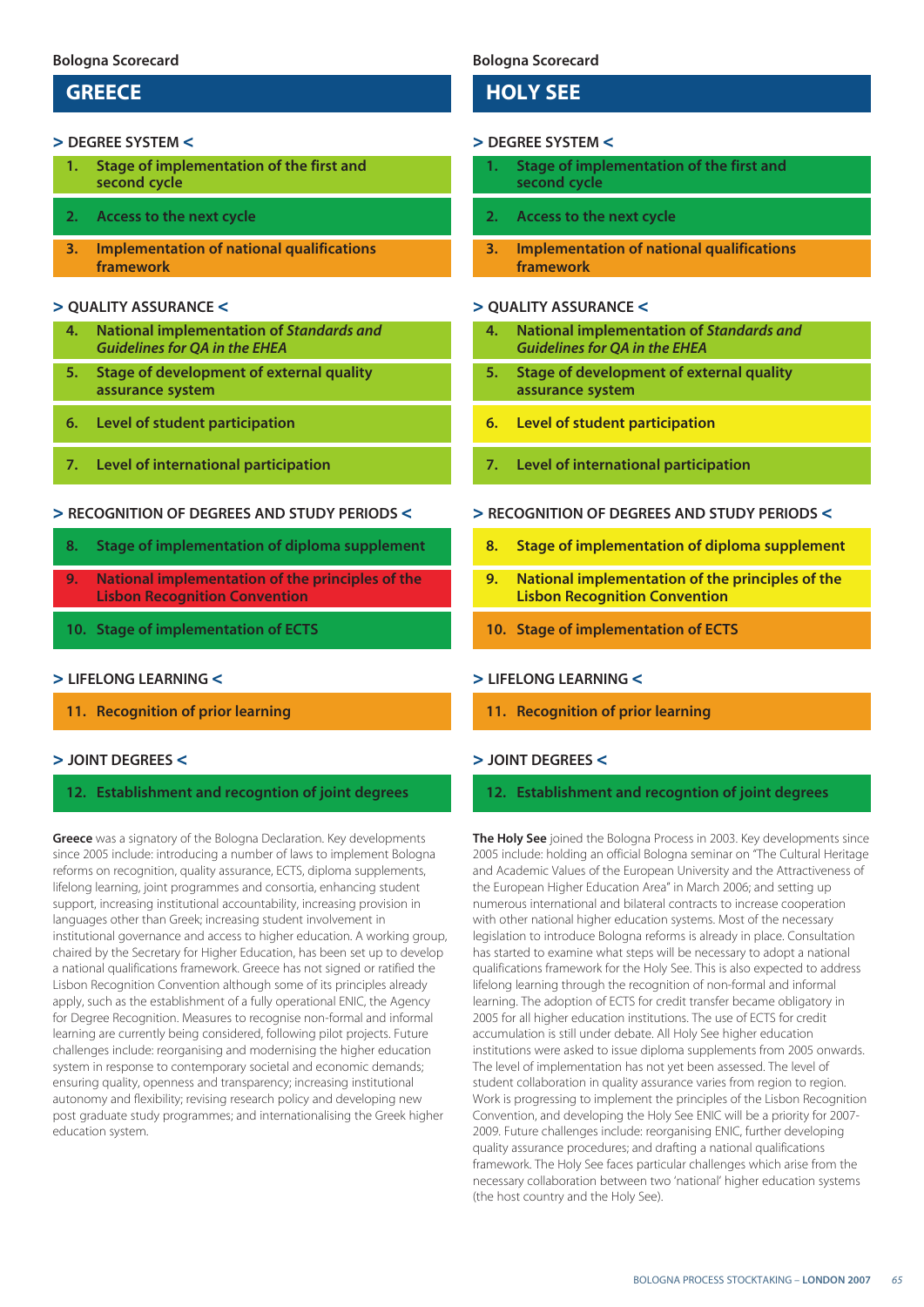Bologna Scorecard

## GREECE

### > DEGREE SYSTEM <

1. Stage of implementation of the first and second cycle
2. Access to the next cycle
3. Implementation of national qualifications framework

### > QUALITY ASSURANCE <

4. National implementation of *Standards and Guidelines for QA in the EHEA*
5. Stage of development of external quality assurance system
6. Level of student participation
7. Level of international participation

### > RECOGNITION OF DEGREES AND STUDY PERIODS <

8. Stage of implementation of diploma supplement
9. National implementation of the principles of the Lisbon Recognition Convention
10. Stage of implementation of ECTS

### > LIFELONG LEARNING <

11. Recognition of prior learning

### > JOINT DEGREES <

12. Establishment and recogntion of joint degrees

**Greece** was a signatory of the Bologna Declaration. Key developments since 2005 include: introducing a number of laws to implement Bologna reforms on recognition, quality assurance, ECTS, diploma supplements, lifelong learning, joint programmes and consortia, enhancing student support, increasing institutional accountability, increasing provision in languages other than Greek; increasing student involvement in institutional governance and access to higher education. A working group, chaired by the Secretary for Higher Education, has been set up to develop a national qualifications framework. Greece has not signed or ratified the Lisbon Recognition Convention although some of its principles already apply, such as the establishment of a fully operational ENIC, the Agency for Degree Recognition. Measures to recognise non-formal and informal learning are currently being considered, following pilot projects. Future challenges include: reorganising and modernising the higher education system in response to contemporary societal and economic demands; ensuring quality, openness and transparency; increasing institutional autonomy and flexibility; revising research policy and developing new post graduate study programmes; and internationalising the Greek higher education system.

Bologna Scorecard

## HOLY SEE

### > DEGREE SYSTEM <

1. Stage of implementation of the first and second cycle
2. Access to the next cycle
3. Implementation of national qualifications framework

### > QUALITY ASSURANCE <

4. National implementation of *Standards and Guidelines for QA in the EHEA*
5. Stage of development of external quality assurance system
6. Level of student participation
7. Level of international participation

### > RECOGNITION OF DEGREES AND STUDY PERIODS <

8. Stage of implementation of diploma supplement
9. National implementation of the principles of the Lisbon Recognition Convention
10. Stage of implementation of ECTS

### > LIFELONG LEARNING <

11. Recognition of prior learning

### > JOINT DEGREES <

12. Establishment and recogntion of joint degrees

**The Holy See** joined the Bologna Process in 2003. Key developments since 2005 include: holding an official Bologna seminar on "The Cultural Heritage and Academic Values of the European University and the Attractiveness of the European Higher Education Area" in March 2006; and setting up numerous international and bilateral contracts to increase cooperation with other national higher education systems. Most of the necessary legislation to introduce Bologna reforms is already in place. Consultation has started to examine what steps will be necessary to adopt a national qualifications framework for the Holy See. This is also expected to address lifelong learning through the recognition of non-formal and informal learning. The adoption of ECTS for credit transfer became obligatory in 2005 for all higher education institutions. The use of ECTS for credit accumulation is still under debate. All Holy See higher education institutions were asked to issue diploma supplements from 2005 onwards. The level of implementation has not yet been assessed. The level of student collaboration in quality assurance varies from region to region. Work is progressing to implement the principles of the Lisbon Recognition Convention, and developing the Holy See ENIC will be a priority for 2007-2009. Future challenges include: reorganising ENIC, further developing quality assurance procedures; and drafting a national qualifications framework. The Holy See faces particular challenges which arise from the necessary collaboration between two 'national' higher education systems (the host country and the Holy See).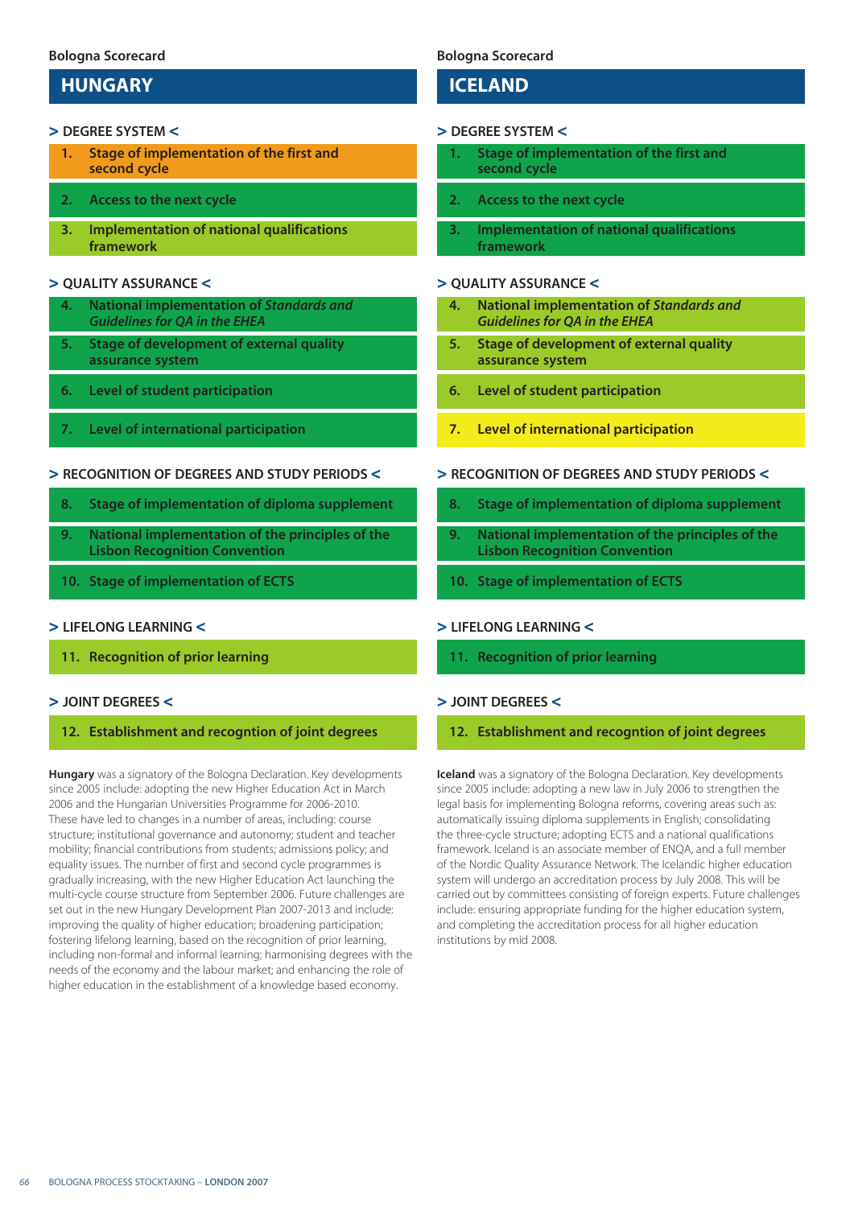Bologna Scorecard

# HUNGARY

> DEGREE SYSTEM <

1. Stage of implementation of the first and second cycle
2. Access to the next cycle
3. Implementation of national qualifications framework

> QUALITY ASSURANCE <

4. National implementation of *Standards and Guidelines for QA in the EHEA*
5. Stage of development of external quality assurance system
6. Level of student participation
7. Level of international participation

> RECOGNITION OF DEGREES AND STUDY PERIODS <

8. Stage of implementation of diploma supplement
9. National implementation of the principles of the Lisbon Recognition Convention
10. Stage of implementation of ECTS

> LIFELONG LEARNING <

11. Recognition of prior learning

> JOINT DEGREES <

12. Establishment and recogntion of joint degrees

**Hungary** was a signatory of the Bologna Declaration. Key developments since 2005 include: adopting the new Higher Education Act in March 2006 and the Hungarian Universities Programme for 2006-2010. These have led to changes in a number of areas, including: course structure; institutional governance and autonomy; student and teacher mobility; financial contributions from students; admissions policy; and equality issues. The number of first and second cycle programmes is gradually increasing, with the new Higher Education Act launching the multi-cycle course structure from September 2006. Future challenges are set out in the new Hungary Development Plan 2007-2013 and include: improving the quality of higher education; broadening participation; fostering lifelong learning, based on the recognition of prior learning, including non-formal and informal learning; harmonising degrees with the needs of the economy and the labour market; and enhancing the role of higher education in the establishment of a knowledge based economy.

Bologna Scorecard

# ICELAND

> DEGREE SYSTEM <

1. Stage of implementation of the first and second cycle
2. Access to the next cycle
3. Implementation of national qualifications framework

> QUALITY ASSURANCE <

4. National implementation of *Standards and Guidelines for QA in the EHEA*
5. Stage of development of external quality assurance system
6. Level of student participation
7. Level of international participation

> RECOGNITION OF DEGREES AND STUDY PERIODS <

8. Stage of implementation of diploma supplement
9. National implementation of the principles of the Lisbon Recognition Convention
10. Stage of implementation of ECTS

> LIFELONG LEARNING <

11. Recognition of prior learning

> JOINT DEGREES <

12. Establishment and recogntion of joint degrees

**Iceland** was a signatory of the Bologna Declaration. Key developments since 2005 include: adopting a new law in July 2006 to strengthen the legal basis for implementing Bologna reforms, covering areas such as: automatically issuing diploma supplements in English; consolidating the three-cycle structure; adopting ECTS and a national qualifications framework. Iceland is an associate member of ENQA, and a full member of the Nordic Quality Assurance Network. The Icelandic higher education system will undergo an accreditation process by July 2008. This will be carried out by committees consisting of foreign experts. Future challenges include: ensuring appropriate funding for the higher education system, and completing the accreditation process for all higher education institutions by mid 2008.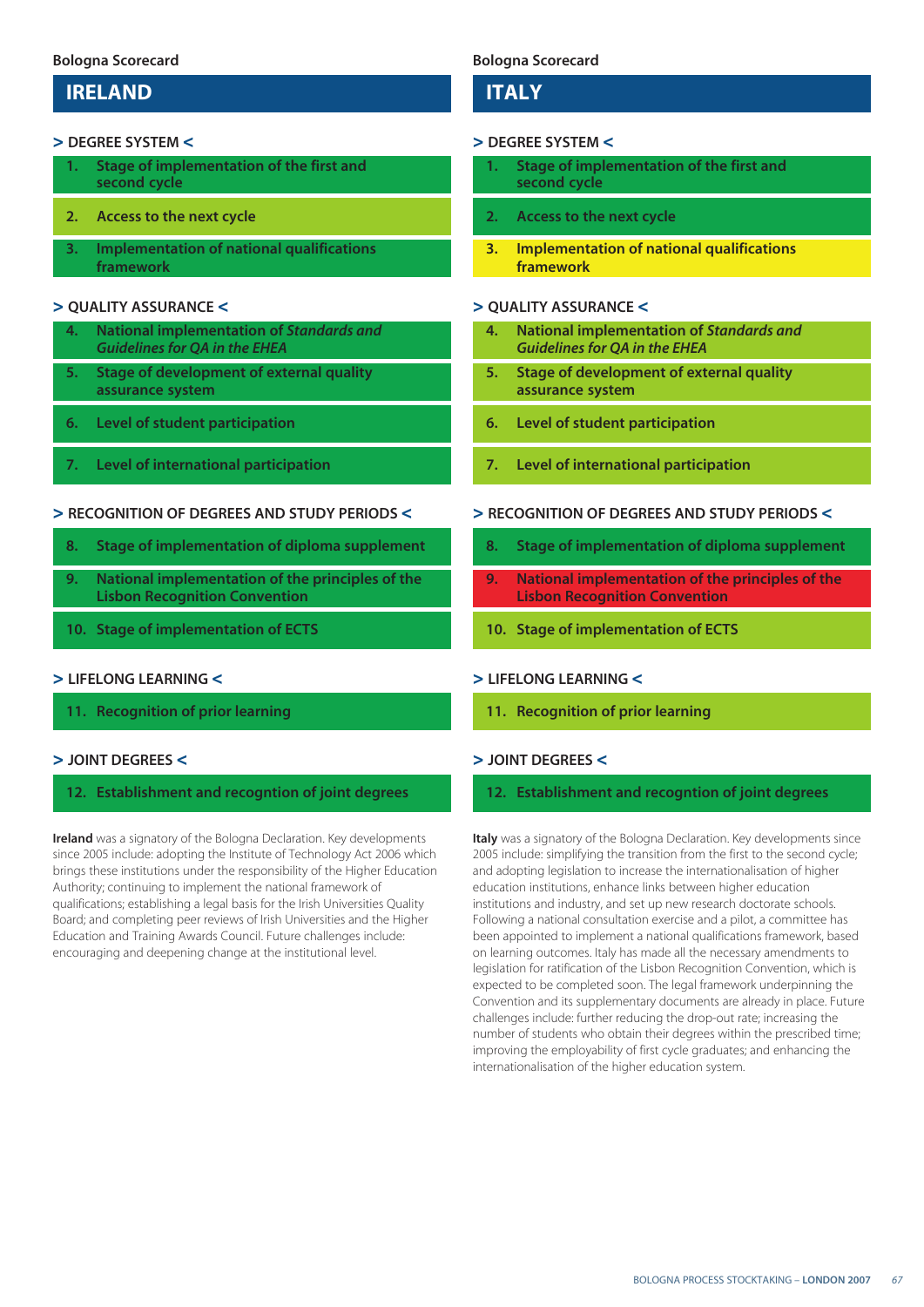Bologna Scorecard

## IRELAND

### > DEGREE SYSTEM <

1. Stage of implementation of the first and second cycle
2. Access to the next cycle
3. Implementation of national qualifications framework

### > QUALITY ASSURANCE <

4. National implementation of *Standards and Guidelines for QA in the EHEA*
5. Stage of development of external quality assurance system
6. Level of student participation
7. Level of international participation

### > RECOGNITION OF DEGREES AND STUDY PERIODS <

8. Stage of implementation of diploma supplement
9. National implementation of the principles of the Lisbon Recognition Convention
10. Stage of implementation of ECTS

### > LIFELONG LEARNING <

11. Recognition of prior learning

### > JOINT DEGREES <

12. Establishment and recogntion of joint degrees

**Ireland** was a signatory of the Bologna Declaration. Key developments since 2005 include: adopting the Institute of Technology Act 2006 which brings these institutions under the responsibility of the Higher Education Authority; continuing to implement the national framework of qualifications; establishing a legal basis for the Irish Universities Quality Board; and completing peer reviews of Irish Universities and the Higher Education and Training Awards Council. Future challenges include: encouraging and deepening change at the institutional level.

Bologna Scorecard

## ITALY

### > DEGREE SYSTEM <

1. Stage of implementation of the first and second cycle
2. Access to the next cycle
3. Implementation of national qualifications framework

### > QUALITY ASSURANCE <

4. National implementation of *Standards and Guidelines for QA in the EHEA*
5. Stage of development of external quality assurance system
6. Level of student participation
7. Level of international participation

### > RECOGNITION OF DEGREES AND STUDY PERIODS <

8. Stage of implementation of diploma supplement
9. National implementation of the principles of the Lisbon Recognition Convention
10. Stage of implementation of ECTS

### > LIFELONG LEARNING <

11. Recognition of prior learning

### > JOINT DEGREES <

12. Establishment and recogntion of joint degrees

**Italy** was a signatory of the Bologna Declaration. Key developments since 2005 include: simplifying the transition from the first to the second cycle; and adopting legislation to increase the internationalisation of higher education institutions, enhance links between higher education institutions and industry, and set up new research doctorate schools. Following a national consultation exercise and a pilot, a committee has been appointed to implement a national qualifications framework, based on learning outcomes. Italy has made all the necessary amendments to legislation for ratification of the Lisbon Recognition Convention, which is expected to be completed soon. The legal framework underpinning the Convention and its supplementary documents are already in place. Future challenges include: further reducing the drop-out rate; increasing the number of students who obtain their degrees within the prescribed time; improving the employability of first cycle graduates; and enhancing the internationalisation of the higher education system.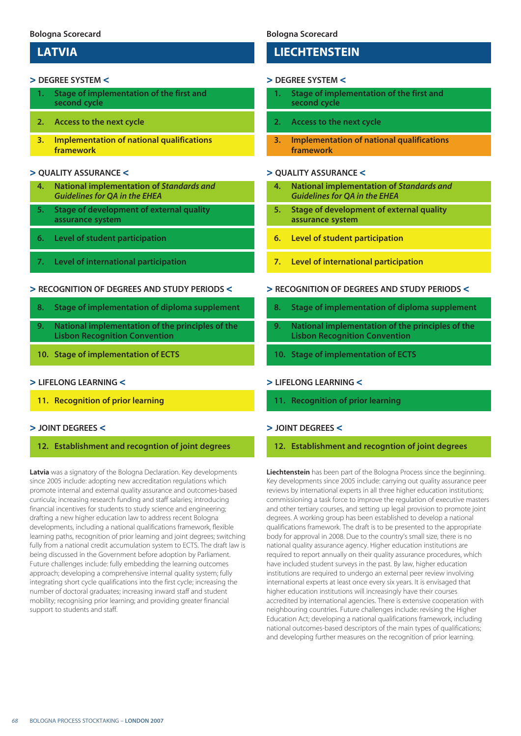## LATVIA

**> DEGREE SYSTEM <**

1. Stage of implementation of the first and second cycle
2. Access to the next cycle
3. Implementation of national qualifications framework

**> QUALITY ASSURANCE <**

4. National implementation of *Standards and Guidelines for QA in the EHEA*
5. Stage of development of external quality assurance system
6. Level of student participation
7. Level of international participation

**> RECOGNITION OF DEGREES AND STUDY PERIODS <**

8. Stage of implementation of diploma supplement
9. National implementation of the principles of the Lisbon Recognition Convention
10. Stage of implementation of ECTS

**> LIFELONG LEARNING <**

11. Recognition of prior learning

**> JOINT DEGREES <**

12. Establishment and recogntion of joint degrees

**Latvia** was a signatory of the Bologna Declaration. Key developments since 2005 include: adopting new accreditation regulations which promote internal and external quality assurance and outcomes-based curricula; increasing research funding and staff salaries; introducing financial incentives for students to study science and engineering; drafting a new higher education law to address recent Bologna developments, including a national qualifications framework, flexible learning paths, recognition of prior learning and joint degrees; switching fully from a national credit accumulation system to ECTS. The draft law is being discussed in the Government before adoption by Parliament. Future challenges include: fully embedding the learning outcomes approach; developing a comprehensive internal quality system; fully integrating short cycle qualifications into the first cycle; increasing the number of doctoral graduates; increasing inward staff and student mobility; recognising prior learning; and providing greater financial support to students and staff.

## LIECHTENSTEIN

**> DEGREE SYSTEM <**

1. Stage of implementation of the first and second cycle
2. Access to the next cycle
3. Implementation of national qualifications framework

**> QUALITY ASSURANCE <**

4. National implementation of *Standards and Guidelines for QA in the EHEA*
5. Stage of development of external quality assurance system
6. Level of student participation
7. Level of international participation

**> RECOGNITION OF DEGREES AND STUDY PERIODS <**

8. Stage of implementation of diploma supplement
9. National implementation of the principles of the Lisbon Recognition Convention
10. Stage of implementation of ECTS

**> LIFELONG LEARNING <**

11. Recognition of prior learning

**> JOINT DEGREES <**

12. Establishment and recogntion of joint degrees

**Liechtenstein** has been part of the Bologna Process since the beginning. Key developments since 2005 include: carrying out quality assurance peer reviews by international experts in all three higher education institutions; commissioning a task force to improve the regulation of executive masters and other tertiary courses, and setting up legal provision to promote joint degrees. A working group has been established to develop a national qualifications framework. The draft is to be presented to the appropriate body for approval in 2008. Due to the country's small size, there is no national quality assurance agency. Higher education institutions are required to report annually on their quality assurance procedures, which have included student surveys in the past. By law, higher education institutions are required to undergo an external peer review involving international experts at least once every six years. It is envisaged that higher education institutions will increasingly have their courses accredited by international agencies. There is extensive cooperation with neighbouring countries. Future challenges include: revising the Higher Education Act; developing a national qualifications framework, including national outcomes-based descriptors of the main types of qualifications; and developing further measures on the recognition of prior learning.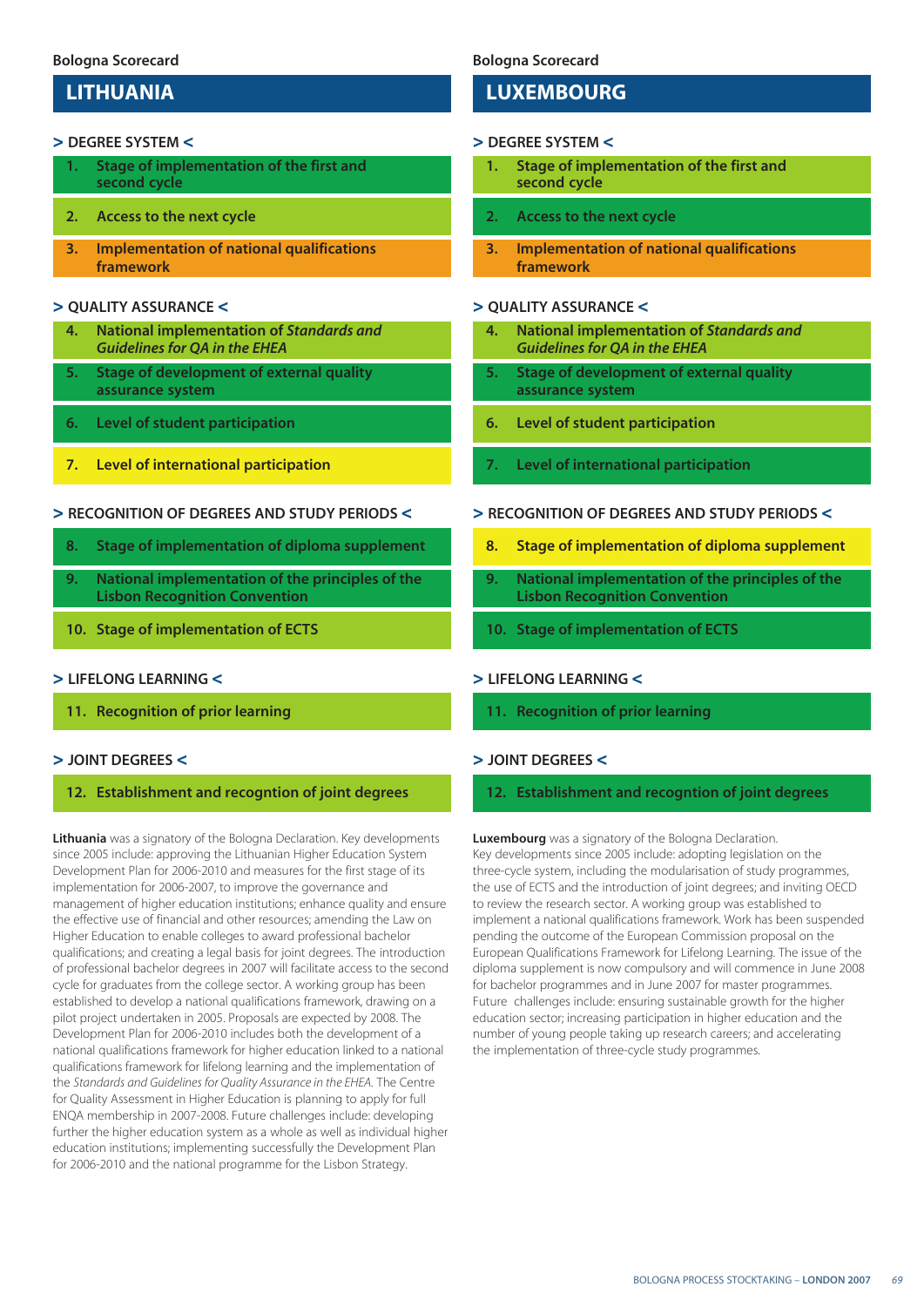Bologna Scorecard

## LITHUANIA

### > DEGREE SYSTEM <

1. Stage of implementation of the first and second cycle
2. Access to the next cycle
3. Implementation of national qualifications framework

### > QUALITY ASSURANCE <

4. National implementation of *Standards and Guidelines for QA in the EHEA*
5. Stage of development of external quality assurance system
6. Level of student participation
7. Level of international participation

### > RECOGNITION OF DEGREES AND STUDY PERIODS <

8. Stage of implementation of diploma supplement
9. National implementation of the principles of the Lisbon Recognition Convention
10. Stage of implementation of ECTS

### > LIFELONG LEARNING <

11. Recognition of prior learning

### > JOINT DEGREES <

12. Establishment and recogntion of joint degrees

**Lithuania** was a signatory of the Bologna Declaration. Key developments since 2005 include: approving the Lithuanian Higher Education System Development Plan for 2006-2010 and measures for the first stage of its implementation for 2006-2007, to improve the governance and management of higher education institutions; enhance quality and ensure the effective use of financial and other resources; amending the Law on Higher Education to enable colleges to award professional bachelor qualifications; and creating a legal basis for joint degrees. The introduction of professional bachelor degrees in 2007 will facilitate access to the second cycle for graduates from the college sector. A working group has been established to develop a national qualifications framework, drawing on a pilot project undertaken in 2005. Proposals are expected by 2008. The Development Plan for 2006-2010 includes both the development of a national qualifications framework for higher education linked to a national qualifications framework for lifelong learning and the implementation of the *Standards and Guidelines for Quality Assurance in the EHEA.* The Centre for Quality Assessment in Higher Education is planning to apply for full ENQA membership in 2007-2008. Future challenges include: developing further the higher education system as a whole as well as individual higher education institutions; implementing successfully the Development Plan for 2006-2010 and the national programme for the Lisbon Strategy.

Bologna Scorecard

## LUXEMBOURG

### > DEGREE SYSTEM <

1. Stage of implementation of the first and second cycle
2. Access to the next cycle
3. Implementation of national qualifications framework

### > QUALITY ASSURANCE <

4. National implementation of *Standards and Guidelines for QA in the EHEA*
5. Stage of development of external quality assurance system
6. Level of student participation
7. Level of international participation

### > RECOGNITION OF DEGREES AND STUDY PERIODS <

8. Stage of implementation of diploma supplement
9. National implementation of the principles of the Lisbon Recognition Convention
10. Stage of implementation of ECTS

### > LIFELONG LEARNING <

11. Recognition of prior learning

### > JOINT DEGREES <

12. Establishment and recogntion of joint degrees

**Luxembourg** was a signatory of the Bologna Declaration. Key developments since 2005 include: adopting legislation on the three-cycle system, including the modularisation of study programmes, the use of ECTS and the introduction of joint degrees; and inviting OECD to review the research sector. A working group was established to implement a national qualifications framework. Work has been suspended pending the outcome of the European Commission proposal on the European Qualifications Framework for Lifelong Learning. The issue of the diploma supplement is now compulsory and will commence in June 2008 for bachelor programmes and in June 2007 for master programmes. Future challenges include: ensuring sustainable growth for the higher education sector; increasing participation in higher education and the number of young people taking up research careers; and accelerating the implementation of three-cycle study programmes.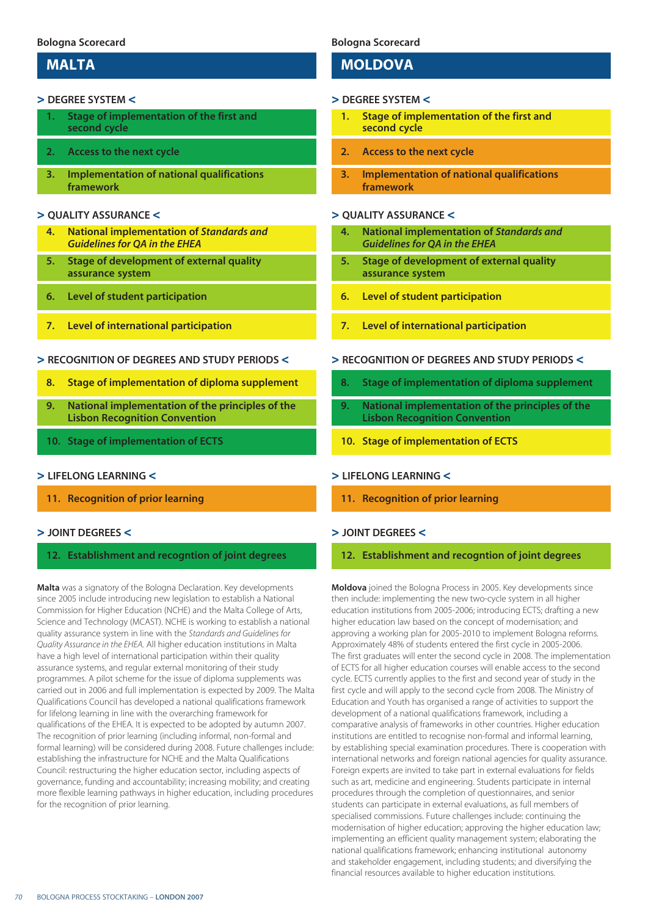Bologna Scorecard

## MALTA

### > DEGREE SYSTEM <

1. Stage of implementation of the first and second cycle
2. Access to the next cycle
3. Implementation of national qualifications framework

### > QUALITY ASSURANCE <

4. National implementation of *Standards and Guidelines for QA in the EHEA*
5. Stage of development of external quality assurance system
6. Level of student participation
7. Level of international participation

### > RECOGNITION OF DEGREES AND STUDY PERIODS <

8. Stage of implementation of diploma supplement
9. National implementation of the principles of the Lisbon Recognition Convention
10. Stage of implementation of ECTS

### > LIFELONG LEARNING <

11. Recognition of prior learning

### > JOINT DEGREES <

12. Establishment and recogntion of joint degrees

**Malta** was a signatory of the Bologna Declaration. Key developments since 2005 include introducing new legislation to establish a National Commission for Higher Education (NCHE) and the Malta College of Arts, Science and Technology (MCAST). NCHE is working to establish a national quality assurance system in line with the *Standards and Guidelines for Quality Assurance in the EHEA.* All higher education institutions in Malta have a high level of international participation within their quality assurance systems, and regular external monitoring of their study programmes. A pilot scheme for the issue of diploma supplements was carried out in 2006 and full implementation is expected by 2009. The Malta Qualifications Council has developed a national qualifications framework for lifelong learning in line with the overarching framework for qualifications of the EHEA. It is expected to be adopted by autumn 2007. The recognition of prior learning (including informal, non-formal and formal learning) will be considered during 2008. Future challenges include: establishing the infrastructure for NCHE and the Malta Qualifications Council: restructuring the higher education sector, including aspects of governance, funding and accountability; increasing mobility; and creating more flexible learning pathways in higher education, including procedures for the recognition of prior learning.

Bologna Scorecard

## MOLDOVA

### > DEGREE SYSTEM <

1. Stage of implementation of the first and second cycle
2. Access to the next cycle
3. Implementation of national qualifications framework

### > QUALITY ASSURANCE <

4. National implementation of *Standards and Guidelines for QA in the EHEA*
5. Stage of development of external quality assurance system
6. Level of student participation
7. Level of international participation

### > RECOGNITION OF DEGREES AND STUDY PERIODS <

8. Stage of implementation of diploma supplement
9. National implementation of the principles of the Lisbon Recognition Convention
10. Stage of implementation of ECTS

### > LIFELONG LEARNING <

11. Recognition of prior learning

### > JOINT DEGREES <

12. Establishment and recogntion of joint degrees

**Moldova** joined the Bologna Process in 2005. Key developments since then include: implementing the new two-cycle system in all higher education institutions from 2005-2006; introducing ECTS; drafting a new higher education law based on the concept of modernisation; and approving a working plan for 2005-2010 to implement Bologna reforms. Approximately 48% of students entered the first cycle in 2005-2006. The first graduates will enter the second cycle in 2008. The implementation of ECTS for all higher education courses will enable access to the second cycle. ECTS currently applies to the first and second year of study in the first cycle and will apply to the second cycle from 2008. The Ministry of Education and Youth has organised a range of activities to support the development of a national qualifications framework, including a comparative analysis of frameworks in other countries. Higher education institutions are entitled to recognise non-formal and informal learning, by establishing special examination procedures. There is cooperation with international networks and foreign national agencies for quality assurance. Foreign experts are invited to take part in external evaluations for fields such as art, medicine and engineering. Students participate in internal procedures through the completion of questionnaires, and senior students can participate in external evaluations, as full members of specialised commissions. Future challenges include: continuing the modernisation of higher education; approving the higher education law; implementing an efficient quality management system; elaborating the national qualifications framework; enhancing institutional autonomy and stakeholder engagement, including students; and diversifying the financial resources available to higher education institutions.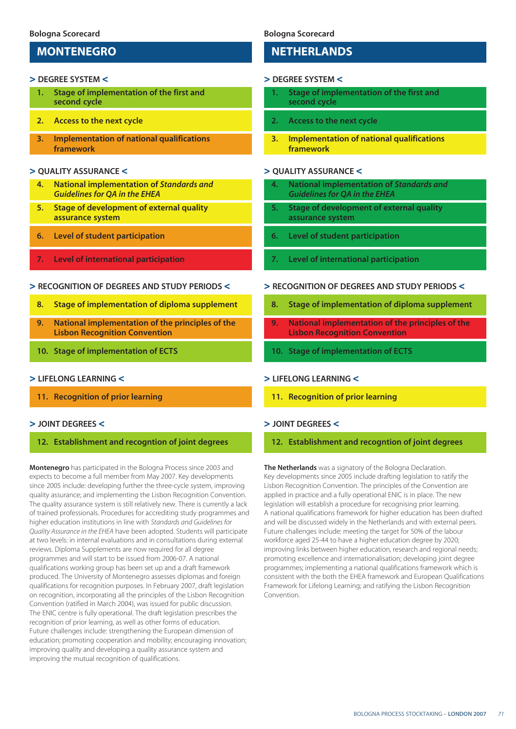Bologna Scorecard

## MONTENEGRO

### > DEGREE SYSTEM <

1. Stage of implementation of the first and second cycle
2. Access to the next cycle
3. Implementation of national qualifications framework

### > QUALITY ASSURANCE <

4. National implementation of *Standards and Guidelines for QA in the EHEA*
5. Stage of development of external quality assurance system
6. Level of student participation
7. Level of international participation

### > RECOGNITION OF DEGREES AND STUDY PERIODS <

8. Stage of implementation of diploma supplement
9. National implementation of the principles of the Lisbon Recognition Convention
10. Stage of implementation of ECTS

### > LIFELONG LEARNING <

11. Recognition of prior learning

### > JOINT DEGREES <

12. Establishment and recogntion of joint degrees

**Montenegro** has participated in the Bologna Process since 2003 and expects to become a full member from May 2007. Key developments since 2005 include: developing further the three-cycle system, improving quality assurance; and implementing the Lisbon Recognition Convention. The quality assurance system is still relatively new. There is currently a lack of trained professionals. Procedures for accrediting study programmes and higher education institutions in line with *Standards and Guidelines for Quality Assurance in the EHEA* have been adopted. Students will participate at two levels: in internal evaluations and in consultations during external reviews. Diploma Supplements are now required for all degree programmes and will start to be issued from 2006-07. A national qualifications working group has been set up and a draft framework produced. The University of Montenegro assesses diplomas and foreign qualifications for recognition purposes. In February 2007, draft legislation on recognition, incorporating all the principles of the Lisbon Recognition Convention (ratified in March 2004), was issued for public discussion. The ENIC centre is fully operational. The draft legislation prescribes the recognition of prior learning, as well as other forms of education. Future challenges include: strengthening the European dimension of education; promoting cooperation and mobility; encouraging innovation; improving quality and developing a quality assurance system and improving the mutual recognition of qualifications.

Bologna Scorecard

## NETHERLANDS

### > DEGREE SYSTEM <

1. Stage of implementation of the first and second cycle
2. Access to the next cycle
3. Implementation of national qualifications framework

### > QUALITY ASSURANCE <

4. National implementation of *Standards and Guidelines for QA in the EHEA*
5. Stage of development of external quality assurance system
6. Level of student participation
7. Level of international participation

### > RECOGNITION OF DEGREES AND STUDY PERIODS <

8. Stage of implementation of diploma supplement
9. National implementation of the principles of the Lisbon Recognition Convention
10. Stage of implementation of ECTS

### > LIFELONG LEARNING <

11. Recognition of prior learning

### > JOINT DEGREES <

12. Establishment and recogntion of joint degrees

**The Netherlands** was a signatory of the Bologna Declaration. Key developments since 2005 include drafting legislation to ratify the Lisbon Recognition Convention. The principles of the Convention are applied in practice and a fully operational ENIC is in place. The new legislation will establish a procedure for recognising prior learning. A national qualifications framework for higher education has been drafted and will be discussed widely in the Netherlands and with external peers. Future challenges include: meeting the target for 50% of the labour workforce aged 25-44 to have a higher education degree by 2020; improving links between higher education, research and regional needs; promoting excellence and internationalisation; developing joint degree programmes; implementing a national qualifications framework which is consistent with the both the EHEA framework and European Qualifications Framework for Lifelong Learning; and ratifying the Lisbon Recognition Convention.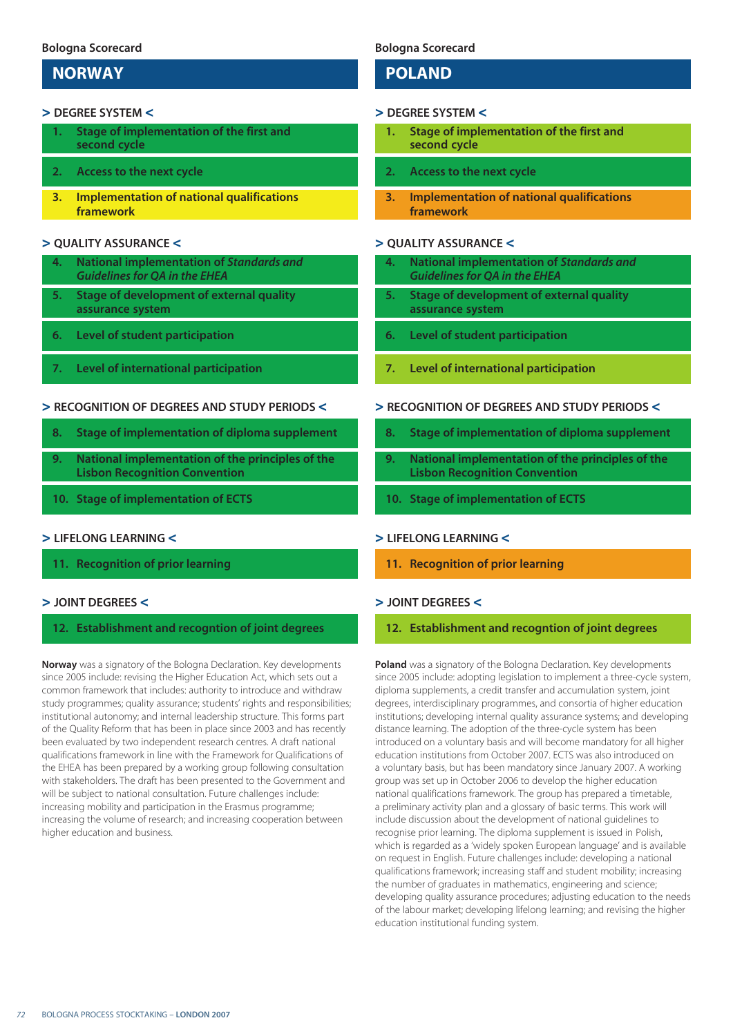Bologna Scorecard

## NORWAY

### > DEGREE SYSTEM <

1. Stage of implementation of the first and second cycle
2. Access to the next cycle
3. Implementation of national qualifications framework

### > QUALITY ASSURANCE <

4. National implementation of *Standards and Guidelines for QA in the EHEA*
5. Stage of development of external quality assurance system
6. Level of student participation
7. Level of international participation

### > RECOGNITION OF DEGREES AND STUDY PERIODS <

8. Stage of implementation of diploma supplement
9. National implementation of the principles of the Lisbon Recognition Convention
10. Stage of implementation of ECTS

### > LIFELONG LEARNING <

11. Recognition of prior learning

### > JOINT DEGREES <

12. Establishment and recogntion of joint degrees

**Norway** was a signatory of the Bologna Declaration. Key developments since 2005 include: revising the Higher Education Act, which sets out a common framework that includes: authority to introduce and withdraw study programmes; quality assurance; students' rights and responsibilities; institutional autonomy; and internal leadership structure. This forms part of the Quality Reform that has been in place since 2003 and has recently been evaluated by two independent research centres. A draft national qualifications framework in line with the Framework for Qualifications of the EHEA has been prepared by a working group following consultation with stakeholders. The draft has been presented to the Government and will be subject to national consultation. Future challenges include: increasing mobility and participation in the Erasmus programme; increasing the volume of research; and increasing cooperation between higher education and business.

Bologna Scorecard

## POLAND

### > DEGREE SYSTEM <

1. Stage of implementation of the first and second cycle
2. Access to the next cycle
3. Implementation of national qualifications framework

### > QUALITY ASSURANCE <

4. National implementation of *Standards and Guidelines for QA in the EHEA*
5. Stage of development of external quality assurance system
6. Level of student participation
7. Level of international participation

### > RECOGNITION OF DEGREES AND STUDY PERIODS <

8. Stage of implementation of diploma supplement
9. National implementation of the principles of the Lisbon Recognition Convention
10. Stage of implementation of ECTS

### > LIFELONG LEARNING <

11. Recognition of prior learning

### > JOINT DEGREES <

12. Establishment and recogntion of joint degrees

**Poland** was a signatory of the Bologna Declaration. Key developments since 2005 include: adopting legislation to implement a three-cycle system, diploma supplements, a credit transfer and accumulation system, joint degrees, interdisciplinary programmes, and consortia of higher education institutions; developing internal quality assurance systems; and developing distance learning. The adoption of the three-cycle system has been introduced on a voluntary basis and will become mandatory for all higher education institutions from October 2007. ECTS was also introduced on a voluntary basis, but has been mandatory since January 2007. A working group was set up in October 2006 to develop the higher education national qualifications framework. The group has prepared a timetable, a preliminary activity plan and a glossary of basic terms. This work will include discussion about the development of national guidelines to recognise prior learning. The diploma supplement is issued in Polish, which is regarded as a 'widely spoken European language' and is available on request in English. Future challenges include: developing a national qualifications framework; increasing staff and student mobility; increasing the number of graduates in mathematics, engineering and science; developing quality assurance procedures; adjusting education to the needs of the labour market; developing lifelong learning; and revising the higher education institutional funding system.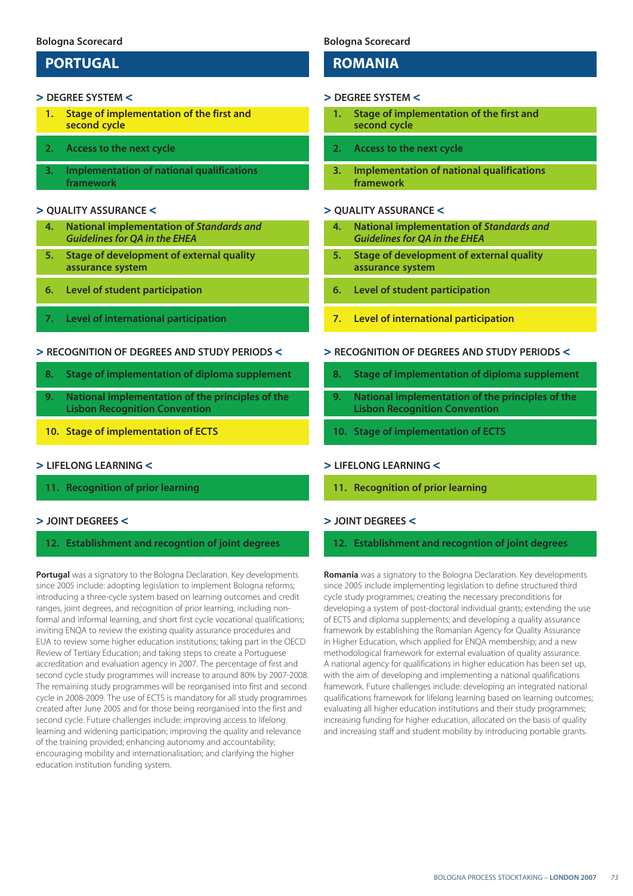Bologna Scorecard

## PORTUGAL

### > DEGREE SYSTEM <

1. Stage of implementation of the first and second cycle
2. Access to the next cycle
3. Implementation of national qualifications framework

### > QUALITY ASSURANCE <

4. National implementation of *Standards and Guidelines for QA in the EHEA*
5. Stage of development of external quality assurance system
6. Level of student participation
7. Level of international participation

### > RECOGNITION OF DEGREES AND STUDY PERIODS <

8. Stage of implementation of diploma supplement
9. National implementation of the principles of the Lisbon Recognition Convention
10. Stage of implementation of ECTS

### > LIFELONG LEARNING <

11. Recognition of prior learning

### > JOINT DEGREES <

12. Establishment and recogntion of joint degrees

**Portugal** was a signatory to the Bologna Declaration. Key developments since 2005 include: adopting legislation to implement Bologna reforms; introducing a three-cycle system based on learning outcomes and credit ranges, joint degrees, and recognition of prior learning, including non-formal and informal learning, and short first cycle vocational qualifications; inviting ENQA to review the existing quality assurance procedures and EUA to review some higher education institutions; taking part in the OECD Review of Tertiary Education; and taking steps to create a Portuguese accreditation and evaluation agency in 2007. The percentage of first and second cycle study programmes will increase to around 80% by 2007-2008. The remaining study programmes will be reorganised into first and second cycle in 2008-2009. The use of ECTS is mandatory for all study programmes created after June 2005 and for those being reorganised into the first and second cycle. Future challenges include: improving access to lifelong learning and widening participation; improving the quality and relevance of the training provided; enhancing autonomy and accountability; encouraging mobility and internationalisation; and clarifying the higher education institution funding system.

Bologna Scorecard

## ROMANIA

### > DEGREE SYSTEM <

1. Stage of implementation of the first and second cycle
2. Access to the next cycle
3. Implementation of national qualifications framework

### > QUALITY ASSURANCE <

4. National implementation of *Standards and Guidelines for QA in the EHEA*
5. Stage of development of external quality assurance system
6. Level of student participation
7. Level of international participation

### > RECOGNITION OF DEGREES AND STUDY PERIODS <

8. Stage of implementation of diploma supplement
9. National implementation of the principles of the Lisbon Recognition Convention
10. Stage of implementation of ECTS

### > LIFELONG LEARNING <

11. Recognition of prior learning

### > JOINT DEGREES <

12. Establishment and recogntion of joint degrees

**Romania** was a signatory to the Bologna Declaration. Key developments since 2005 include implementing legislation to define structured third cycle study programmes; creating the necessary preconditions for developing a system of post-doctoral individual grants; extending the use of ECTS and diploma supplements; and developing a quality assurance framework by establishing the Romanian Agency for Quality Assurance in Higher Education, which applied for ENQA membership; and a new methodological framework for external evaluation of quality assurance. A national agency for qualifications in higher education has been set up, with the aim of developing and implementing a national qualifications framework. Future challenges include: developing an integrated national qualifications framework for lifelong learning based on learning outcomes; evaluating all higher education institutions and their study programmes; increasing funding for higher education, allocated on the basis of quality and increasing staff and student mobility by introducing portable grants.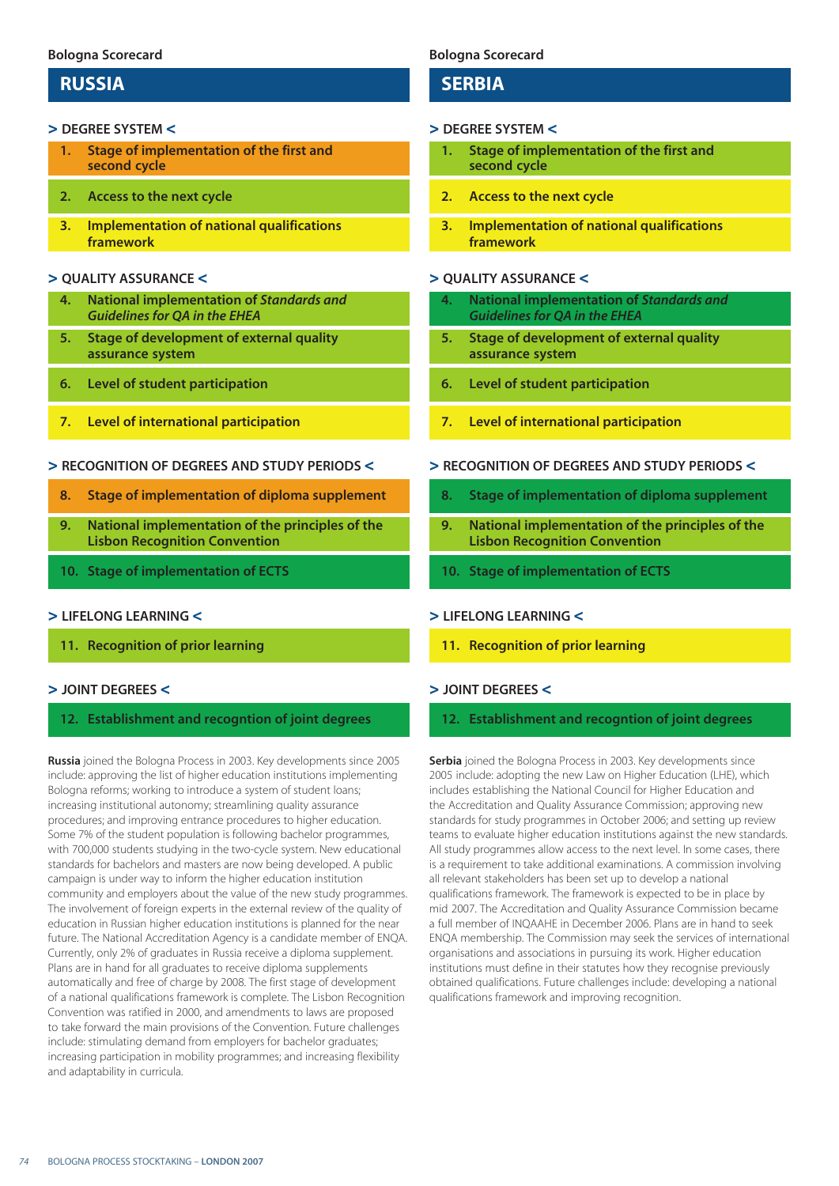Bologna Scorecard

## RUSSIA

### > DEGREE SYSTEM <

1. Stage of implementation of the first and second cycle
2. Access to the next cycle
3. Implementation of national qualifications framework

### > QUALITY ASSURANCE <

4. National implementation of *Standards and Guidelines for QA in the EHEA*
5. Stage of development of external quality assurance system
6. Level of student participation
7. Level of international participation

### > RECOGNITION OF DEGREES AND STUDY PERIODS <

8. Stage of implementation of diploma supplement
9. National implementation of the principles of the Lisbon Recognition Convention
10. Stage of implementation of ECTS

### > LIFELONG LEARNING <

11. Recognition of prior learning

### > JOINT DEGREES <

12. Establishment and recogntion of joint degrees

**Russia** joined the Bologna Process in 2003. Key developments since 2005 include: approving the list of higher education institutions implementing Bologna reforms; working to introduce a system of student loans; increasing institutional autonomy; streamlining quality assurance procedures; and improving entrance procedures to higher education. Some 7% of the student population is following bachelor programmes, with 700,000 students studying in the two-cycle system. New educational standards for bachelors and masters are now being developed. A public campaign is under way to inform the higher education institution community and employers about the value of the new study programmes. The involvement of foreign experts in the external review of the quality of education in Russian higher education institutions is planned for the near future. The National Accreditation Agency is a candidate member of ENQA. Currently, only 2% of graduates in Russia receive a diploma supplement. Plans are in hand for all graduates to receive diploma supplements automatically and free of charge by 2008. The first stage of development of a national qualifications framework is complete. The Lisbon Recognition Convention was ratified in 2000, and amendments to laws are proposed to take forward the main provisions of the Convention. Future challenges include: stimulating demand from employers for bachelor graduates; increasing participation in mobility programmes; and increasing flexibility and adaptability in curricula.

Bologna Scorecard

## SERBIA

### > DEGREE SYSTEM <

1. Stage of implementation of the first and second cycle
2. Access to the next cycle
3. Implementation of national qualifications framework

### > QUALITY ASSURANCE <

4. National implementation of *Standards and Guidelines for QA in the EHEA*
5. Stage of development of external quality assurance system
6. Level of student participation
7. Level of international participation

### > RECOGNITION OF DEGREES AND STUDY PERIODS <

8. Stage of implementation of diploma supplement
9. National implementation of the principles of the Lisbon Recognition Convention
10. Stage of implementation of ECTS

### > LIFELONG LEARNING <

11. Recognition of prior learning

### > JOINT DEGREES <

12. Establishment and recogntion of joint degrees

**Serbia** joined the Bologna Process in 2003. Key developments since 2005 include: adopting the new Law on Higher Education (LHE), which includes establishing the National Council for Higher Education and the Accreditation and Quality Assurance Commission; approving new standards for study programmes in October 2006; and setting up review teams to evaluate higher education institutions against the new standards. All study programmes allow access to the next level. In some cases, there is a requirement to take additional examinations. A commission involving all relevant stakeholders has been set up to develop a national qualifications framework. The framework is expected to be in place by mid 2007. The Accreditation and Quality Assurance Commission became a full member of INQAAHE in December 2006. Plans are in hand to seek ENQA membership. The Commission may seek the services of international organisations and associations in pursuing its work. Higher education institutions must define in their statutes how they recognise previously obtained qualifications. Future challenges include: developing a national qualifications framework and improving recognition.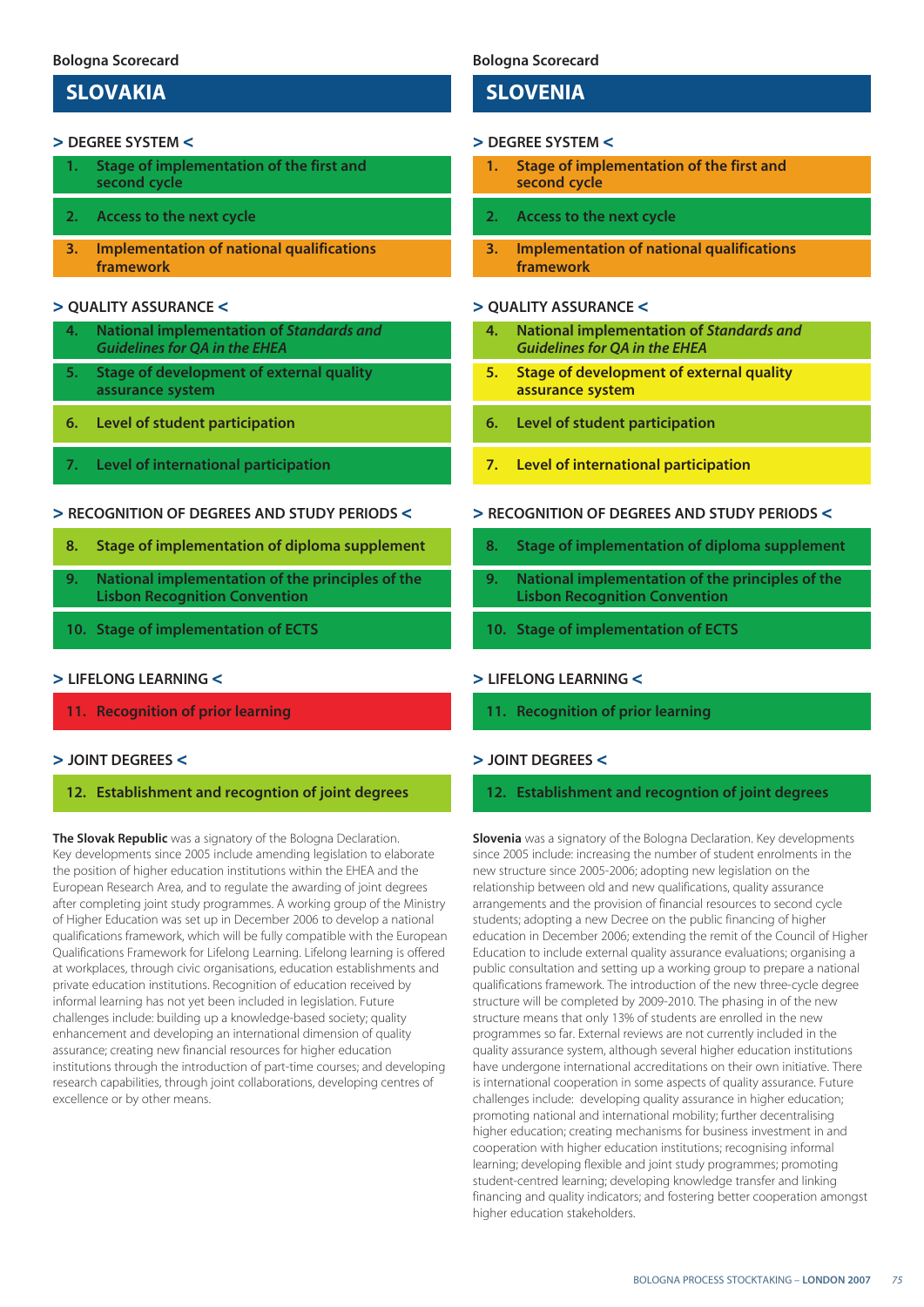Bologna Scorecard

## SLOVAKIA

### > DEGREE SYSTEM <

1. Stage of implementation of the first and second cycle
2. Access to the next cycle
3. Implementation of national qualifications framework

### > QUALITY ASSURANCE <

4. National implementation of *Standards and Guidelines for QA in the EHEA*
5. Stage of development of external quality assurance system
6. Level of student participation
7. Level of international participation

### > RECOGNITION OF DEGREES AND STUDY PERIODS <

8. Stage of implementation of diploma supplement
9. National implementation of the principles of the Lisbon Recognition Convention
10. Stage of implementation of ECTS

### > LIFELONG LEARNING <

11. Recognition of prior learning

### > JOINT DEGREES <

12. Establishment and recogntion of joint degrees

**The Slovak Republic** was a signatory of the Bologna Declaration. Key developments since 2005 include amending legislation to elaborate the position of higher education institutions within the EHEA and the European Research Area, and to regulate the awarding of joint degrees after completing joint study programmes. A working group of the Ministry of Higher Education was set up in December 2006 to develop a national qualifications framework, which will be fully compatible with the European Qualifications Framework for Lifelong Learning. Lifelong learning is offered at workplaces, through civic organisations, education establishments and private education institutions. Recognition of education received by informal learning has not yet been included in legislation. Future challenges include: building up a knowledge-based society; quality enhancement and developing an international dimension of quality assurance; creating new financial resources for higher education institutions through the introduction of part-time courses; and developing research capabilities, through joint collaborations, developing centres of excellence or by other means.

Bologna Scorecard

## SLOVENIA

### > DEGREE SYSTEM <

1. Stage of implementation of the first and second cycle
2. Access to the next cycle
3. Implementation of national qualifications framework

### > QUALITY ASSURANCE <

4. National implementation of *Standards and Guidelines for QA in the EHEA*
5. Stage of development of external quality assurance system
6. Level of student participation
7. Level of international participation

### > RECOGNITION OF DEGREES AND STUDY PERIODS <

8. Stage of implementation of diploma supplement
9. National implementation of the principles of the Lisbon Recognition Convention
10. Stage of implementation of ECTS

### > LIFELONG LEARNING <

11. Recognition of prior learning

### > JOINT DEGREES <

12. Establishment and recogntion of joint degrees

**Slovenia** was a signatory of the Bologna Declaration. Key developments since 2005 include: increasing the number of student enrolments in the new structure since 2005-2006; adopting new legislation on the relationship between old and new qualifications, quality assurance arrangements and the provision of financial resources to second cycle students; adopting a new Decree on the public financing of higher education in December 2006; extending the remit of the Council of Higher Education to include external quality assurance evaluations; organising a public consultation and setting up a working group to prepare a national qualifications framework. The introduction of the new three-cycle degree structure will be completed by 2009-2010. The phasing in of the new structure means that only 13% of students are enrolled in the new programmes so far. External reviews are not currently included in the quality assurance system, although several higher education institutions have undergone international accreditations on their own initiative. There is international cooperation in some aspects of quality assurance. Future challenges include: developing quality assurance in higher education; promoting national and international mobility; further decentralising higher education; creating mechanisms for business investment in and cooperation with higher education institutions; recognising informal learning; developing flexible and joint study programmes; promoting student-centred learning; developing knowledge transfer and linking financing and quality indicators; and fostering better cooperation amongst higher education stakeholders.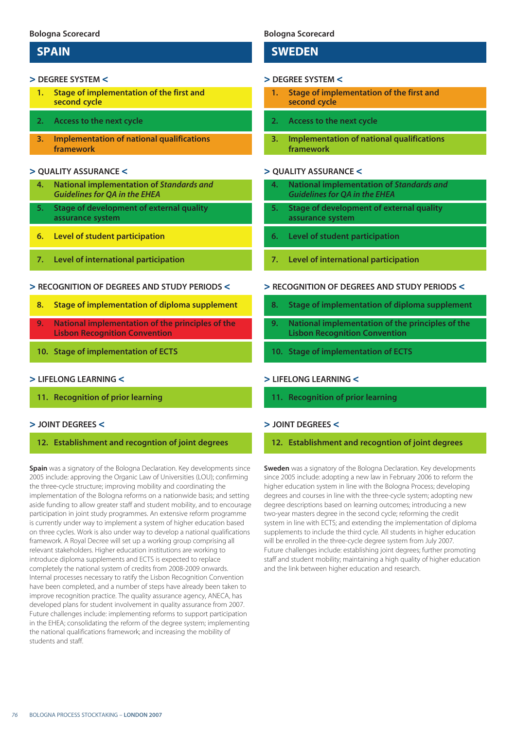Bologna Scorecard

## SPAIN

**> DEGREE SYSTEM <**

1. Stage of implementation of the first and second cycle
2. Access to the next cycle
3. Implementation of national qualifications framework

**> QUALITY ASSURANCE <**

4. National implementation of *Standards and Guidelines for QA in the EHEA*
5. Stage of development of external quality assurance system
6. Level of student participation
7. Level of international participation

**> RECOGNITION OF DEGREES AND STUDY PERIODS <**

8. Stage of implementation of diploma supplement
9. National implementation of the principles of the Lisbon Recognition Convention
10. Stage of implementation of ECTS

**> LIFELONG LEARNING <**

11. Recognition of prior learning

**> JOINT DEGREES <**

12. Establishment and recogntion of joint degrees

**Spain** was a signatory of the Bologna Declaration. Key developments since 2005 include: approving the Organic Law of Universities (LOU); confirming the three-cycle structure; improving mobility and coordinating the implementation of the Bologna reforms on a nationwide basis; and setting aside funding to allow greater staff and student mobility, and to encourage participation in joint study programmes. An extensive reform programme is currently under way to implement a system of higher education based on three cycles. Work is also under way to develop a national qualifications framework. A Royal Decree will set up a working group comprising all relevant stakeholders. Higher education institutions are working to introduce diploma supplements and ECTS is expected to replace completely the national system of credits from 2008-2009 onwards. Internal processes necessary to ratify the Lisbon Recognition Convention have been completed, and a number of steps have already been taken to improve recognition practice. The quality assurance agency, ANECA, has developed plans for student involvement in quality assurance from 2007. Future challenges include: implementing reforms to support participation in the EHEA; consolidating the reform of the degree system; implementing the national qualifications framework; and increasing the mobility of students and staff.

Bologna Scorecard

## SWEDEN

**> DEGREE SYSTEM <**

1. Stage of implementation of the first and second cycle
2. Access to the next cycle
3. Implementation of national qualifications framework

**> QUALITY ASSURANCE <**

4. National implementation of *Standards and Guidelines for QA in the EHEA*
5. Stage of development of external quality assurance system
6. Level of student participation
7. Level of international participation

**> RECOGNITION OF DEGREES AND STUDY PERIODS <**

8. Stage of implementation of diploma supplement
9. National implementation of the principles of the Lisbon Recognition Convention
10. Stage of implementation of ECTS

**> LIFELONG LEARNING <**

11. Recognition of prior learning

**> JOINT DEGREES <**

12. Establishment and recogntion of joint degrees

**Sweden** was a signatory of the Bologna Declaration. Key developments since 2005 include: adopting a new law in February 2006 to reform the higher education system in line with the Bologna Process; developing degrees and courses in line with the three-cycle system; adopting new degree descriptions based on learning outcomes; introducing a new two-year masters degree in the second cycle; reforming the credit system in line with ECTS; and extending the implementation of diploma supplements to include the third cycle. All students in higher education will be enrolled in the three-cycle degree system from July 2007. Future challenges include: establishing joint degrees; further promoting staff and student mobility; maintaining a high quality of higher education and the link between higher education and research.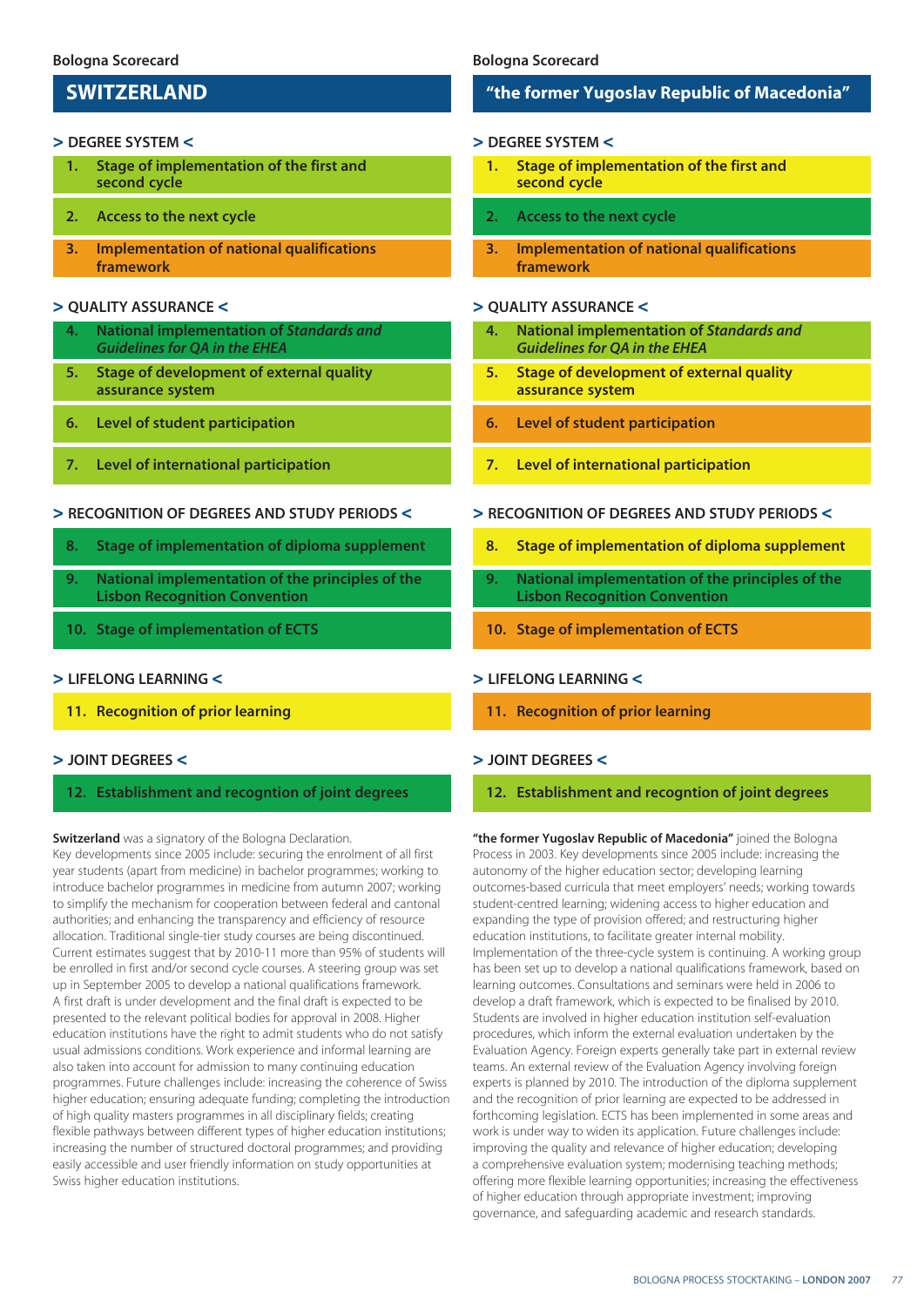## SWITZERLAND

### > DEGREE SYSTEM <

1. Stage of implementation of the first and second cycle
2. Access to the next cycle
3. Implementation of national qualifications framework

### > QUALITY ASSURANCE <

4. National implementation of *Standards and Guidelines for QA in the EHEA*
5. Stage of development of external quality assurance system
6. Level of student participation
7. Level of international participation

### > RECOGNITION OF DEGREES AND STUDY PERIODS <

8. Stage of implementation of diploma supplement
9. National implementation of the principles of the Lisbon Recognition Convention
10. Stage of implementation of ECTS

### > LIFELONG LEARNING <

11. Recognition of prior learning

### > JOINT DEGREES <

12. Establishment and recogntion of joint degrees

**Switzerland** was a signatory of the Bologna Declaration. Key developments since 2005 include: securing the enrolment of all first year students (apart from medicine) in bachelor programmes; working to introduce bachelor programmes in medicine from autumn 2007; working to simplify the mechanism for cooperation between federal and cantonal authorities; and enhancing the transparency and efficiency of resource allocation. Traditional single-tier study courses are being discontinued. Current estimates suggest that by 2010-11 more than 95% of students will be enrolled in first and/or second cycle courses. A steering group was set up in September 2005 to develop a national qualifications framework. A first draft is under development and the final draft is expected to be presented to the relevant political bodies for approval in 2008. Higher education institutions have the right to admit students who do not satisfy usual admissions conditions. Work experience and informal learning are also taken into account for admission to many continuing education programmes. Future challenges include: increasing the coherence of Swiss higher education; ensuring adequate funding; completing the introduction of high quality masters programmes in all disciplinary fields; creating flexible pathways between different types of higher education institutions; increasing the number of structured doctoral programmes; and providing easily accessible and user friendly information on study opportunities at Swiss higher education institutions.

## "the former Yugoslav Republic of Macedonia"

### > DEGREE SYSTEM <

1. Stage of implementation of the first and second cycle
2. Access to the next cycle
3. Implementation of national qualifications framework

### > QUALITY ASSURANCE <

4. National implementation of *Standards and Guidelines for QA in the EHEA*
5. Stage of development of external quality assurance system
6. Level of student participation
7. Level of international participation

### > RECOGNITION OF DEGREES AND STUDY PERIODS <

8. Stage of implementation of diploma supplement
9. National implementation of the principles of the Lisbon Recognition Convention
10. Stage of implementation of ECTS

### > LIFELONG LEARNING <

11. Recognition of prior learning

### > JOINT DEGREES <

12. Establishment and recogntion of joint degrees

**"the former Yugoslav Republic of Macedonia"** joined the Bologna Process in 2003. Key developments since 2005 include: increasing the autonomy of the higher education sector; developing learning outcomes-based curricula that meet employers' needs; working towards student-centred learning; widening access to higher education and expanding the type of provision offered; and restructuring higher education institutions, to facilitate greater internal mobility. Implementation of the three-cycle system is continuing. A working group has been set up to develop a national qualifications framework, based on learning outcomes. Consultations and seminars were held in 2006 to develop a draft framework, which is expected to be finalised by 2010. Students are involved in higher education institution self-evaluation procedures, which inform the external evaluation undertaken by the Evaluation Agency. Foreign experts generally take part in external review teams. An external review of the Evaluation Agency involving foreign experts is planned by 2010. The introduction of the diploma supplement and the recognition of prior learning are expected to be addressed in forthcoming legislation. ECTS has been implemented in some areas and work is under way to widen its application. Future challenges include: improving the quality and relevance of higher education; developing a comprehensive evaluation system; modernising teaching methods; offering more flexible learning opportunities; increasing the effectiveness of higher education through appropriate investment; improving governance, and safeguarding academic and research standards.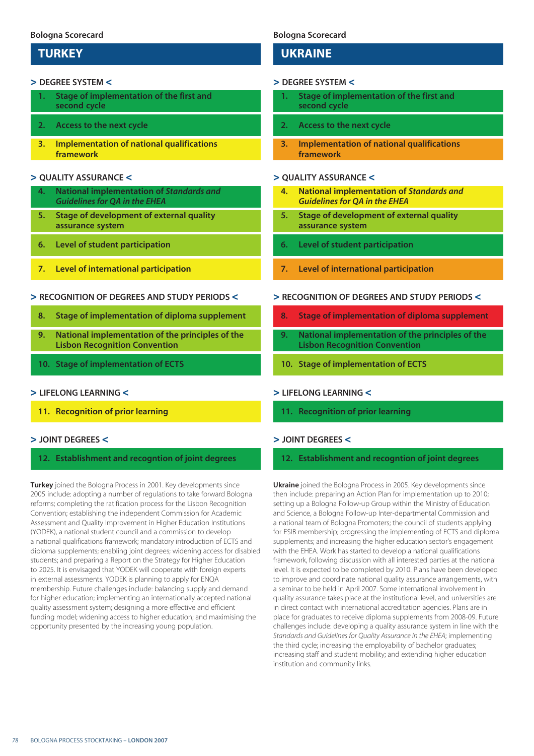Bologna Scorecard

## TURKEY

### > DEGREE SYSTEM <

1. Stage of implementation of the first and second cycle
2. Access to the next cycle
3. Implementation of national qualifications framework

### > QUALITY ASSURANCE <

4. National implementation of *Standards and Guidelines for QA in the EHEA*
5. Stage of development of external quality assurance system
6. Level of student participation
7. Level of international participation

### > RECOGNITION OF DEGREES AND STUDY PERIODS <

8. Stage of implementation of diploma supplement
9. National implementation of the principles of the Lisbon Recognition Convention
10. Stage of implementation of ECTS

### > LIFELONG LEARNING <

11. Recognition of prior learning

### > JOINT DEGREES <

12. Establishment and recogntion of joint degrees

**Turkey** joined the Bologna Process in 2001. Key developments since 2005 include: adopting a number of regulations to take forward Bologna reforms; completing the ratification process for the Lisbon Recognition Convention; establishing the independent Commission for Academic Assessment and Quality Improvement in Higher Education Institutions (YODEK), a national student council and a commission to develop a national qualifications framework; mandatory introduction of ECTS and diploma supplements; enabling joint degrees; widening access for disabled students; and preparing a Report on the Strategy for Higher Education to 2025. It is envisaged that YODEK will cooperate with foreign experts in external assessments. YODEK is planning to apply for ENQA membership. Future challenges include: balancing supply and demand for higher education; implementing an internationally accepted national quality assessment system; designing a more effective and efficient funding model; widening access to higher education; and maximising the opportunity presented by the increasing young population.

Bologna Scorecard

## UKRAINE

### > DEGREE SYSTEM <

1. Stage of implementation of the first and second cycle
2. Access to the next cycle
3. Implementation of national qualifications framework

### > QUALITY ASSURANCE <

4. National implementation of *Standards and Guidelines for QA in the EHEA*
5. Stage of development of external quality assurance system
6. Level of student participation
7. Level of international participation

### > RECOGNITION OF DEGREES AND STUDY PERIODS <

8. Stage of implementation of diploma supplement
9. National implementation of the principles of the Lisbon Recognition Convention
10. Stage of implementation of ECTS

### > LIFELONG LEARNING <

11. Recognition of prior learning

### > JOINT DEGREES <

12. Establishment and recogntion of joint degrees

**Ukraine** joined the Bologna Process in 2005. Key developments since then include: preparing an Action Plan for implementation up to 2010; setting up a Bologna Follow-up Group within the Ministry of Education and Science, a Bologna Follow-up Inter-departmental Commission and a national team of Bologna Promoters; the council of students applying for ESIB membership; progressing the implementing of ECTS and diploma supplements; and increasing the higher education sector's engagement with the EHEA. Work has started to develop a national qualifications framework, following discussion with all interested parties at the national level. It is expected to be completed by 2010. Plans have been developed to improve and coordinate national quality assurance arrangements, with a seminar to be held in April 2007. Some international involvement in quality assurance takes place at the institutional level, and universities are in direct contact with international accreditation agencies. Plans are in place for graduates to receive diploma supplements from 2008-09. Future challenges include: developing a quality assurance system in line with the *Standards and Guidelines for Quality Assurance in the EHEA*; implementing the third cycle; increasing the employability of bachelor graduates; increasing staff and student mobility; and extending higher education institution and community links.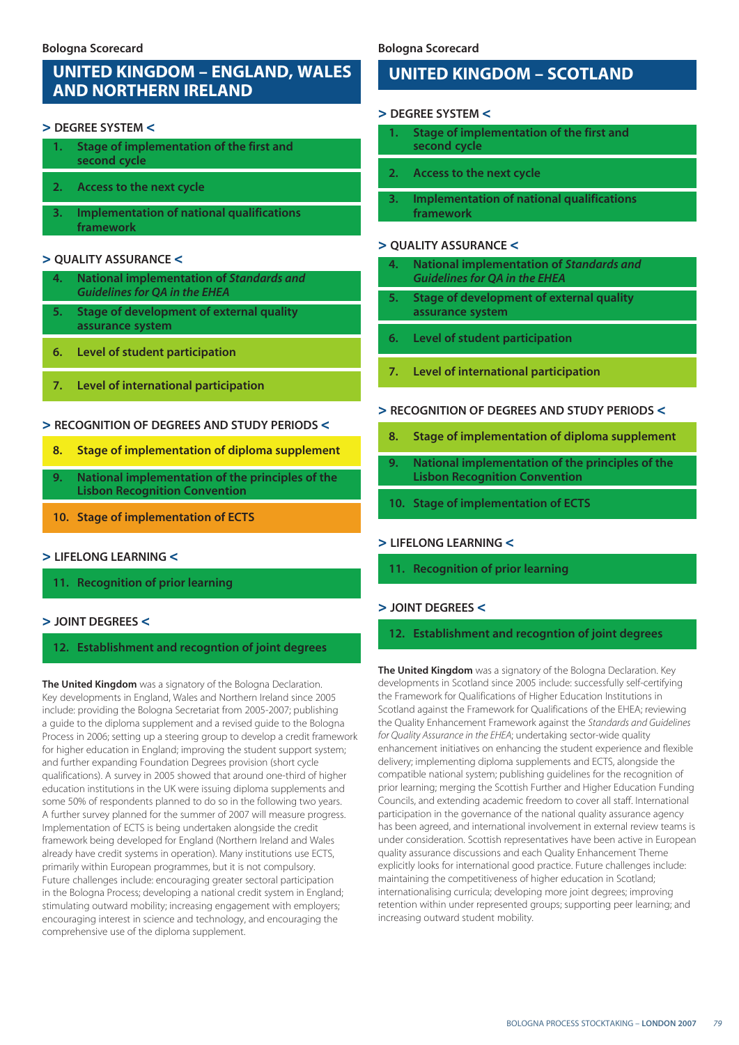Bologna Scorecard

## UNITED KINGDOM – ENGLAND, WALES AND NORTHERN IRELAND

### > DEGREE SYSTEM <

1. Stage of implementation of the first and second cycle
2. Access to the next cycle
3. Implementation of national qualifications framework

### > QUALITY ASSURANCE <

4. National implementation of *Standards and Guidelines for QA in the EHEA*
5. Stage of development of external quality assurance system
6. Level of student participation
7. Level of international participation

### > RECOGNITION OF DEGREES AND STUDY PERIODS <

8. Stage of implementation of diploma supplement
9. National implementation of the principles of the Lisbon Recognition Convention
10. Stage of implementation of ECTS

### > LIFELONG LEARNING <

11. Recognition of prior learning

### > JOINT DEGREES <

12. Establishment and recogntion of joint degrees

**The United Kingdom** was a signatory of the Bologna Declaration. Key developments in England, Wales and Northern Ireland since 2005 include: providing the Bologna Secretariat from 2005-2007; publishing a guide to the diploma supplement and a revised guide to the Bologna Process in 2006; setting up a steering group to develop a credit framework for higher education in England; improving the student support system; and further expanding Foundation Degrees provision (short cycle qualifications). A survey in 2005 showed that around one-third of higher education institutions in the UK were issuing diploma supplements and some 50% of respondents planned to do so in the following two years. A further survey planned for the summer of 2007 will measure progress. Implementation of ECTS is being undertaken alongside the credit framework being developed for England (Northern Ireland and Wales already have credit systems in operation). Many institutions use ECTS, primarily within European programmes, but it is not compulsory. Future challenges include: encouraging greater sectoral participation in the Bologna Process; developing a national credit system in England; stimulating outward mobility; increasing engagement with employers; encouraging interest in science and technology, and encouraging the comprehensive use of the diploma supplement.

Bologna Scorecard

## UNITED KINGDOM – SCOTLAND

### > DEGREE SYSTEM <

1. Stage of implementation of the first and second cycle
2. Access to the next cycle
3. Implementation of national qualifications framework

### > QUALITY ASSURANCE <

4. National implementation of *Standards and Guidelines for QA in the EHEA*
5. Stage of development of external quality assurance system
6. Level of student participation
7. Level of international participation

### > RECOGNITION OF DEGREES AND STUDY PERIODS <

8. Stage of implementation of diploma supplement
9. National implementation of the principles of the Lisbon Recognition Convention
10. Stage of implementation of ECTS

### > LIFELONG LEARNING <

11. Recognition of prior learning

### > JOINT DEGREES <

12. Establishment and recogntion of joint degrees

**The United Kingdom** was a signatory of the Bologna Declaration. Key developments in Scotland since 2005 include: successfully self-certifying the Framework for Qualifications of Higher Education Institutions in Scotland against the Framework for Qualifications of the EHEA; reviewing the Quality Enhancement Framework against the *Standards and Guidelines for Quality Assurance in the EHEA*; undertaking sector-wide quality enhancement initiatives on enhancing the student experience and flexible delivery; implementing diploma supplements and ECTS, alongside the compatible national system; publishing guidelines for the recognition of prior learning; merging the Scottish Further and Higher Education Funding Councils, and extending academic freedom to cover all staff. International participation in the governance of the national quality assurance agency has been agreed, and international involvement in external review teams is under consideration. Scottish representatives have been active in European quality assurance discussions and each Quality Enhancement Theme explicitly looks for international good practice. Future challenges include: maintaining the competitiveness of higher education in Scotland; internationalising curricula; developing more joint degrees; improving retention within under represented groups; supporting peer learning; and increasing outward student mobility.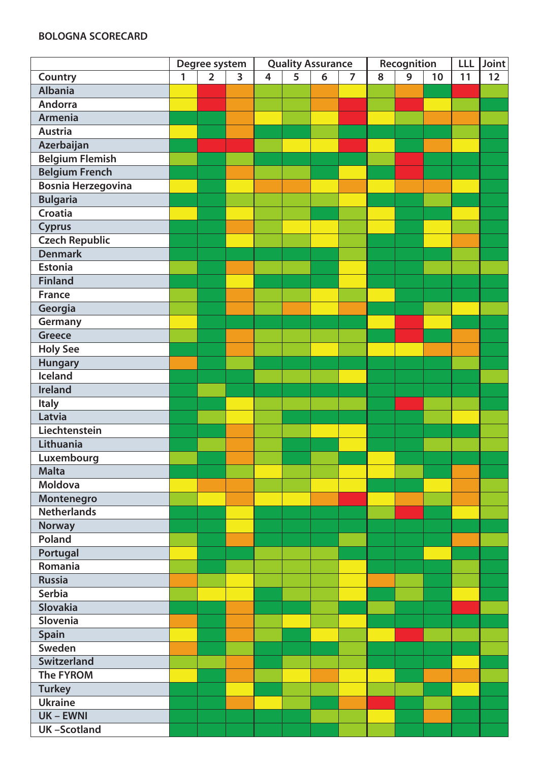**BOLOGNA SCORECARD**

| | Degree system | | | Quality Assurance | | | | Recognition | | | LLL | Joint |
|---|---|---|---|---|---|---|---|---|---|---|---|---|
| **Country** | **1** | **2** | **3** | **4** | **5** | **6** | **7** | **8** | **9** | **10** | **11** | **12** |
| Albania | Yellow | Red | Orange | Light green | Light green | Orange | Yellow | Light green | Orange | Dark green | Red | Light green |
| Andorra | Yellow | Red | Orange | Light green | Light green | Orange | Red | Light green | Red | Yellow | Light green | Dark green |
| Armenia | Dark green | Dark green | Orange | Yellow | Light green | Yellow | Red | Yellow | Light green | Orange | Orange | Light green |
| Austria | Yellow | Dark green | Orange | Dark green | Dark green | Light green | Dark green | Dark green | Dark green | Dark green | Light green | Dark green |
| Azerbaijan | Dark green | Red | Red | Light green | Yellow | Yellow | Red | Yellow | Dark green | Orange | Yellow | Dark green |
| Belgium Flemish | Light green | Dark green | Light green | Dark green | Dark green | Dark green | Dark green | Light green | Red | Dark green | Dark green | Dark green |
| Belgium French | Dark green | Dark green | Orange | Light green | Light green | Dark green | Yellow | Dark green | Red | Dark green | Dark green | Dark green |
| Bosnia Herzegovina | Yellow | Dark green | Yellow | Orange | Orange | Yellow | Orange | Yellow | Orange | Orange | Yellow | Dark green |
| Bulgaria | Dark green | Dark green | Light green | Light green | Light green | Light green | Yellow | Dark green | Dark green | Light green | Dark green | Dark green |
| Croatia | Yellow | Dark green | Yellow | Light green | Light green | Dark green | Light green | Yellow | Dark green | Dark green | Yellow | Dark green |
| Cyprus | Dark green | Dark green | Orange | Light green | Yellow | Yellow | Light green | Yellow | Dark green | Yellow | Light green | Dark green |
| Czech Republic | Dark green | Dark green | Yellow | Light green | Light green | Yellow | Light green | Dark green | Dark green | Yellow | Orange | Dark green |
| Denmark | Dark green | Dark green | Dark green | Dark green | Dark green | Dark green | Light green | Dark green | Dark green | Dark green | Light green | Dark green |
| Estonia | Light green | Dark green | Orange | Light green | Light green | Dark green | Yellow | Dark green | Dark green | Light green | Light green | Light green |
| Finland | Dark green | Dark green | Yellow | Dark green | Dark green | Dark green | Yellow | Dark green | Dark green | Dark green | Dark green | Dark green |
| France | Light green | Dark green | Orange | Light green | Light green | Yellow | Light green | Yellow | Dark green | Dark green | Dark green | Dark green |
| Georgia | Light green | Dark green | Orange | Light green | Orange | Yellow | Orange | Dark green | Dark green | Light green | Yellow | Light green |
| Germany | Yellow | Dark green | Dark green | Dark green | Dark green | Dark green | Dark green | Yellow | Red | Yellow | Dark green | Dark green |
| Greece | Light green | Dark green | Orange | Light green | Light green | Light green | Light green | Dark green | Red | Dark green | Orange | Dark green |
| Holy See | Dark green | Dark green | Orange | Light green | Light green | Yellow | Light green | Yellow | Yellow | Orange | Orange | Dark green |
| Hungary | Orange | Dark green | Light green | Dark green | Dark green | Dark green | Dark green | Dark green | Dark green | Dark green | Light green | Dark green |
| Iceland | Dark green | Dark green | Dark green | Light green | Light green | Light green | Yellow | Dark green | Dark green | Dark green | Dark green | Light green |
| Ireland | Dark green | Light green | Dark green | Dark green | Dark green | Dark green | Dark green | Dark green | Dark green | Dark green | Dark green | Dark green |
| Italy | Dark green | Dark green | Yellow | Light green | Light green | Light green | Light green | Dark green | Red | Light green | Light green | Dark green |
| Latvia | Dark green | Light green | Yellow | Light green | Dark green | Dark green | Dark green | Dark green | Dark green | Light green | Yellow | Light green |
| Liechtenstein | Dark green | Dark green | Orange | Light green | Light green | Yellow | Yellow | Dark green | Dark green | Dark green | Dark green | Light green |
| Lithuania | Dark green | Light green | Orange | Light green | Dark green | Dark green | Yellow | Dark green | Dark green | Light green | Light green | Light green |
| Luxembourg | Light green | Dark green | Orange | Light green | Dark green | Light green | Dark green | Yellow | Dark green | Dark green | Dark green | Dark green |
| Malta | Dark green | Dark green | Light green | Yellow | Light green | Light green | Yellow | Yellow | Light green | Dark green | Orange | Dark green |
| Moldova | Yellow | Orange | Orange | Light green | Light green | Yellow | Yellow | Dark green | Dark green | Yellow | Orange | Light green |
| Montenegro | Light green | Yellow | Orange | Yellow | Yellow | Orange | Red | Yellow | Orange | Light green | Orange | Light green |
| Netherlands | Dark green | Dark green | Yellow | Dark green | Dark green | Dark green | Dark green | Light green | Red | Dark green | Yellow | Light green |
| Norway | Dark green | Dark green | Yellow | Dark green | Dark green | Dark green | Dark green | Dark green | Dark green | Dark green | Dark green | Dark green |
| Poland | Light green | Dark green | Orange | Dark green | Dark green | Dark green | Light green | Dark green | Dark green | Dark green | Orange | Light green |
| Portugal | Yellow | Dark green | Dark green | Light green | Light green | Light green | Dark green | Dark green | Dark green | Yellow | Dark green | Dark green |
| Romania | Light green | Dark green | Light green | Light green | Light green | Light green | Yellow | Dark green | Dark green | Dark green | Light green | Dark green |
| Russia | Orange | Light green | Yellow | Light green | Light green | Light green | Yellow | Orange | Light green | Dark green | Light green | Dark green |
| Serbia | Light green | Yellow | Yellow | Dark green | Light green | Light green | Yellow | Dark green | Light green | Dark green | Yellow | Dark green |
| Slovakia | Dark green | Dark green | Orange | Dark green | Dark green | Light green | Dark green | Light green | Dark green | Dark green | Red | Light green |
| Slovenia | Orange | Dark green | Orange | Light green | Yellow | Light green | Yellow | Dark green | Dark green | Dark green | Dark green | Dark green |
| Spain | Yellow | Dark green | Orange | Light green | Dark green | Yellow | Light green | Yellow | Red | Light green | Light green | Light green |
| Sweden | Orange | Dark green | Light green | Dark green | Dark green | Dark green | Light green | Dark green | Dark green | Dark green | Dark green | Light green |
| Switzerland | Light green | Light green | Orange | Dark green | Light green | Light green | Light green | Dark green | Dark green | Dark green | Yellow | Dark green |
| The FYROM | Yellow | Dark green | Orange | Light green | Yellow | Orange | Yellow | Yellow | Dark green | Orange | Orange | Light green |
| Turkey | Dark green | Dark green | Yellow | Dark green | Light green | Light green | Yellow | Light green | Light green | Dark green | Yellow | Dark green |
| Ukraine | Dark green | Dark green | Orange | Yellow | Light green | Dark green | Orange | Red | Dark green | Light green | Dark green | Dark green |
| UK – EWNI | Dark green | Dark green | Dark green | Dark green | Dark green | Light green | Light green | Yellow | Dark green | Orange | Dark green | Dark green |
| UK –Scotland | Dark green | Dark green | Dark green | Dark green | Dark green | Dark green | Light green | Light green | Dark green | Dark green | Dark green | Dark green |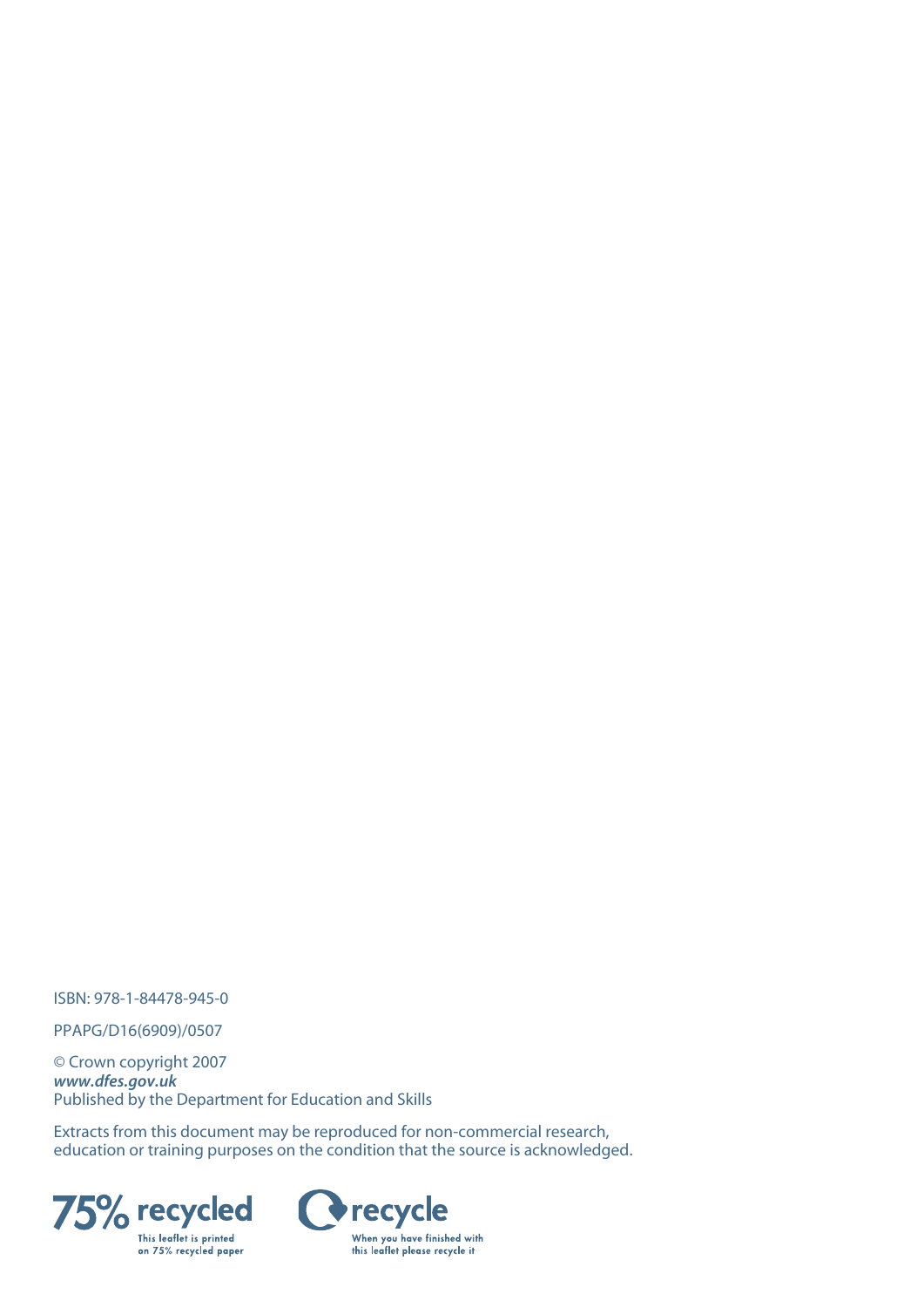ISBN: 978-1-84478-945-0

PPAPG/D16(6909)/0507

© Crown copyright 2007
***www.dfes.gov.uk***
Published by the Department for Education and Skills

Extracts from this document may be reproduced for non-commercial research, education or training purposes on the condition that the source is acknowledged.

75% recycled
This leaflet is printed on 75% recycled paper

recycle
When you have finished with this leaflet please recycle it